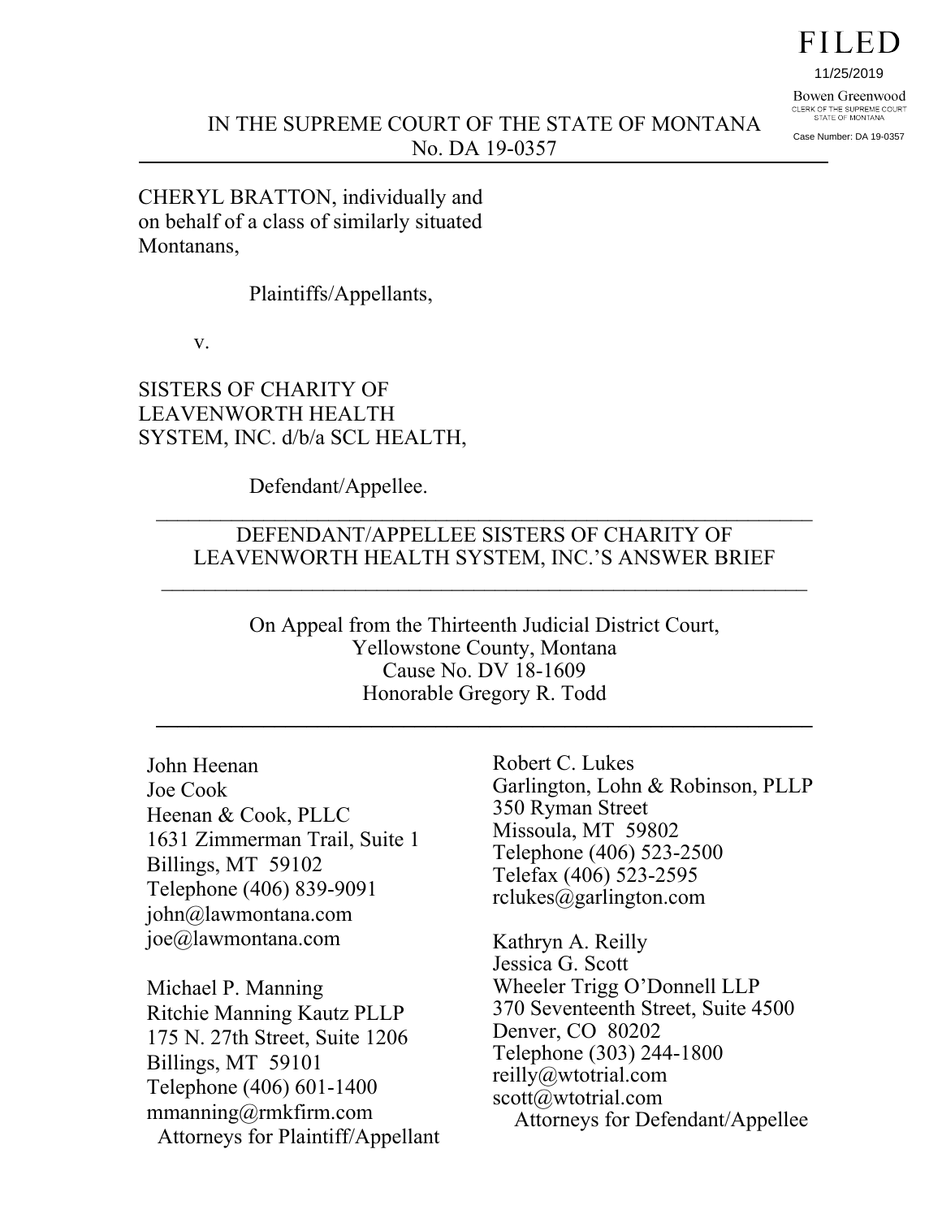FILED

11/25/2019

Bowen Greenwood
CLERK OF THE SUPREME COURT
STATE OF MONTANA

Case Number: DA 19-0357

IN THE SUPREME COURT OF THE STATE OF MONTANA
No. DA 19-0357

---

CHERYL BRATTON, individually and on behalf of a class of similarly situated Montanans,

Plaintiffs/Appellants,

v.

SISTERS OF CHARITY OF LEAVENWORTH HEALTH SYSTEM, INC. d/b/a SCL HEALTH,

Defendant/Appellee.

---

DEFENDANT/APPELLEE SISTERS OF CHARITY OF LEAVENWORTH HEALTH SYSTEM, INC.'S ANSWER BRIEF

---

On Appeal from the Thirteenth Judicial District Court,
Yellowstone County, Montana
Cause No. DV 18-1609
Honorable Gregory R. Todd

---

John Heenan
Joe Cook
Heenan & Cook, PLLC
1631 Zimmerman Trail, Suite 1
Billings, MT 59102
Telephone (406) 839-9091
john@lawmontana.com
joe@lawmontana.com

Michael P. Manning
Ritchie Manning Kautz PLLP
175 N. 27th Street, Suite 1206
Billings, MT 59101
Telephone (406) 601-1400
mmanning@rmkfirm.com
Attorneys for Plaintiff/Appellant

Robert C. Lukes
Garlington, Lohn & Robinson, PLLP
350 Ryman Street
Missoula, MT 59802
Telephone (406) 523-2500
Telefax (406) 523-2595
rclukes@garlington.com

Kathryn A. Reilly
Jessica G. Scott
Wheeler Trigg O'Donnell LLP
370 Seventeenth Street, Suite 4500
Denver, CO 80202
Telephone (303) 244-1800
reilly@wtotrial.com
scott@wtotrial.com
Attorneys for Defendant/Appellee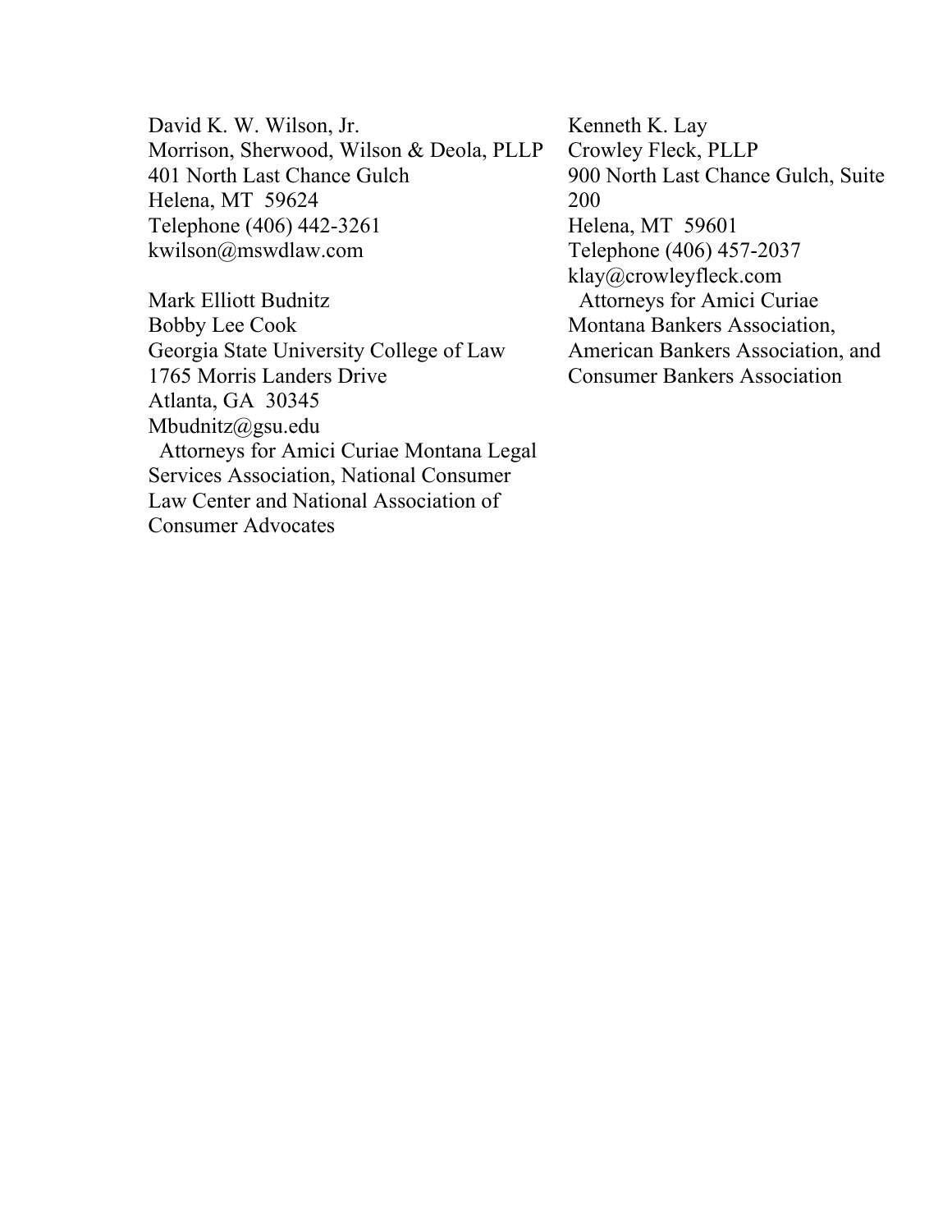David K. W. Wilson, Jr.
Morrison, Sherwood, Wilson & Deola, PLLP
401 North Last Chance Gulch
Helena, MT  59624
Telephone (406) 442-3261
kwilson@mswdlaw.com

Mark Elliott Budnitz
Bobby Lee Cook
Georgia State University College of Law
1765 Morris Landers Drive
Atlanta, GA  30345
Mbudnitz@gsu.edu
Attorneys for Amici Curiae Montana Legal Services Association, National Consumer Law Center and National Association of Consumer Advocates

Kenneth K. Lay
Crowley Fleck, PLLP
900 North Last Chance Gulch, Suite 200
Helena, MT  59601
Telephone (406) 457-2037
klay@crowleyfleck.com
Attorneys for Amici Curiae Montana Bankers Association, American Bankers Association, and Consumer Bankers Association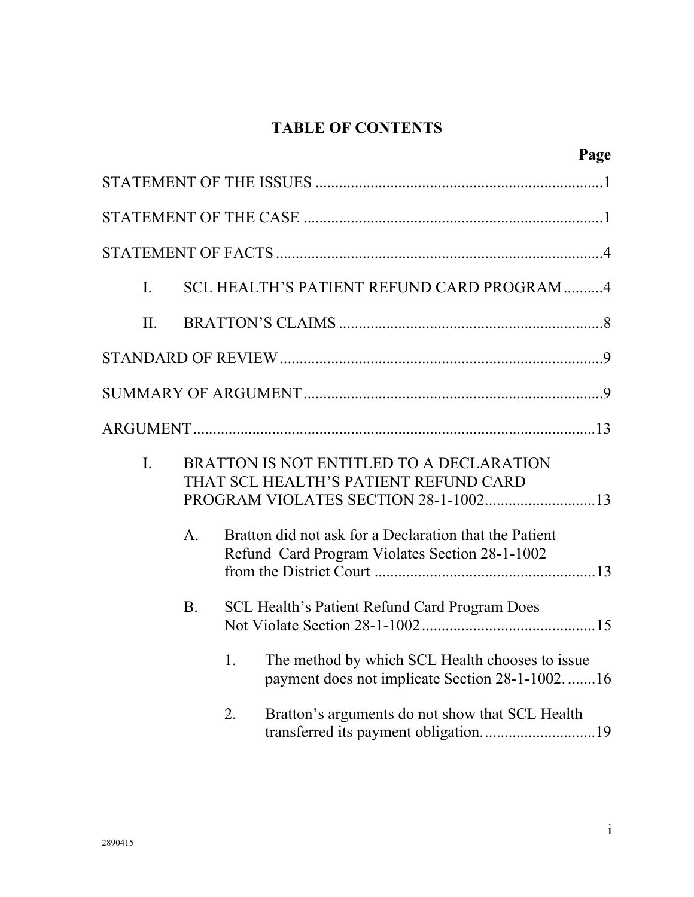# TABLE OF CONTENTS

**Page**

STATEMENT OF THE ISSUES ........................................................................1

STATEMENT OF THE CASE ...........................................................................1

STATEMENT OF FACTS ..................................................................................4

- I. SCL HEALTH'S PATIENT REFUND CARD PROGRAM ..........4
- II. BRATTON'S CLAIMS ...................................................................8

STANDARD OF REVIEW ..................................................................................9

SUMMARY OF ARGUMENT ...........................................................................9

ARGUMENT .....................................................................................................13

- I. BRATTON IS NOT ENTITLED TO A DECLARATION THAT SCL HEALTH'S PATIENT REFUND CARD PROGRAM VIOLATES SECTION 28-1-1002 ............................13
  - A. Bratton did not ask for a Declaration that the Patient Refund Card Program Violates Section 28-1-1002 from the District Court .......................................................13
  - B. SCL Health's Patient Refund Card Program Does Not Violate Section 28-1-1002 ............................................15
    - 1. The method by which SCL Health chooses to issue payment does not implicate Section 28-1-1002. .......16
    - 2. Bratton's arguments do not show that SCL Health transferred its payment obligation. ............................19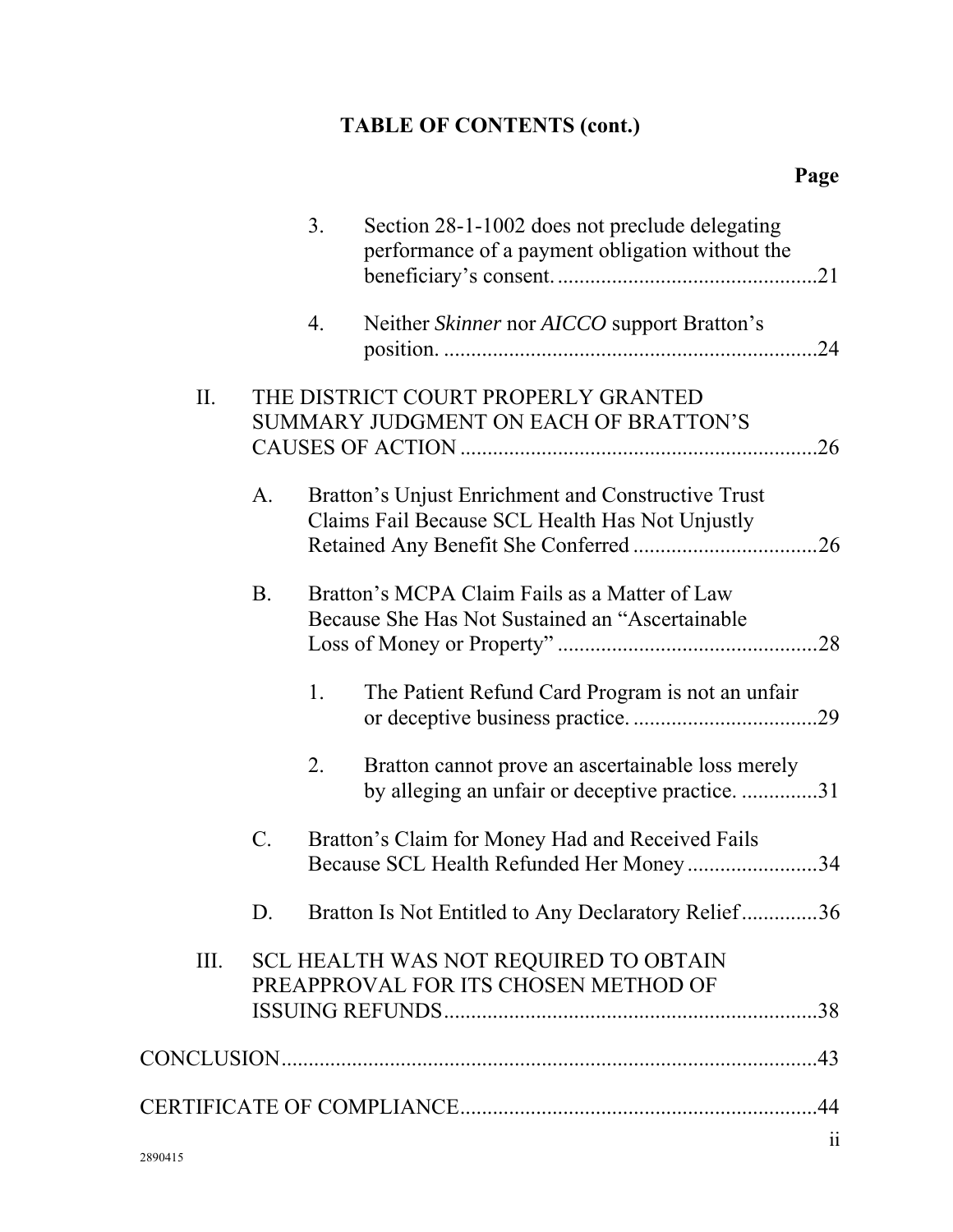## TABLE OF CONTENTS (cont.)

**Page**

3. Section 28-1-1002 does not preclude delegating performance of a payment obligation without the beneficiary's consent. ................................................21

4. Neither *Skinner* nor *AICCO* support Bratton's position. ....................................................................24

II. THE DISTRICT COURT PROPERLY GRANTED SUMMARY JUDGMENT ON EACH OF BRATTON'S CAUSES OF ACTION .................................................................26

A. Bratton's Unjust Enrichment and Constructive Trust Claims Fail Because SCL Health Has Not Unjustly Retained Any Benefit She Conferred ..................................26

B. Bratton's MCPA Claim Fails as a Matter of Law Because She Has Not Sustained an "Ascertainable Loss of Money or Property" ................................................28

1. The Patient Refund Card Program is not an unfair or deceptive business practice. ..................................29

2. Bratton cannot prove an ascertainable loss merely by alleging an unfair or deceptive practice. ..............31

C. Bratton's Claim for Money Had and Received Fails Because SCL Health Refunded Her Money ........................34

D. Bratton Is Not Entitled to Any Declaratory Relief ..............36

III. SCL HEALTH WAS NOT REQUIRED TO OBTAIN PREAPPROVAL FOR ITS CHOSEN METHOD OF ISSUING REFUNDS.....................................................................38

CONCLUSION.................................................................................................43

CERTIFICATE OF COMPLIANCE.................................................................44

2890415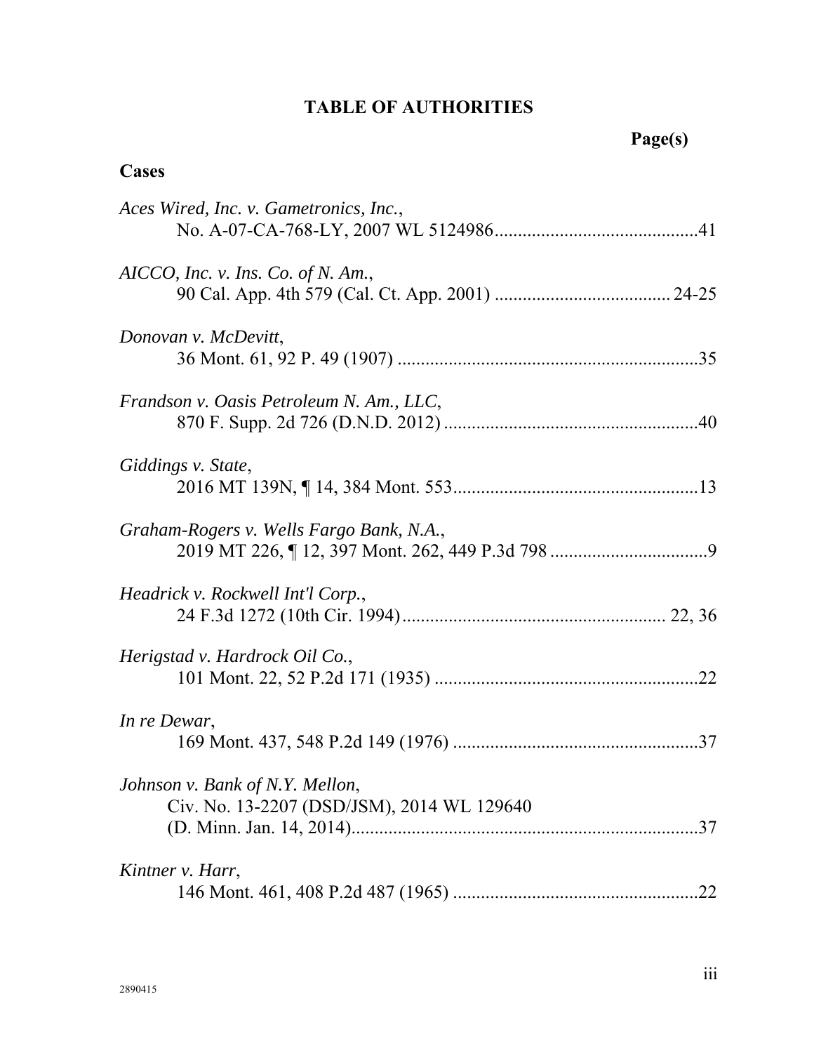# TABLE OF AUTHORITIES

**Page(s)**

## Cases

*Aces Wired, Inc. v. Gametronics, Inc.*,
No. A-07-CA-768-LY, 2007 WL 5124986 ............................................41

*AICCO, Inc. v. Ins. Co. of N. Am.*,
90 Cal. App. 4th 579 (Cal. Ct. App. 2001) ...................................... 24-25

*Donovan v. McDevitt*,
36 Mont. 61, 92 P. 49 (1907) ..................................................................35

*Frandson v. Oasis Petroleum N. Am., LLC*,
870 F. Supp. 2d 726 (D.N.D. 2012) .......................................................40

*Giddings v. State*,
2016 MT 139N, ¶ 14, 384 Mont. 553.....................................................13

*Graham-Rogers v. Wells Fargo Bank, N.A.*,
2019 MT 226, ¶ 12, 397 Mont. 262, 449 P.3d 798 ..................................9

*Headrick v. Rockwell Int'l Corp.*,
24 F.3d 1272 (10th Cir. 1994)......................................................... 22, 36

*Herigstad v. Hardrock Oil Co.*,
101 Mont. 22, 52 P.2d 171 (1935) .........................................................22

*In re Dewar*,
169 Mont. 437, 548 P.2d 149 (1976) .....................................................37

*Johnson v. Bank of N.Y. Mellon*,
Civ. No. 13-2207 (DSD/JSM), 2014 WL 129640
(D. Minn. Jan. 14, 2014)..........................................................................37

*Kintner v. Harr*,
146 Mont. 461, 408 P.2d 487 (1965) .....................................................22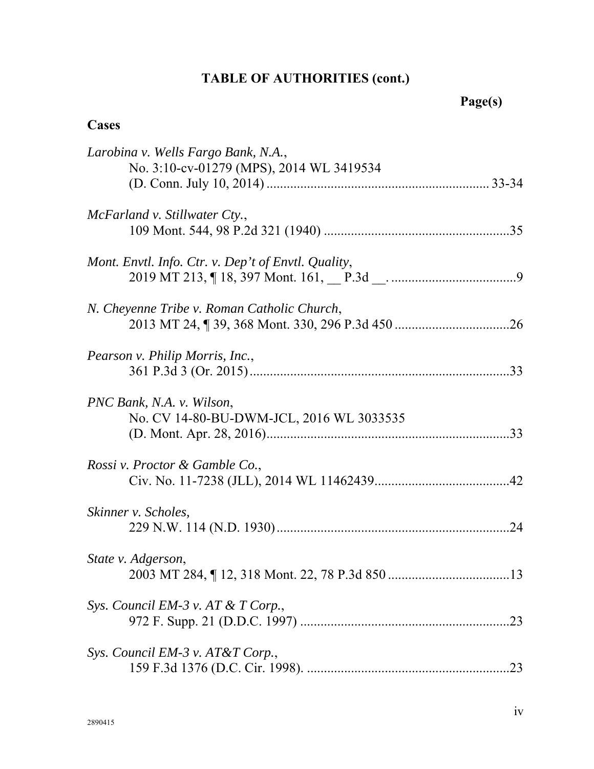## TABLE OF AUTHORITIES (cont.)

**Page(s)**

### Cases

*Larobina v. Wells Fargo Bank, N.A.*,
No. 3:10-cv-01279 (MPS), 2014 WL 3419534
(D. Conn. July 10, 2014) .................................................................. 33-34

*McFarland v. Stillwater Cty.*,
109 Mont. 544, 98 P.2d 321 (1940) .......................................................35

*Mont. Envtl. Info. Ctr. v. Dep't of Envtl. Quality*,
2019 MT 213, ¶ 18, 397 Mont. 161, __ P.3d __. .....................................9

*N. Cheyenne Tribe v. Roman Catholic Church*,
2013 MT 24, ¶ 39, 368 Mont. 330, 296 P.3d 450 ..................................26

*Pearson v. Philip Morris, Inc.*,
361 P.3d 3 (Or. 2015)............................................................................33

*PNC Bank, N.A. v. Wilson*,
No. CV 14-80-BU-DWM-JCL, 2016 WL 3033535
(D. Mont. Apr. 28, 2016)........................................................................33

*Rossi v. Proctor & Gamble Co.*,
Civ. No. 11-7238 (JLL), 2014 WL 11462439........................................42

*Skinner v. Scholes*,
229 N.W. 114 (N.D. 1930).....................................................................24

*State v. Adgerson*,
2003 MT 284, ¶ 12, 318 Mont. 22, 78 P.3d 850 ....................................13

*Sys. Council EM-3 v. AT & T Corp.*,
972 F. Supp. 21 (D.D.C. 1997) ..............................................................23

*Sys. Council EM-3 v. AT&T Corp.*,
159 F.3d 1376 (D.C. Cir. 1998). ............................................................23

2890415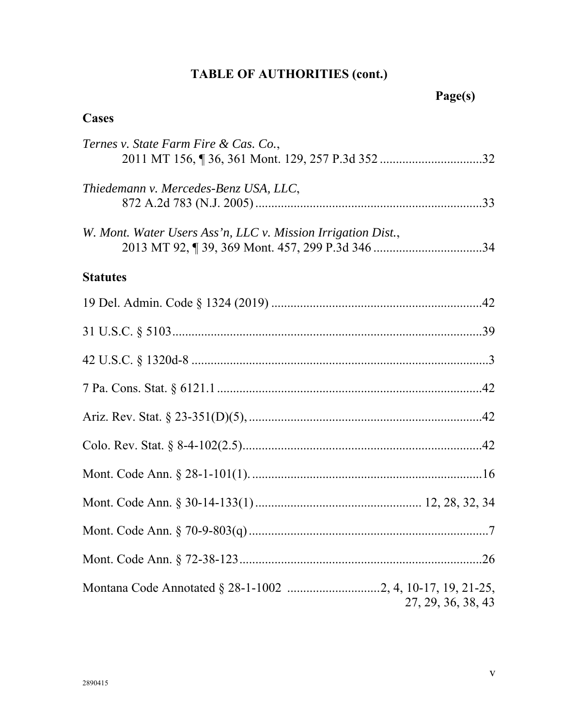## TABLE OF AUTHORITIES (cont.)

**Page(s)**

### Cases

*Ternes v. State Farm Fire & Cas. Co.*,
2011 MT 156, ¶ 36, 361 Mont. 129, 257 P.3d 352 ................................32

*Thiedemann v. Mercedes-Benz USA, LLC*,
872 A.2d 783 (N.J. 2005) .......................................................................33

*W. Mont. Water Users Ass'n, LLC v. Mission Irrigation Dist.*,
2013 MT 92, ¶ 39, 369 Mont. 457, 299 P.3d 346 ..................................34

### Statutes

19 Del. Admin. Code § 1324 (2019) ..................................................................42

31 U.S.C. § 5103.................................................................................................39

42 U.S.C. § 1320d-8 ............................................................................................3

7 Pa. Cons. Stat. § 6121.1 ...................................................................................42

Ariz. Rev. Stat. § 23-351(D)(5), .........................................................................42

Colo. Rev. Stat. § 8-4-102(2.5)...........................................................................42

Mont. Code Ann. § 28-1-101(1). .........................................................................16

Mont. Code Ann. § 30-14-133(1) .................................................... 12, 28, 32, 34

Mont. Code Ann. § 70-9-803(q) ...........................................................................7

Mont. Code Ann. § 72-38-123.............................................................................26

Montana Code Annotated § 28-1-1002 .............................2, 4, 10-17, 19, 21-25, 27, 29, 36, 38, 43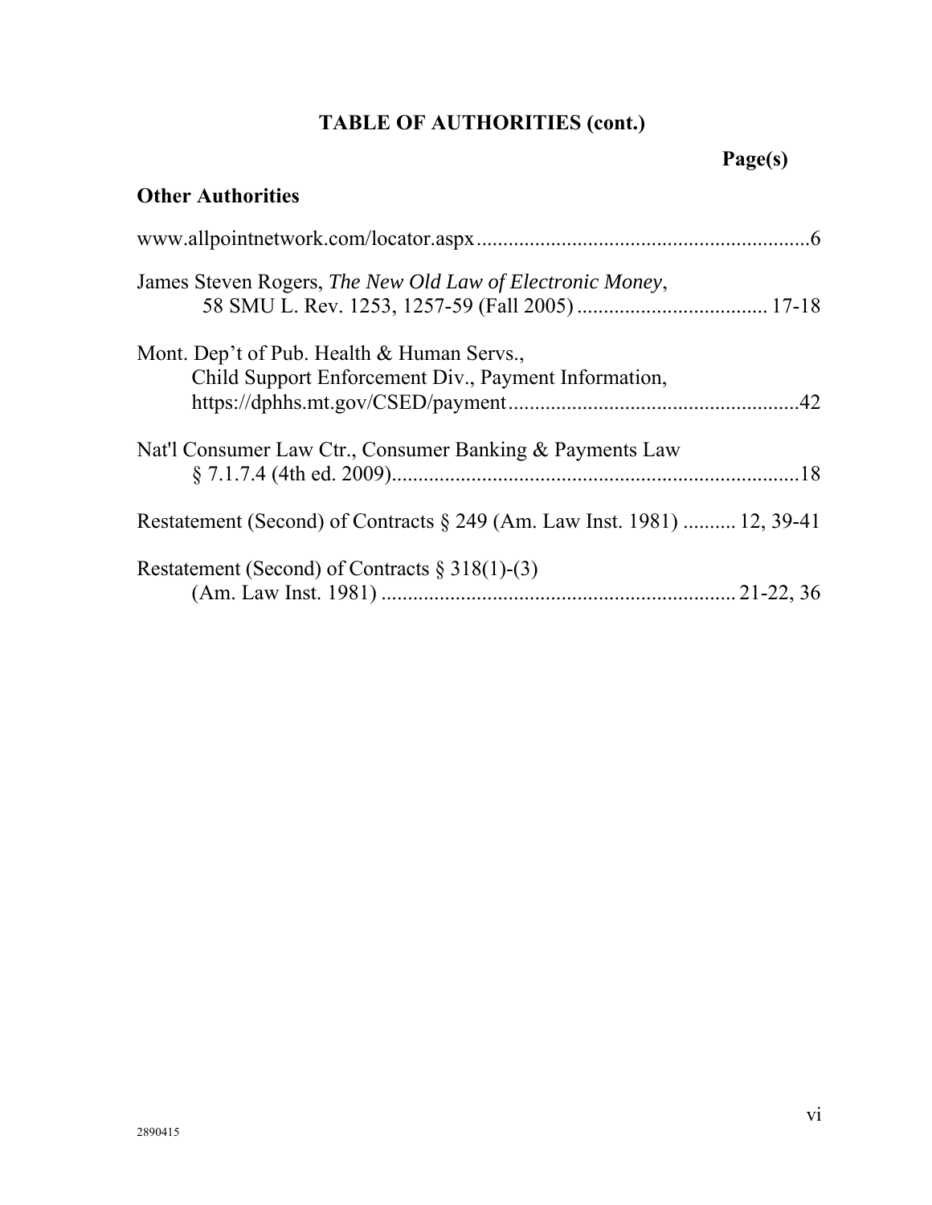# TABLE OF AUTHORITIES (cont.)

**Page(s)**

## Other Authorities

www.allpointnetwork.com/locator.aspx ............................................................... 6

James Steven Rogers, *The New Old Law of Electronic Money*, 58 SMU L. Rev. 1253, 1257-59 (Fall 2005) .................................... 17-18

Mont. Dep't of Pub. Health & Human Servs., Child Support Enforcement Div., Payment Information, https://dphhs.mt.gov/CSED/payment ....................................................... 42

Nat'l Consumer Law Ctr., Consumer Banking & Payments Law § 7.1.7.4 (4th ed. 2009) ............................................................................. 18

Restatement (Second) of Contracts § 249 (Am. Law Inst. 1981) .......... 12, 39-41

Restatement (Second) of Contracts § 318(1)-(3) (Am. Law Inst. 1981) .................................................................. 21-22, 36

2890415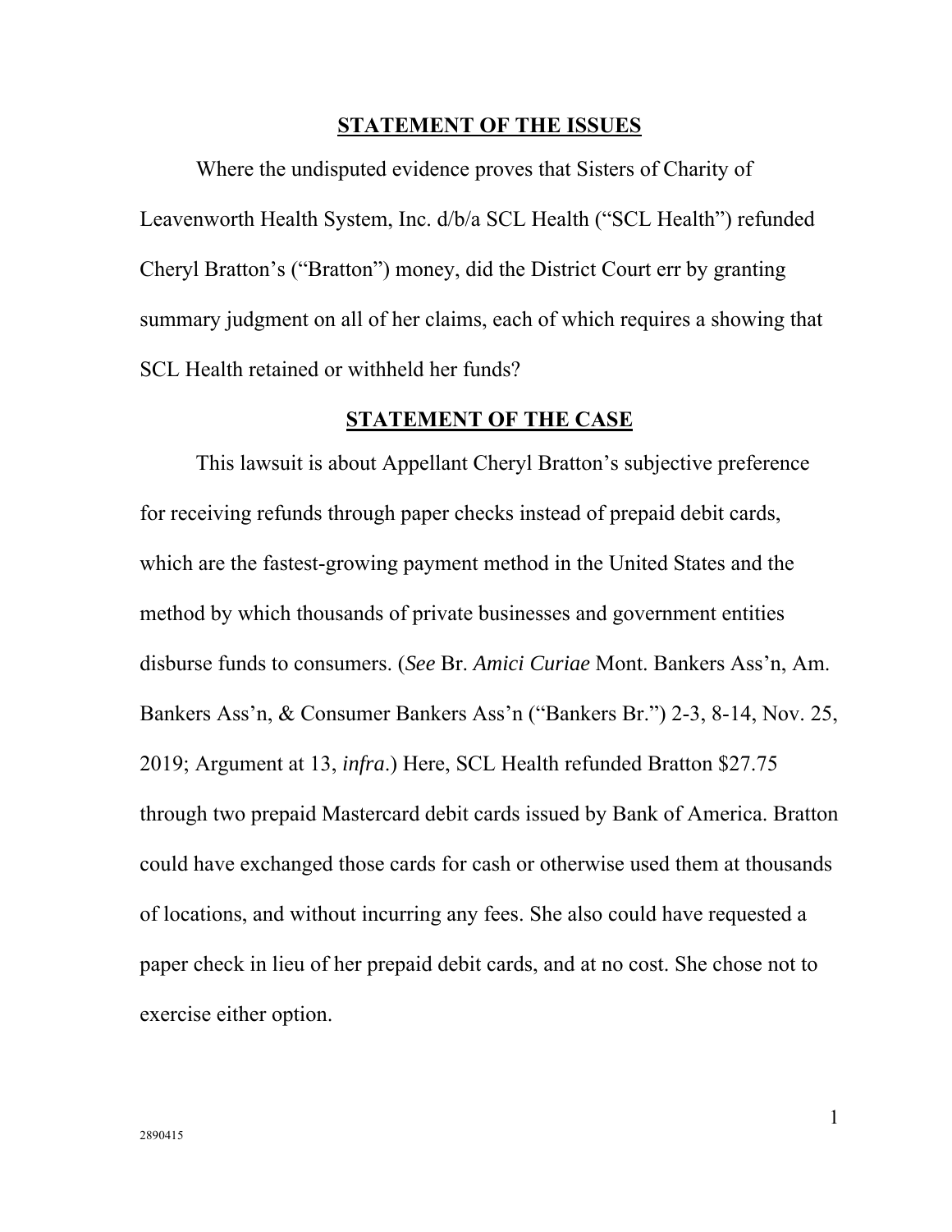## STATEMENT OF THE ISSUES

Where the undisputed evidence proves that Sisters of Charity of Leavenworth Health System, Inc. d/b/a SCL Health ("SCL Health") refunded Cheryl Bratton's ("Bratton") money, did the District Court err by granting summary judgment on all of her claims, each of which requires a showing that SCL Health retained or withheld her funds?

## STATEMENT OF THE CASE

This lawsuit is about Appellant Cheryl Bratton's subjective preference for receiving refunds through paper checks instead of prepaid debit cards, which are the fastest-growing payment method in the United States and the method by which thousands of private businesses and government entities disburse funds to consumers. (*See* Br. *Amici Curiae* Mont. Bankers Ass'n, Am. Bankers Ass'n, & Consumer Bankers Ass'n ("Bankers Br.") 2-3, 8-14, Nov. 25, 2019; Argument at 13, *infra*.) Here, SCL Health refunded Bratton $27.75 through two prepaid Mastercard debit cards issued by Bank of America. Bratton could have exchanged those cards for cash or otherwise used them at thousands of locations, and without incurring any fees. She also could have requested a paper check in lieu of her prepaid debit cards, and at no cost. She chose not to exercise either option.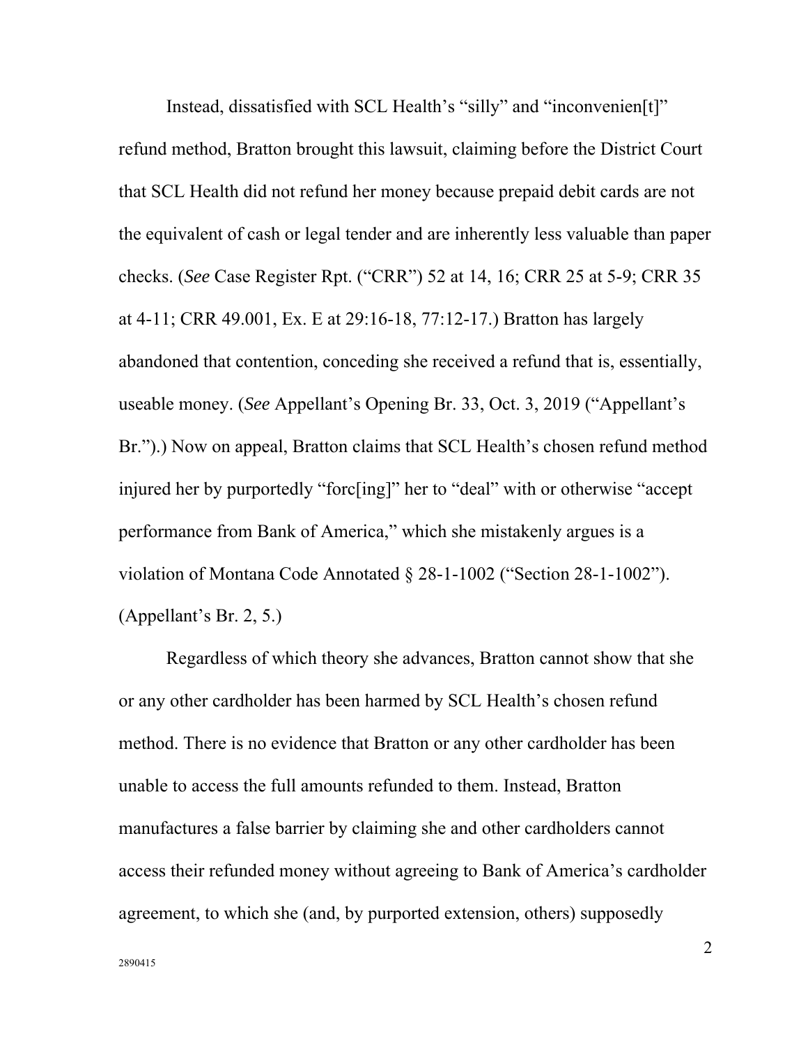Instead, dissatisfied with SCL Health's "silly" and "inconvenien[t]" refund method, Bratton brought this lawsuit, claiming before the District Court that SCL Health did not refund her money because prepaid debit cards are not the equivalent of cash or legal tender and are inherently less valuable than paper checks. (*See* Case Register Rpt. ("CRR") 52 at 14, 16; CRR 25 at 5-9; CRR 35 at 4-11; CRR 49.001, Ex. E at 29:16-18, 77:12-17.) Bratton has largely abandoned that contention, conceding she received a refund that is, essentially, useable money. (*See* Appellant's Opening Br. 33, Oct. 3, 2019 ("Appellant's Br.").) Now on appeal, Bratton claims that SCL Health's chosen refund method injured her by purportedly "forc[ing]" her to "deal" with or otherwise "accept performance from Bank of America," which she mistakenly argues is a violation of Montana Code Annotated § 28-1-1002 ("Section 28-1-1002"). (Appellant's Br. 2, 5.)

Regardless of which theory she advances, Bratton cannot show that she or any other cardholder has been harmed by SCL Health's chosen refund method. There is no evidence that Bratton or any other cardholder has been unable to access the full amounts refunded to them. Instead, Bratton manufactures a false barrier by claiming she and other cardholders cannot access their refunded money without agreeing to Bank of America's cardholder agreement, to which she (and, by purported extension, others) supposedly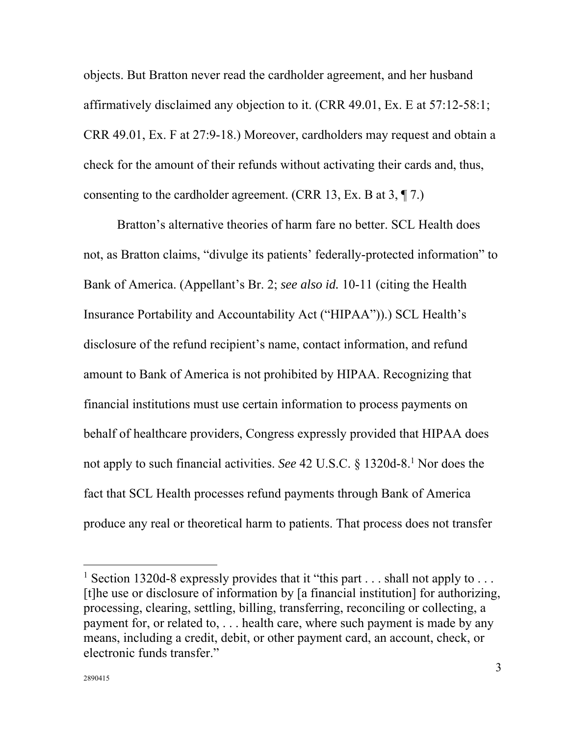objects. But Bratton never read the cardholder agreement, and her husband affirmatively disclaimed any objection to it. (CRR 49.01, Ex. E at 57:12-58:1; CRR 49.01, Ex. F at 27:9-18.) Moreover, cardholders may request and obtain a check for the amount of their refunds without activating their cards and, thus, consenting to the cardholder agreement. (CRR 13, Ex. B at 3, ¶ 7.)

Bratton's alternative theories of harm fare no better. SCL Health does not, as Bratton claims, "divulge its patients' federally-protected information" to Bank of America. (Appellant's Br. 2; *see also id.* 10-11 (citing the Health Insurance Portability and Accountability Act ("HIPAA")).) SCL Health's disclosure of the refund recipient's name, contact information, and refund amount to Bank of America is not prohibited by HIPAA. Recognizing that financial institutions must use certain information to process payments on behalf of healthcare providers, Congress expressly provided that HIPAA does not apply to such financial activities. *See* 42 U.S.C. § 1320d-8.[1] Nor does the fact that SCL Health processes refund payments through Bank of America produce any real or theoretical harm to patients. That process does not transfer

---

[1] Section 1320d-8 expressly provides that it "this part . . . shall not apply to . . . [t]he use or disclosure of information by [a financial institution] for authorizing, processing, clearing, settling, billing, transferring, reconciling or collecting, a payment for, or related to, . . . health care, where such payment is made by any means, including a credit, debit, or other payment card, an account, check, or electronic funds transfer."

2890415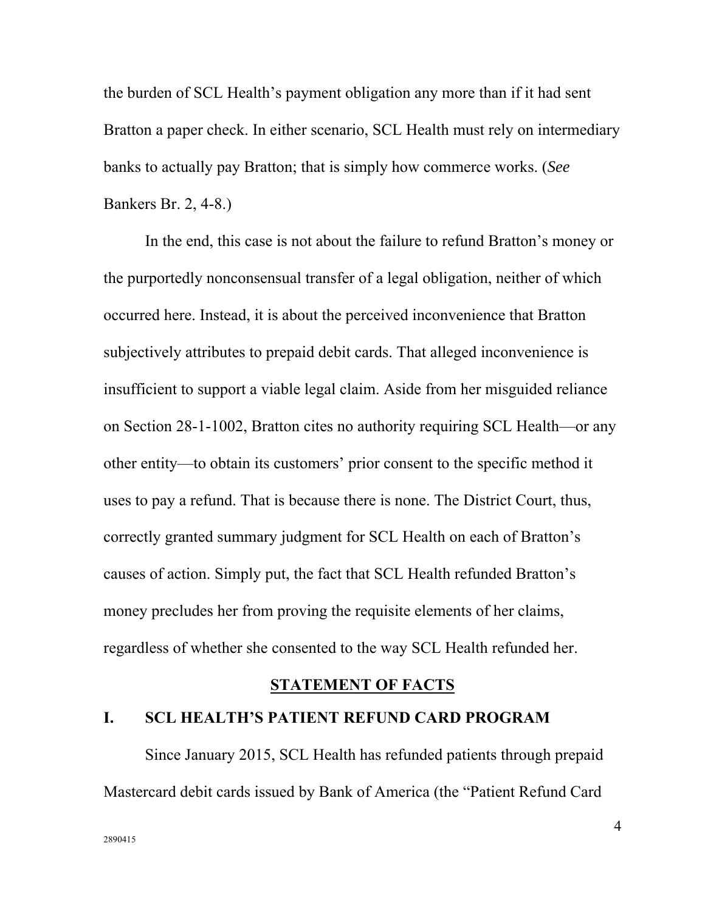the burden of SCL Health's payment obligation any more than if it had sent Bratton a paper check. In either scenario, SCL Health must rely on intermediary banks to actually pay Bratton; that is simply how commerce works. (*See* Bankers Br. 2, 4-8.)

In the end, this case is not about the failure to refund Bratton's money or the purportedly nonconsensual transfer of a legal obligation, neither of which occurred here. Instead, it is about the perceived inconvenience that Bratton subjectively attributes to prepaid debit cards. That alleged inconvenience is insufficient to support a viable legal claim. Aside from her misguided reliance on Section 28-1-1002, Bratton cites no authority requiring SCL Health—or any other entity—to obtain its customers' prior consent to the specific method it uses to pay a refund. That is because there is none. The District Court, thus, correctly granted summary judgment for SCL Health on each of Bratton's causes of action. Simply put, the fact that SCL Health refunded Bratton's money precludes her from proving the requisite elements of her claims, regardless of whether she consented to the way SCL Health refunded her.

## STATEMENT OF FACTS

### I. SCL HEALTH'S PATIENT REFUND CARD PROGRAM

Since January 2015, SCL Health has refunded patients through prepaid Mastercard debit cards issued by Bank of America (the "Patient Refund Card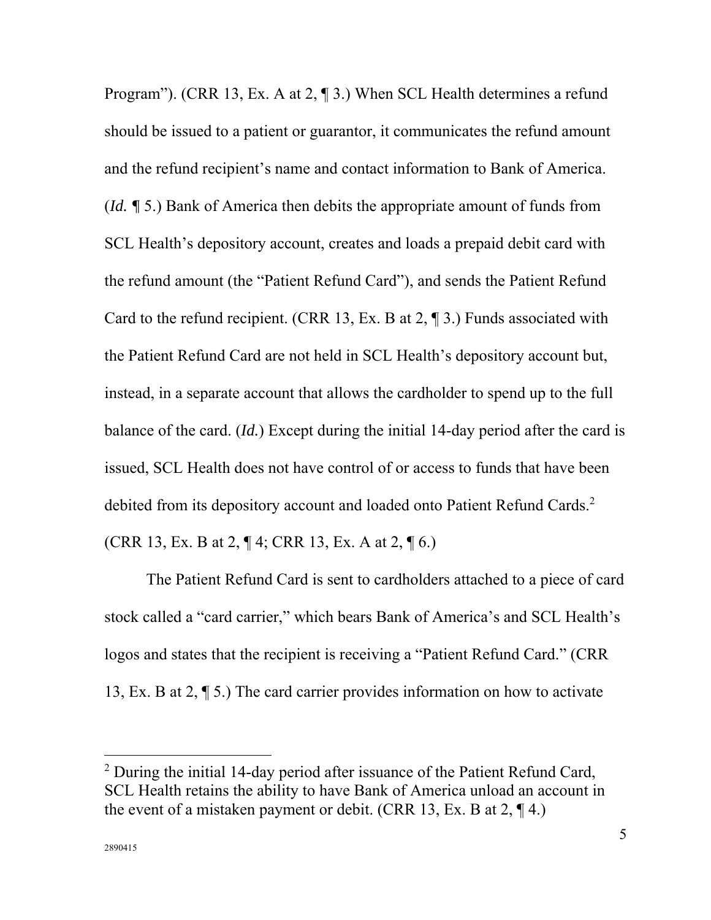Program"). (CRR 13, Ex. A at 2, ¶ 3.) When SCL Health determines a refund should be issued to a patient or guarantor, it communicates the refund amount and the refund recipient's name and contact information to Bank of America. (*Id.* ¶ 5.) Bank of America then debits the appropriate amount of funds from SCL Health's depository account, creates and loads a prepaid debit card with the refund amount (the "Patient Refund Card"), and sends the Patient Refund Card to the refund recipient. (CRR 13, Ex. B at 2, ¶ 3.) Funds associated with the Patient Refund Card are not held in SCL Health's depository account but, instead, in a separate account that allows the cardholder to spend up to the full balance of the card. (*Id.*) Except during the initial 14-day period after the card is issued, SCL Health does not have control of or access to funds that have been debited from its depository account and loaded onto Patient Refund Cards.[2] (CRR 13, Ex. B at 2, ¶ 4; CRR 13, Ex. A at 2, ¶ 6.)

The Patient Refund Card is sent to cardholders attached to a piece of card stock called a "card carrier," which bears Bank of America's and SCL Health's logos and states that the recipient is receiving a "Patient Refund Card." (CRR 13, Ex. B at 2, ¶ 5.) The card carrier provides information on how to activate

---

[2] During the initial 14-day period after issuance of the Patient Refund Card, SCL Health retains the ability to have Bank of America unload an account in the event of a mistaken payment or debit. (CRR 13, Ex. B at 2, ¶ 4.)

2890415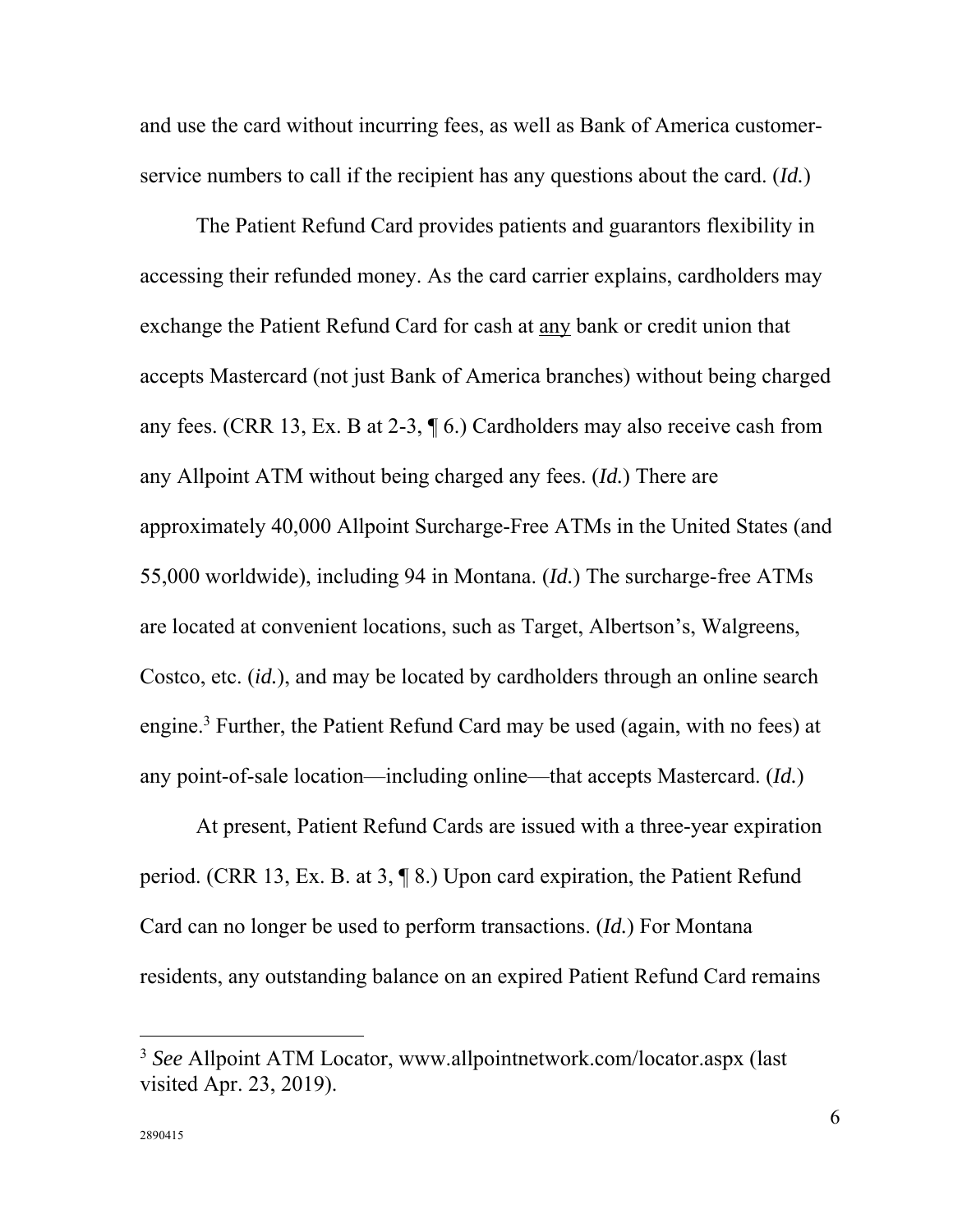and use the card without incurring fees, as well as Bank of America customer-service numbers to call if the recipient has any questions about the card. (*Id.*)

The Patient Refund Card provides patients and guarantors flexibility in accessing their refunded money. As the card carrier explains, cardholders may exchange the Patient Refund Card for cash at <u>any</u> bank or credit union that accepts Mastercard (not just Bank of America branches) without being charged any fees. (CRR 13, Ex. B at 2-3, ¶ 6.) Cardholders may also receive cash from any Allpoint ATM without being charged any fees. (*Id.*) There are approximately 40,000 Allpoint Surcharge-Free ATMs in the United States (and 55,000 worldwide), including 94 in Montana. (*Id.*) The surcharge-free ATMs are located at convenient locations, such as Target, Albertson's, Walgreens, Costco, etc. (*id.*), and may be located by cardholders through an online search engine.[3] Further, the Patient Refund Card may be used (again, with no fees) at any point-of-sale location—including online—that accepts Mastercard. (*Id.*)

At present, Patient Refund Cards are issued with a three-year expiration period. (CRR 13, Ex. B. at 3, ¶ 8.) Upon card expiration, the Patient Refund Card can no longer be used to perform transactions. (*Id.*) For Montana residents, any outstanding balance on an expired Patient Refund Card remains

---

[3] *See* Allpoint ATM Locator, www.allpointnetwork.com/locator.aspx (last visited Apr. 23, 2019).

2890415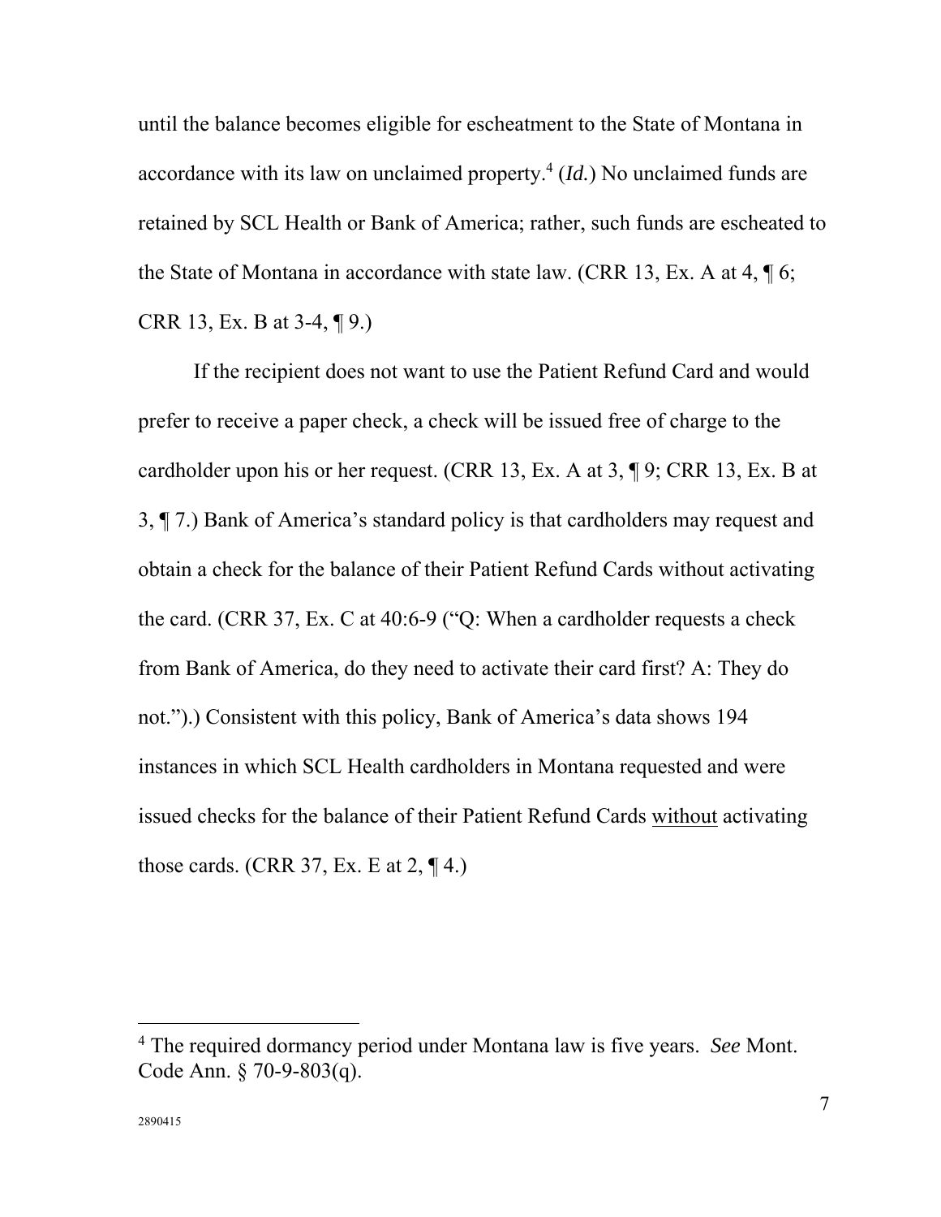until the balance becomes eligible for escheatment to the State of Montana in accordance with its law on unclaimed property.[4] (*Id.*) No unclaimed funds are retained by SCL Health or Bank of America; rather, such funds are escheated to the State of Montana in accordance with state law. (CRR 13, Ex. A at 4, ¶ 6; CRR 13, Ex. B at 3-4, ¶ 9.)

If the recipient does not want to use the Patient Refund Card and would prefer to receive a paper check, a check will be issued free of charge to the cardholder upon his or her request. (CRR 13, Ex. A at 3, ¶ 9; CRR 13, Ex. B at 3, ¶ 7.) Bank of America's standard policy is that cardholders may request and obtain a check for the balance of their Patient Refund Cards without activating the card. (CRR 37, Ex. C at 40:6-9 ("Q: When a cardholder requests a check from Bank of America, do they need to activate their card first? A: They do not.").) Consistent with this policy, Bank of America's data shows 194 instances in which SCL Health cardholders in Montana requested and were issued checks for the balance of their Patient Refund Cards <u>without</u> activating those cards. (CRR 37, Ex. E at 2, ¶ 4.)

---

[4] The required dormancy period under Montana law is five years. *See* Mont. Code Ann. § 70-9-803(q).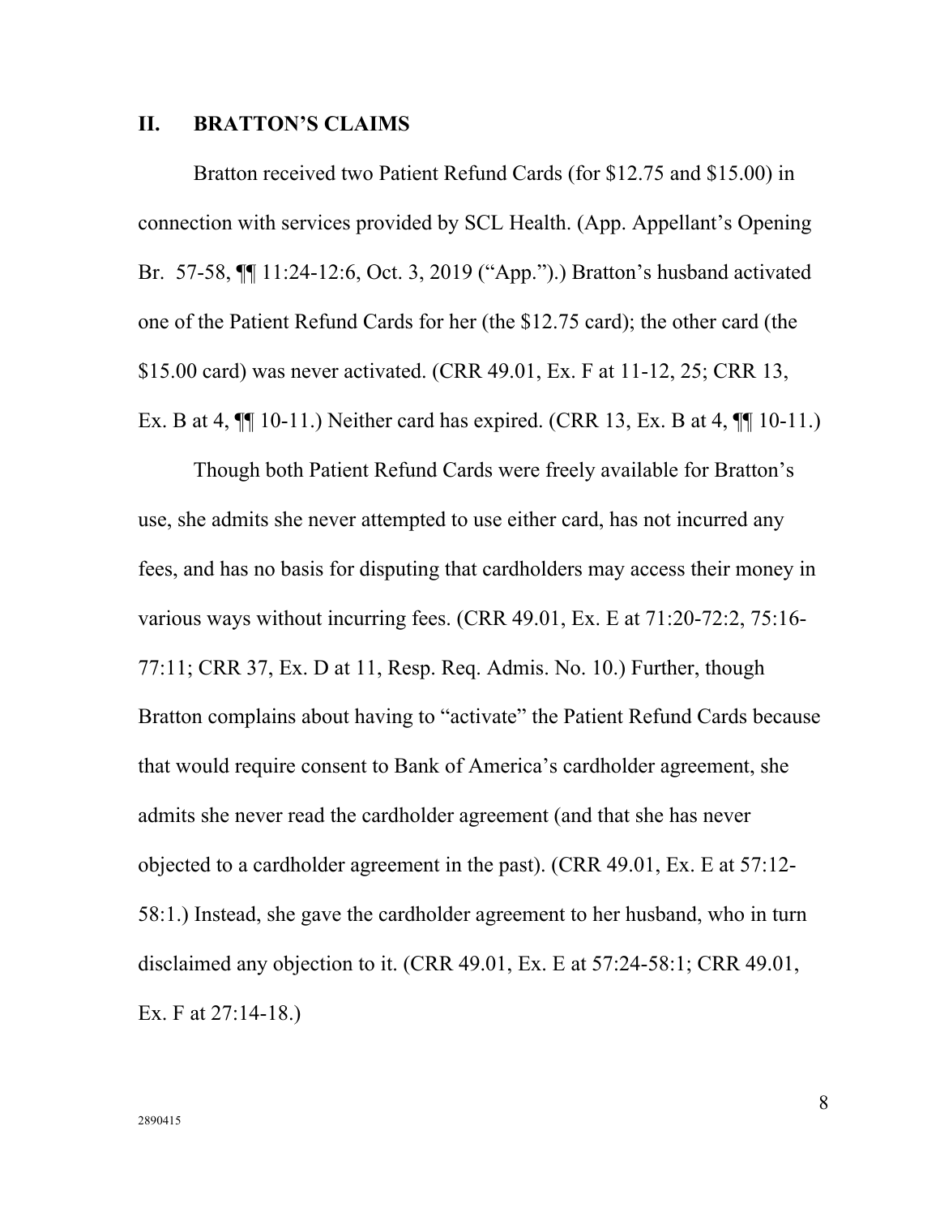## II. BRATTON'S CLAIMS

Bratton received two Patient Refund Cards (for $12.75 and $15.00) in connection with services provided by SCL Health. (App. Appellant's Opening Br. 57-58, ¶¶ 11:24-12:6, Oct. 3, 2019 ("App.").) Bratton's husband activated one of the Patient Refund Cards for her (the $12.75 card); the other card (the $15.00 card) was never activated. (CRR 49.01, Ex. F at 11-12, 25; CRR 13, Ex. B at 4, ¶¶ 10-11.) Neither card has expired. (CRR 13, Ex. B at 4, ¶¶ 10-11.)

Though both Patient Refund Cards were freely available for Bratton's use, she admits she never attempted to use either card, has not incurred any fees, and has no basis for disputing that cardholders may access their money in various ways without incurring fees. (CRR 49.01, Ex. E at 71:20-72:2, 75:16-77:11; CRR 37, Ex. D at 11, Resp. Req. Admis. No. 10.) Further, though Bratton complains about having to "activate" the Patient Refund Cards because that would require consent to Bank of America's cardholder agreement, she admits she never read the cardholder agreement (and that she has never objected to a cardholder agreement in the past). (CRR 49.01, Ex. E at 57:12-58:1.) Instead, she gave the cardholder agreement to her husband, who in turn disclaimed any objection to it. (CRR 49.01, Ex. E at 57:24-58:1; CRR 49.01, Ex. F at 27:14-18.)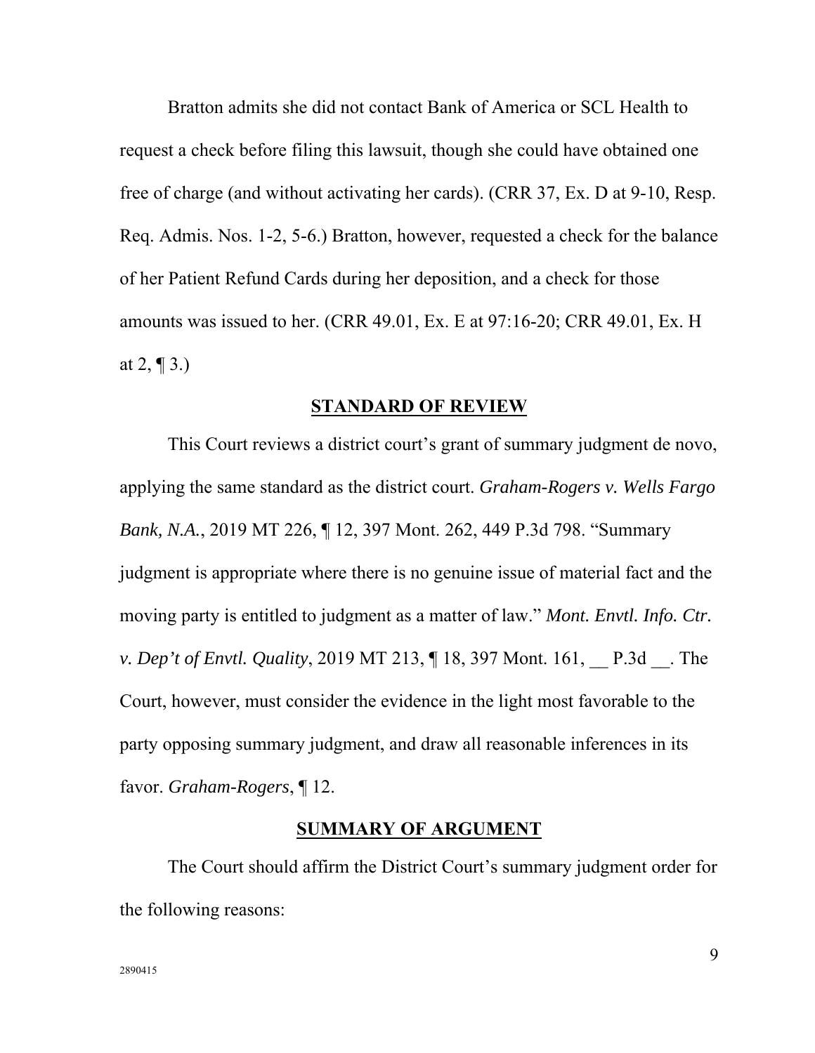Bratton admits she did not contact Bank of America or SCL Health to request a check before filing this lawsuit, though she could have obtained one free of charge (and without activating her cards). (CRR 37, Ex. D at 9-10, Resp. Req. Admis. Nos. 1-2, 5-6.) Bratton, however, requested a check for the balance of her Patient Refund Cards during her deposition, and a check for those amounts was issued to her. (CRR 49.01, Ex. E at 97:16-20; CRR 49.01, Ex. H at 2, ¶ 3.)

## STANDARD OF REVIEW

This Court reviews a district court's grant of summary judgment de novo, applying the same standard as the district court. *Graham-Rogers v. Wells Fargo Bank, N.A.*, 2019 MT 226, ¶ 12, 397 Mont. 262, 449 P.3d 798. "Summary judgment is appropriate where there is no genuine issue of material fact and the moving party is entitled to judgment as a matter of law." *Mont. Envtl. Info. Ctr. v. Dep't of Envtl. Quality*, 2019 MT 213, ¶ 18, 397 Mont. 161, __ P.3d __. The Court, however, must consider the evidence in the light most favorable to the party opposing summary judgment, and draw all reasonable inferences in its favor. *Graham-Rogers*, ¶ 12.

## SUMMARY OF ARGUMENT

The Court should affirm the District Court's summary judgment order for the following reasons: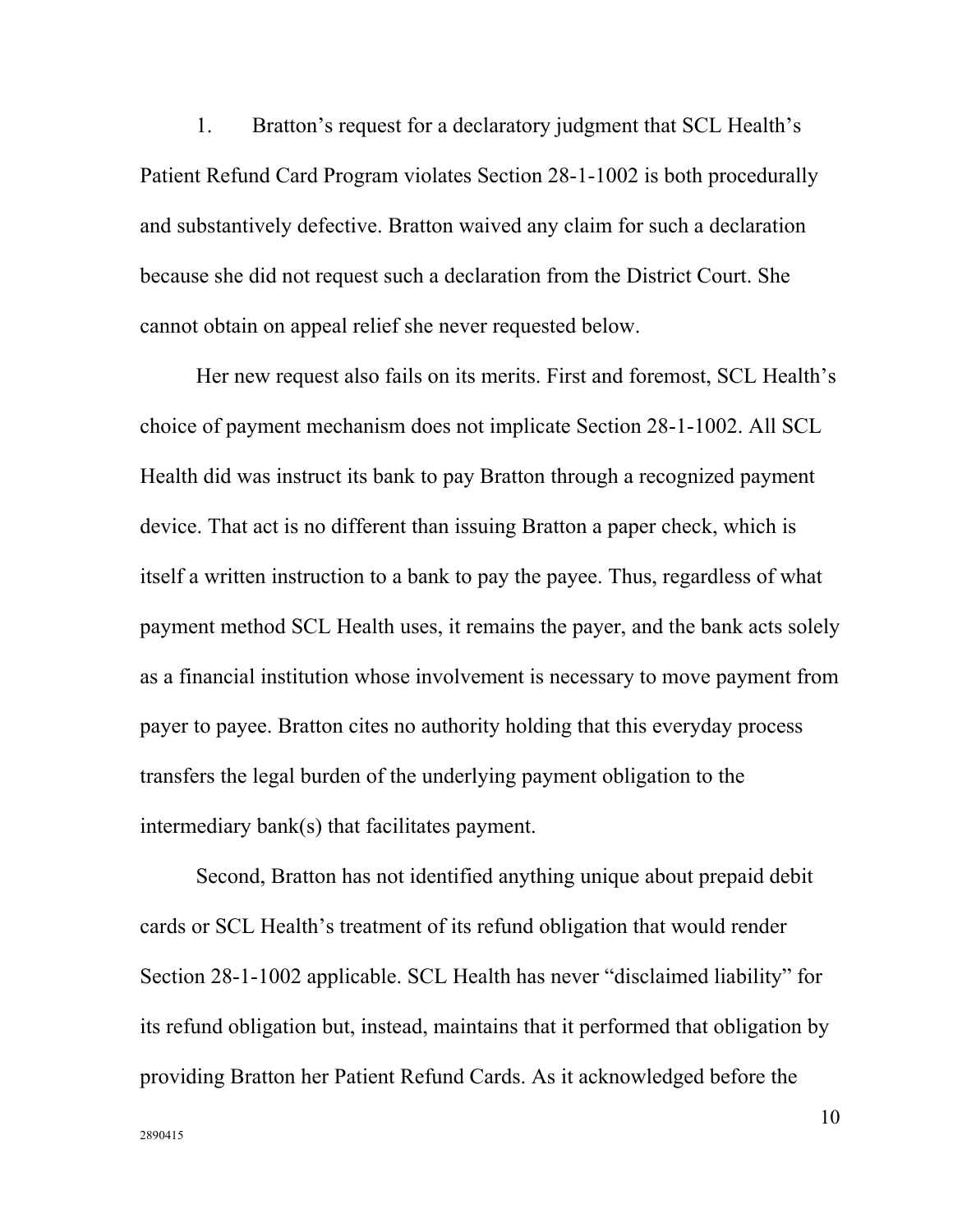1. Bratton's request for a declaratory judgment that SCL Health's Patient Refund Card Program violates Section 28-1-1002 is both procedurally and substantively defective. Bratton waived any claim for such a declaration because she did not request such a declaration from the District Court. She cannot obtain on appeal relief she never requested below.

Her new request also fails on its merits. First and foremost, SCL Health's choice of payment mechanism does not implicate Section 28-1-1002. All SCL Health did was instruct its bank to pay Bratton through a recognized payment device. That act is no different than issuing Bratton a paper check, which is itself a written instruction to a bank to pay the payee. Thus, regardless of what payment method SCL Health uses, it remains the payer, and the bank acts solely as a financial institution whose involvement is necessary to move payment from payer to payee. Bratton cites no authority holding that this everyday process transfers the legal burden of the underlying payment obligation to the intermediary bank(s) that facilitates payment.

Second, Bratton has not identified anything unique about prepaid debit cards or SCL Health's treatment of its refund obligation that would render Section 28-1-1002 applicable. SCL Health has never "disclaimed liability" for its refund obligation but, instead, maintains that it performed that obligation by providing Bratton her Patient Refund Cards. As it acknowledged before the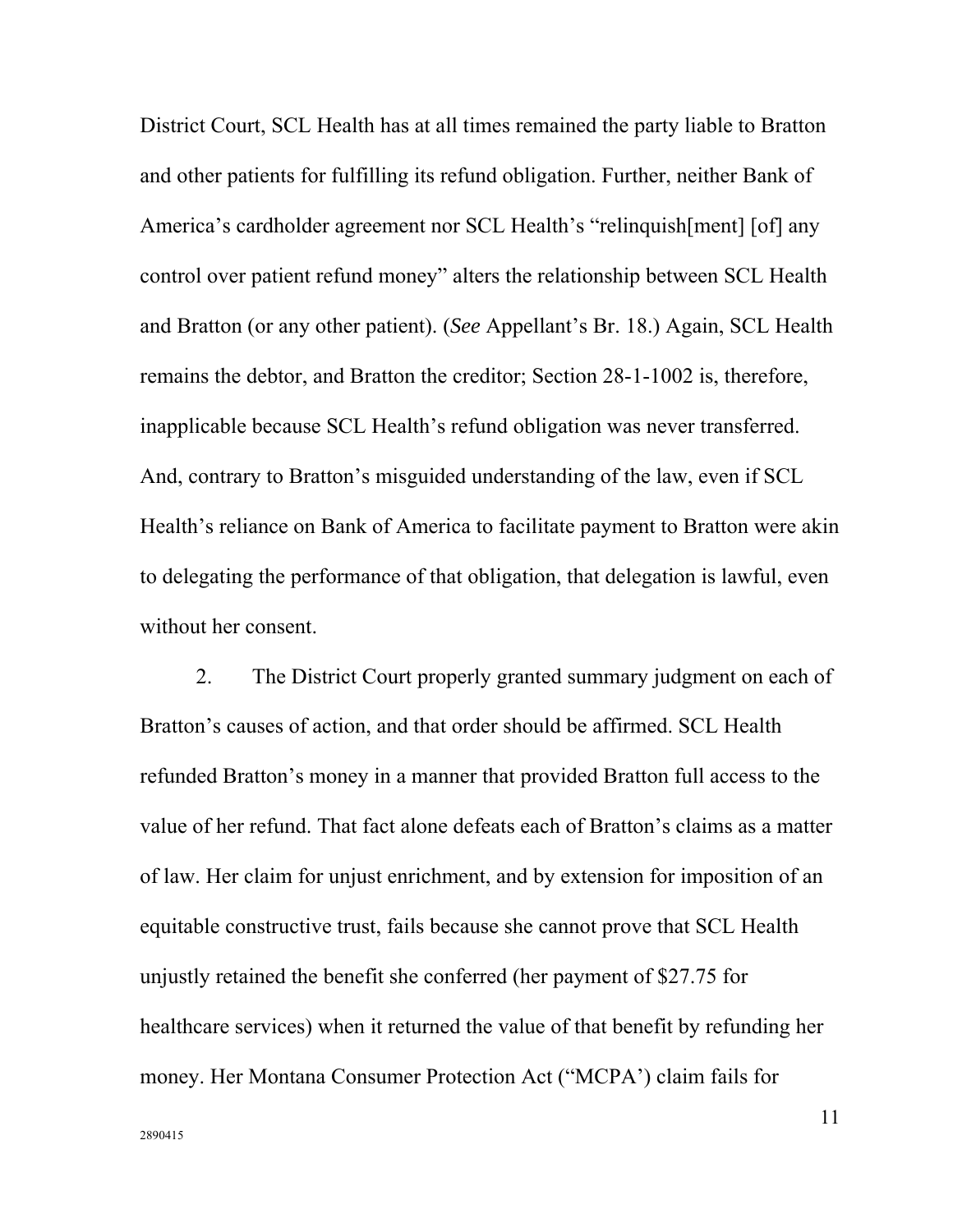District Court, SCL Health has at all times remained the party liable to Bratton and other patients for fulfilling its refund obligation. Further, neither Bank of America's cardholder agreement nor SCL Health's "relinquish[ment] [of] any control over patient refund money" alters the relationship between SCL Health and Bratton (or any other patient). (*See* Appellant's Br. 18.) Again, SCL Health remains the debtor, and Bratton the creditor; Section 28-1-1002 is, therefore, inapplicable because SCL Health's refund obligation was never transferred. And, contrary to Bratton's misguided understanding of the law, even if SCL Health's reliance on Bank of America to facilitate payment to Bratton were akin to delegating the performance of that obligation, that delegation is lawful, even without her consent.

2. The District Court properly granted summary judgment on each of Bratton's causes of action, and that order should be affirmed. SCL Health refunded Bratton's money in a manner that provided Bratton full access to the value of her refund. That fact alone defeats each of Bratton's claims as a matter of law. Her claim for unjust enrichment, and by extension for imposition of an equitable constructive trust, fails because she cannot prove that SCL Health unjustly retained the benefit she conferred (her payment of $27.75 for healthcare services) when it returned the value of that benefit by refunding her money. Her Montana Consumer Protection Act ("MCPA') claim fails for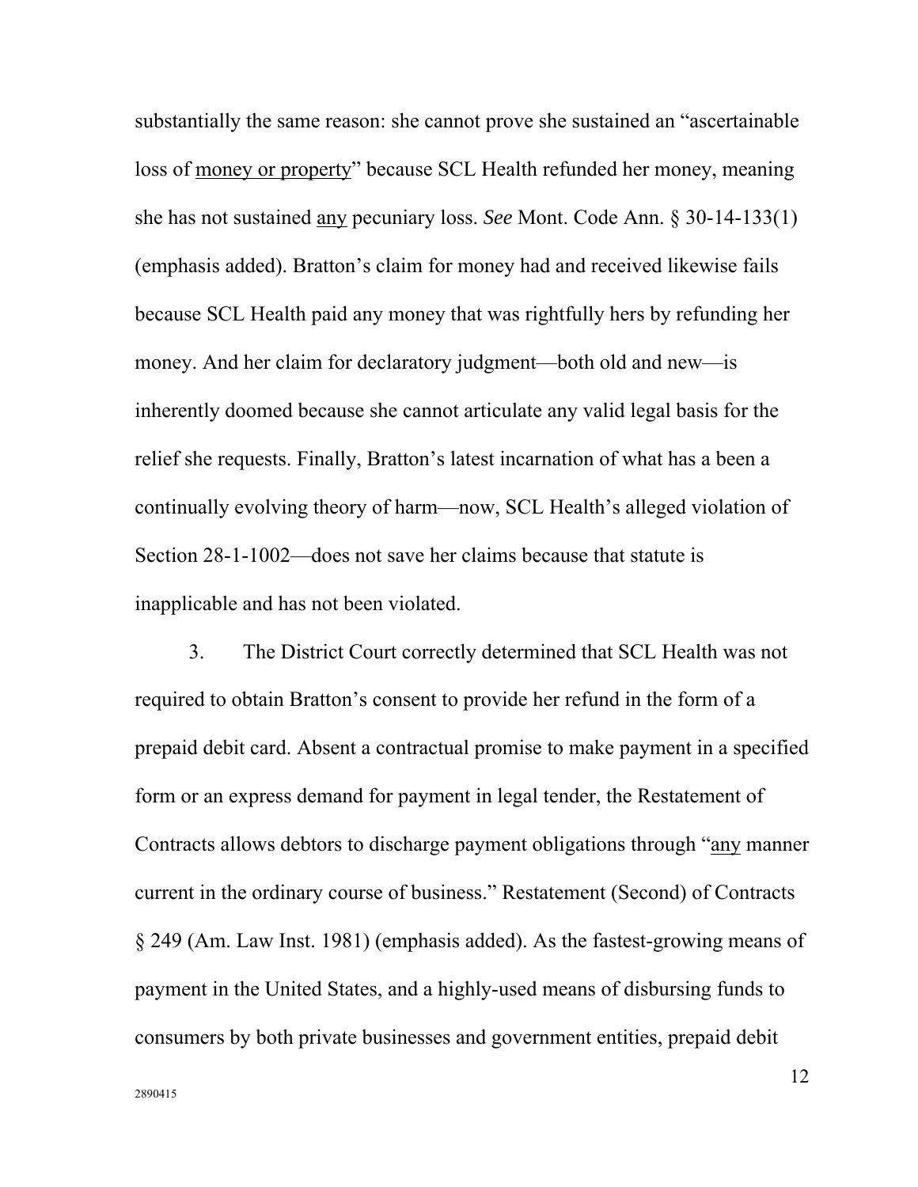substantially the same reason: she cannot prove she sustained an "ascertainable loss of <u>money or property</u>" because SCL Health refunded her money, meaning she has not sustained <u>any</u> pecuniary loss. *See* Mont. Code Ann. § 30-14-133(1) (emphasis added). Bratton's claim for money had and received likewise fails because SCL Health paid any money that was rightfully hers by refunding her money. And her claim for declaratory judgment—both old and new—is inherently doomed because she cannot articulate any valid legal basis for the relief she requests. Finally, Bratton's latest incarnation of what has a been a continually evolving theory of harm—now, SCL Health's alleged violation of Section 28-1-1002—does not save her claims because that statute is inapplicable and has not been violated.

3. The District Court correctly determined that SCL Health was not required to obtain Bratton's consent to provide her refund in the form of a prepaid debit card. Absent a contractual promise to make payment in a specified form or an express demand for payment in legal tender, the Restatement of Contracts allows debtors to discharge payment obligations through "<u>any</u> manner current in the ordinary course of business." Restatement (Second) of Contracts § 249 (Am. Law Inst. 1981) (emphasis added). As the fastest-growing means of payment in the United States, and a highly-used means of disbursing funds to consumers by both private businesses and government entities, prepaid debit

2890415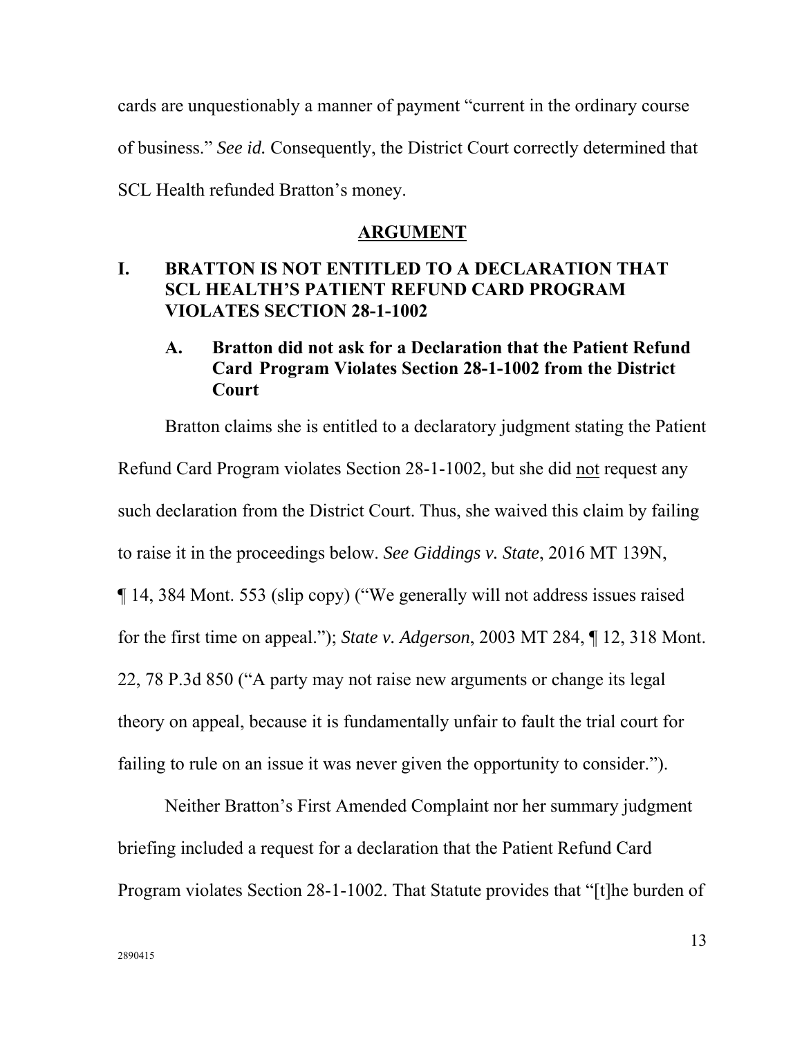cards are unquestionably a manner of payment "current in the ordinary course of business." *See id.* Consequently, the District Court correctly determined that SCL Health refunded Bratton's money.

## ARGUMENT

### I. BRATTON IS NOT ENTITLED TO A DECLARATION THAT SCL HEALTH'S PATIENT REFUND CARD PROGRAM VIOLATES SECTION 28-1-1002

#### A. Bratton did not ask for a Declaration that the Patient Refund Card Program Violates Section 28-1-1002 from the District Court

Bratton claims she is entitled to a declaratory judgment stating the Patient Refund Card Program violates Section 28-1-1002, but she did <u>not</u> request any such declaration from the District Court. Thus, she waived this claim by failing to raise it in the proceedings below. *See Giddings v. State*, 2016 MT 139N, ¶ 14, 384 Mont. 553 (slip copy) ("We generally will not address issues raised for the first time on appeal."); *State v. Adgerson*, 2003 MT 284, ¶ 12, 318 Mont. 22, 78 P.3d 850 ("A party may not raise new arguments or change its legal theory on appeal, because it is fundamentally unfair to fault the trial court for failing to rule on an issue it was never given the opportunity to consider.").

Neither Bratton's First Amended Complaint nor her summary judgment briefing included a request for a declaration that the Patient Refund Card Program violates Section 28-1-1002. That Statute provides that "[t]he burden of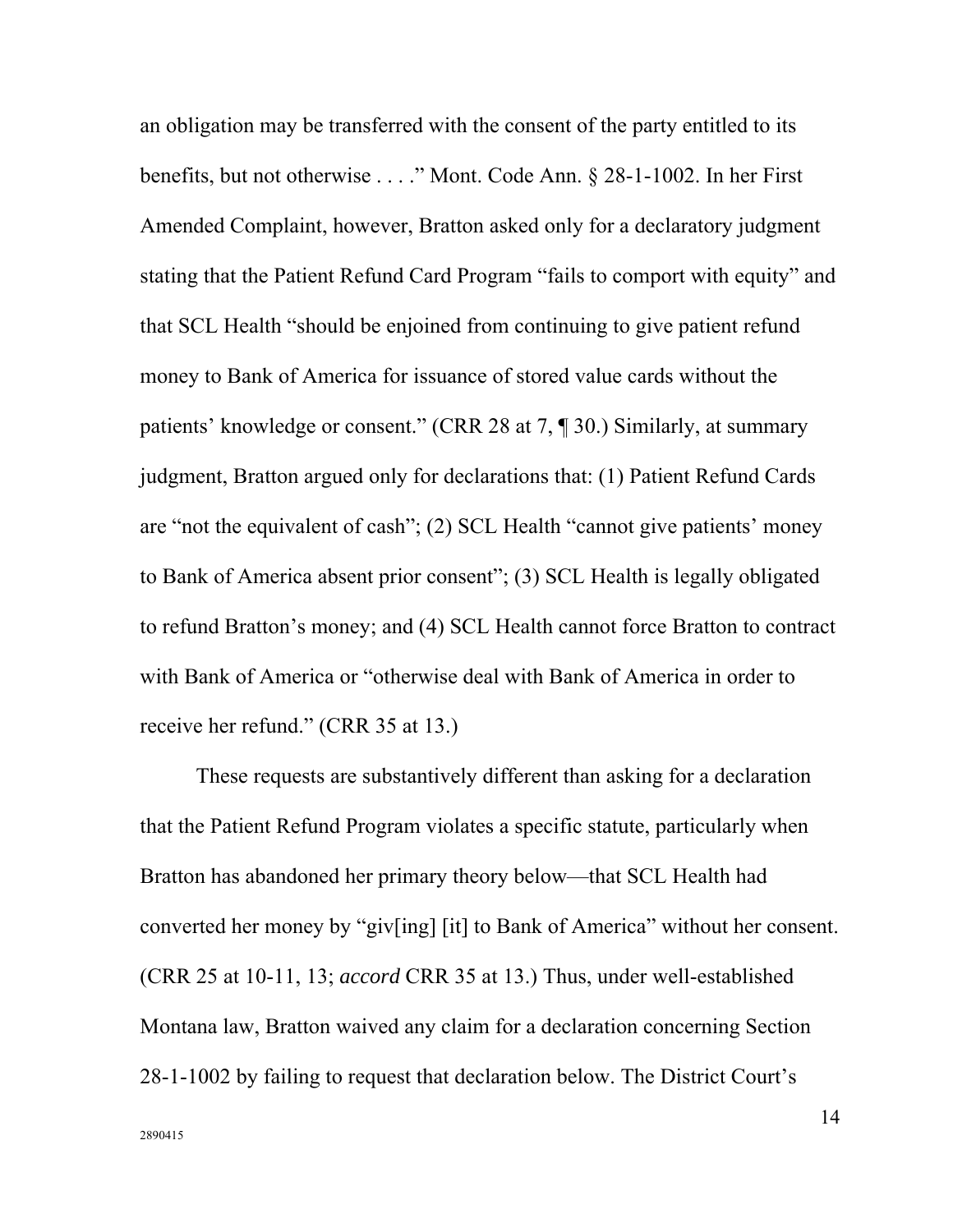an obligation may be transferred with the consent of the party entitled to its benefits, but not otherwise . . . ." Mont. Code Ann. § 28-1-1002. In her First Amended Complaint, however, Bratton asked only for a declaratory judgment stating that the Patient Refund Card Program "fails to comport with equity" and that SCL Health "should be enjoined from continuing to give patient refund money to Bank of America for issuance of stored value cards without the patients' knowledge or consent." (CRR 28 at 7, ¶ 30.) Similarly, at summary judgment, Bratton argued only for declarations that: (1) Patient Refund Cards are "not the equivalent of cash"; (2) SCL Health "cannot give patients' money to Bank of America absent prior consent"; (3) SCL Health is legally obligated to refund Bratton's money; and (4) SCL Health cannot force Bratton to contract with Bank of America or "otherwise deal with Bank of America in order to receive her refund." (CRR 35 at 13.)

These requests are substantively different than asking for a declaration that the Patient Refund Program violates a specific statute, particularly when Bratton has abandoned her primary theory below—that SCL Health had converted her money by "giv[ing] [it] to Bank of America" without her consent. (CRR 25 at 10-11, 13; *accord* CRR 35 at 13.) Thus, under well-established Montana law, Bratton waived any claim for a declaration concerning Section 28-1-1002 by failing to request that declaration below. The District Court's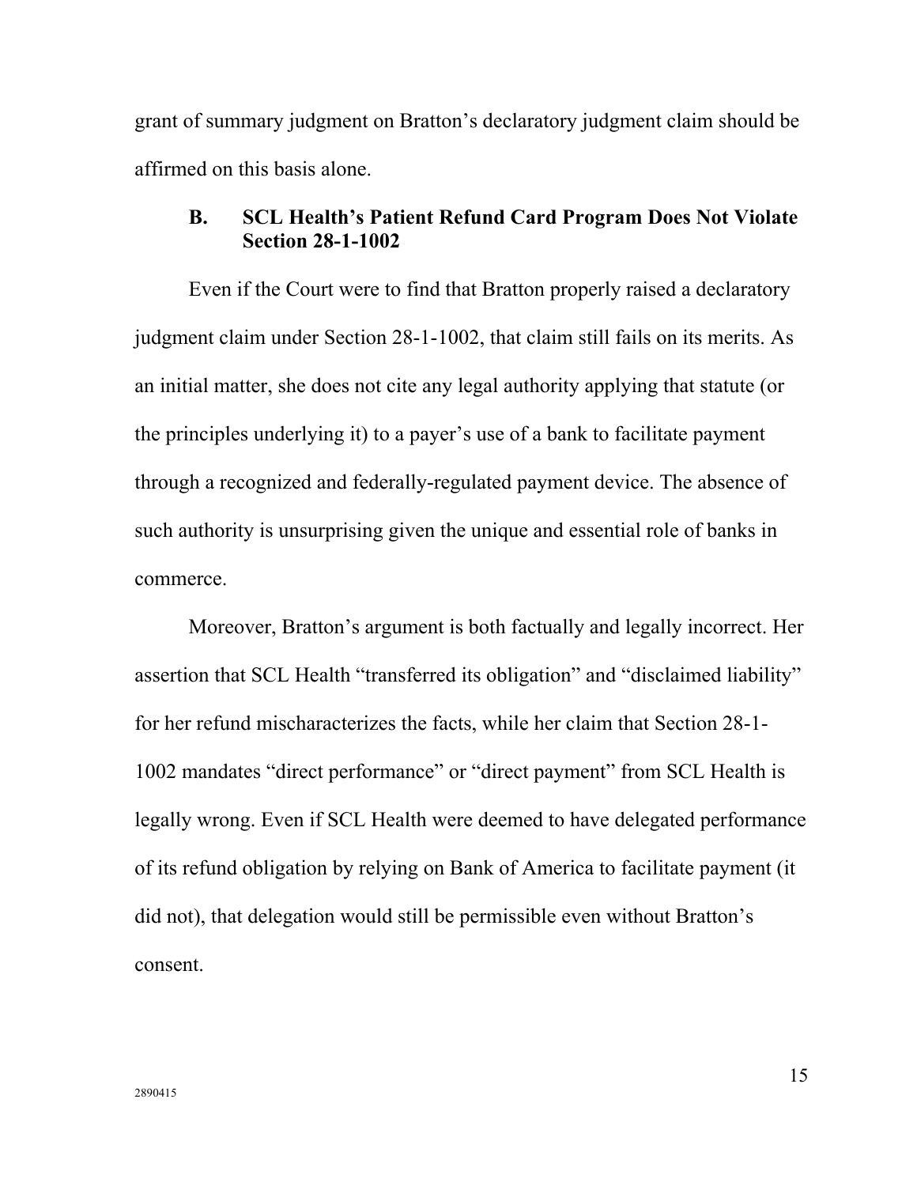grant of summary judgment on Bratton's declaratory judgment claim should be affirmed on this basis alone.

### B. SCL Health's Patient Refund Card Program Does Not Violate Section 28-1-1002

Even if the Court were to find that Bratton properly raised a declaratory judgment claim under Section 28-1-1002, that claim still fails on its merits. As an initial matter, she does not cite any legal authority applying that statute (or the principles underlying it) to a payer's use of a bank to facilitate payment through a recognized and federally-regulated payment device. The absence of such authority is unsurprising given the unique and essential role of banks in commerce.

Moreover, Bratton's argument is both factually and legally incorrect. Her assertion that SCL Health "transferred its obligation" and "disclaimed liability" for her refund mischaracterizes the facts, while her claim that Section 28-1-1002 mandates "direct performance" or "direct payment" from SCL Health is legally wrong. Even if SCL Health were deemed to have delegated performance of its refund obligation by relying on Bank of America to facilitate payment (it did not), that delegation would still be permissible even without Bratton's consent.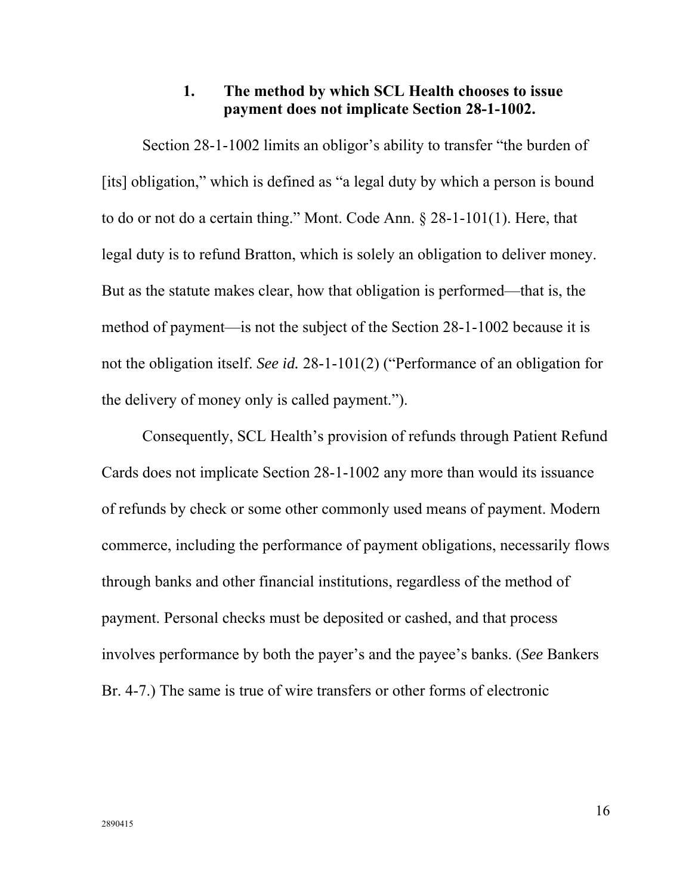### 1. The method by which SCL Health chooses to issue payment does not implicate Section 28-1-1002.

Section 28-1-1002 limits an obligor's ability to transfer "the burden of [its] obligation," which is defined as "a legal duty by which a person is bound to do or not do a certain thing." Mont. Code Ann. § 28-1-101(1). Here, that legal duty is to refund Bratton, which is solely an obligation to deliver money. But as the statute makes clear, how that obligation is performed—that is, the method of payment—is not the subject of the Section 28-1-1002 because it is not the obligation itself. *See id.* 28-1-101(2) ("Performance of an obligation for the delivery of money only is called payment.").

Consequently, SCL Health's provision of refunds through Patient Refund Cards does not implicate Section 28-1-1002 any more than would its issuance of refunds by check or some other commonly used means of payment. Modern commerce, including the performance of payment obligations, necessarily flows through banks and other financial institutions, regardless of the method of payment. Personal checks must be deposited or cashed, and that process involves performance by both the payer's and the payee's banks. (*See* Bankers Br. 4-7.) The same is true of wire transfers or other forms of electronic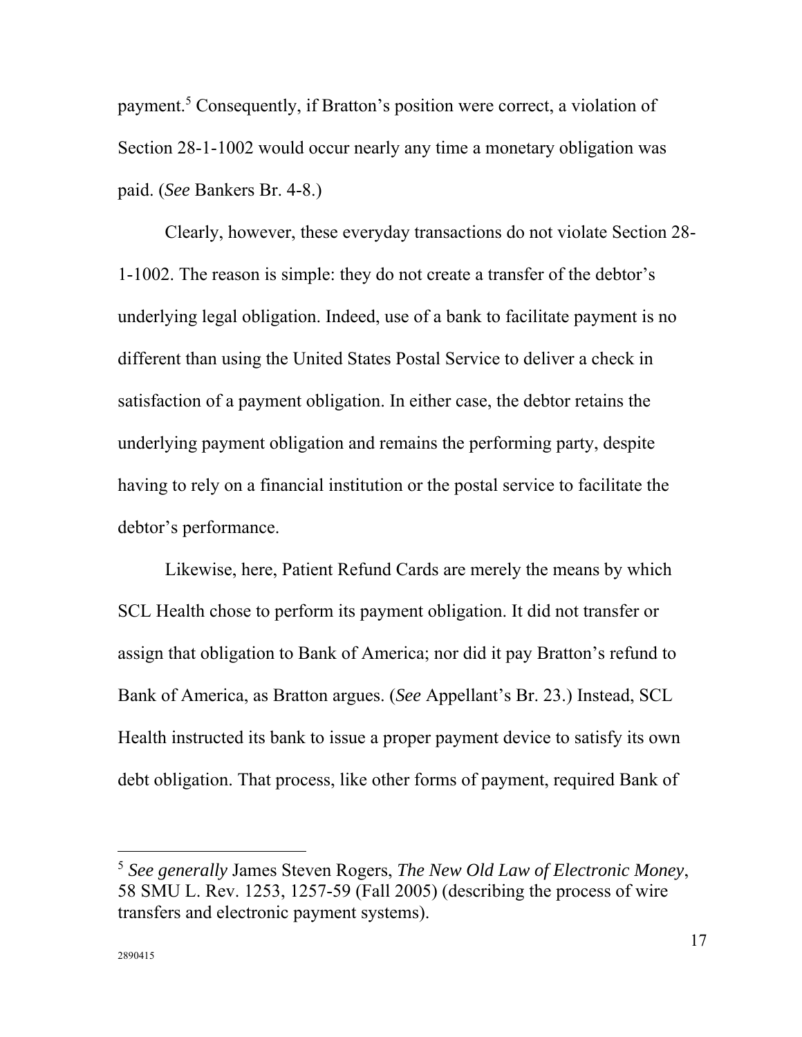payment.[5] Consequently, if Bratton's position were correct, a violation of Section 28-1-1002 would occur nearly any time a monetary obligation was paid. (*See* Bankers Br. 4-8.)

Clearly, however, these everyday transactions do not violate Section 28-1-1002. The reason is simple: they do not create a transfer of the debtor's underlying legal obligation. Indeed, use of a bank to facilitate payment is no different than using the United States Postal Service to deliver a check in satisfaction of a payment obligation. In either case, the debtor retains the underlying payment obligation and remains the performing party, despite having to rely on a financial institution or the postal service to facilitate the debtor's performance.

Likewise, here, Patient Refund Cards are merely the means by which SCL Health chose to perform its payment obligation. It did not transfer or assign that obligation to Bank of America; nor did it pay Bratton's refund to Bank of America, as Bratton argues. (*See* Appellant's Br. 23.) Instead, SCL Health instructed its bank to issue a proper payment device to satisfy its own debt obligation. That process, like other forms of payment, required Bank of

[5] *See generally* James Steven Rogers, *The New Old Law of Electronic Money*, 58 SMU L. Rev. 1253, 1257-59 (Fall 2005) (describing the process of wire transfers and electronic payment systems).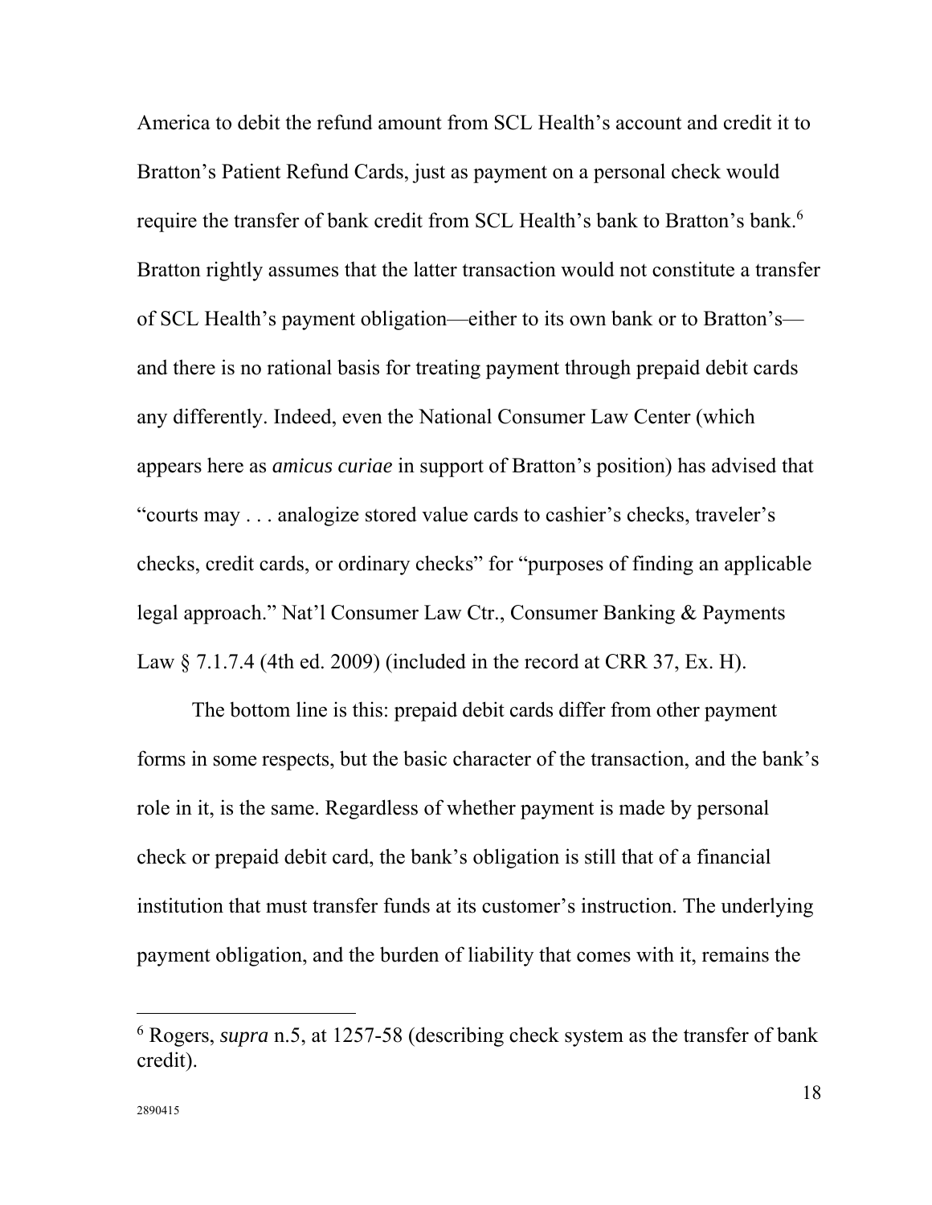America to debit the refund amount from SCL Health's account and credit it to Bratton's Patient Refund Cards, just as payment on a personal check would require the transfer of bank credit from SCL Health's bank to Bratton's bank.[6] Bratton rightly assumes that the latter transaction would not constitute a transfer of SCL Health's payment obligation—either to its own bank or to Bratton's—and there is no rational basis for treating payment through prepaid debit cards any differently. Indeed, even the National Consumer Law Center (which appears here as *amicus curiae* in support of Bratton's position) has advised that "courts may . . . analogize stored value cards to cashier's checks, traveler's checks, credit cards, or ordinary checks" for "purposes of finding an applicable legal approach." Nat'l Consumer Law Ctr., Consumer Banking & Payments Law § 7.1.7.4 (4th ed. 2009) (included in the record at CRR 37, Ex. H).

The bottom line is this: prepaid debit cards differ from other payment forms in some respects, but the basic character of the transaction, and the bank's role in it, is the same. Regardless of whether payment is made by personal check or prepaid debit card, the bank's obligation is still that of a financial institution that must transfer funds at its customer's instruction. The underlying payment obligation, and the burden of liability that comes with it, remains the

---

[6] Rogers, *supra* n.5, at 1257-58 (describing check system as the transfer of bank credit).

2890415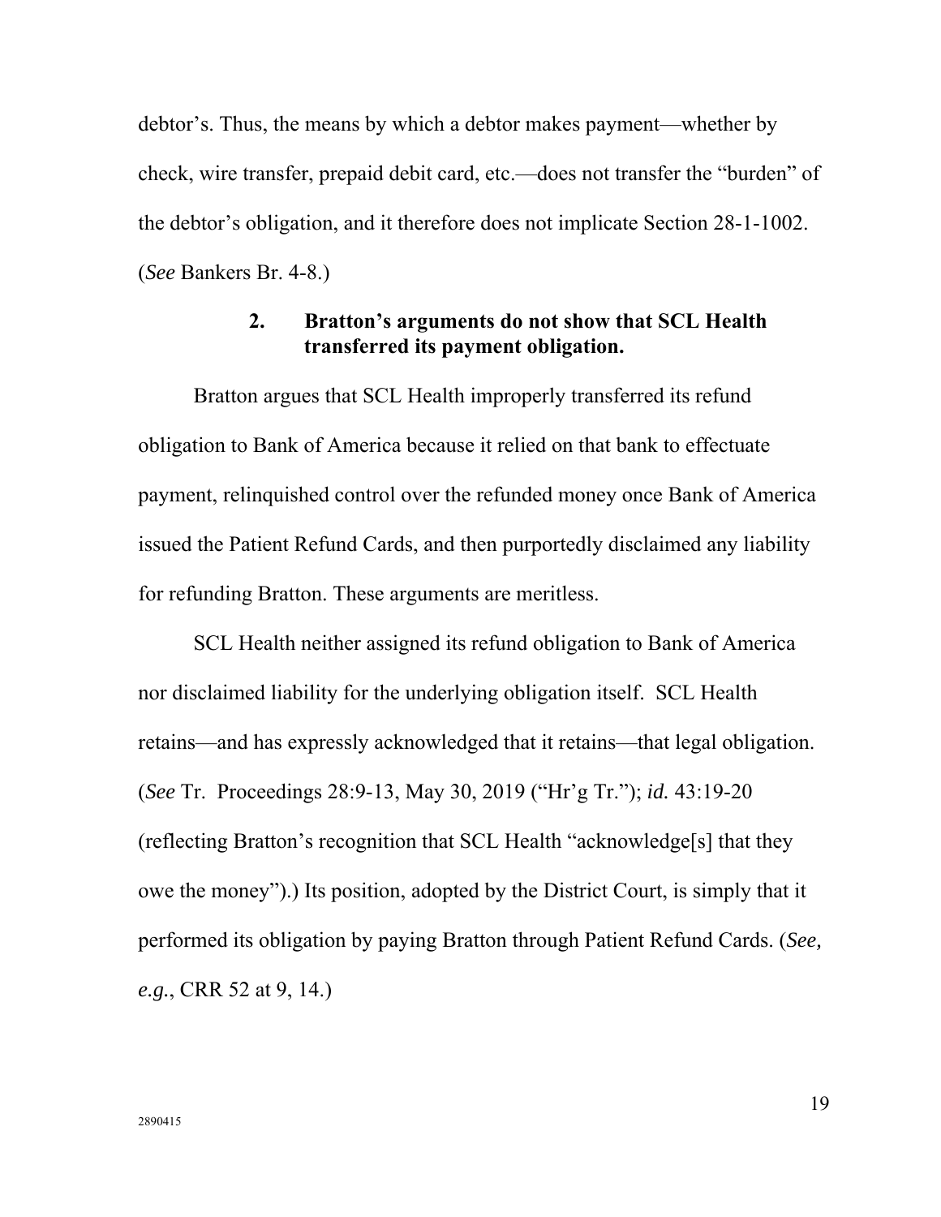debtor's. Thus, the means by which a debtor makes payment—whether by check, wire transfer, prepaid debit card, etc.—does not transfer the "burden" of the debtor's obligation, and it therefore does not implicate Section 28-1-1002. (*See* Bankers Br. 4-8.)

### 2. Bratton's arguments do not show that SCL Health transferred its payment obligation.

Bratton argues that SCL Health improperly transferred its refund obligation to Bank of America because it relied on that bank to effectuate payment, relinquished control over the refunded money once Bank of America issued the Patient Refund Cards, and then purportedly disclaimed any liability for refunding Bratton. These arguments are meritless.

SCL Health neither assigned its refund obligation to Bank of America nor disclaimed liability for the underlying obligation itself. SCL Health retains—and has expressly acknowledged that it retains—that legal obligation. (*See* Tr. Proceedings 28:9-13, May 30, 2019 ("Hr'g Tr."); *id.* 43:19-20 (reflecting Bratton's recognition that SCL Health "acknowledge[s] that they owe the money").) Its position, adopted by the District Court, is simply that it performed its obligation by paying Bratton through Patient Refund Cards. (*See, e.g.*, CRR 52 at 9, 14.)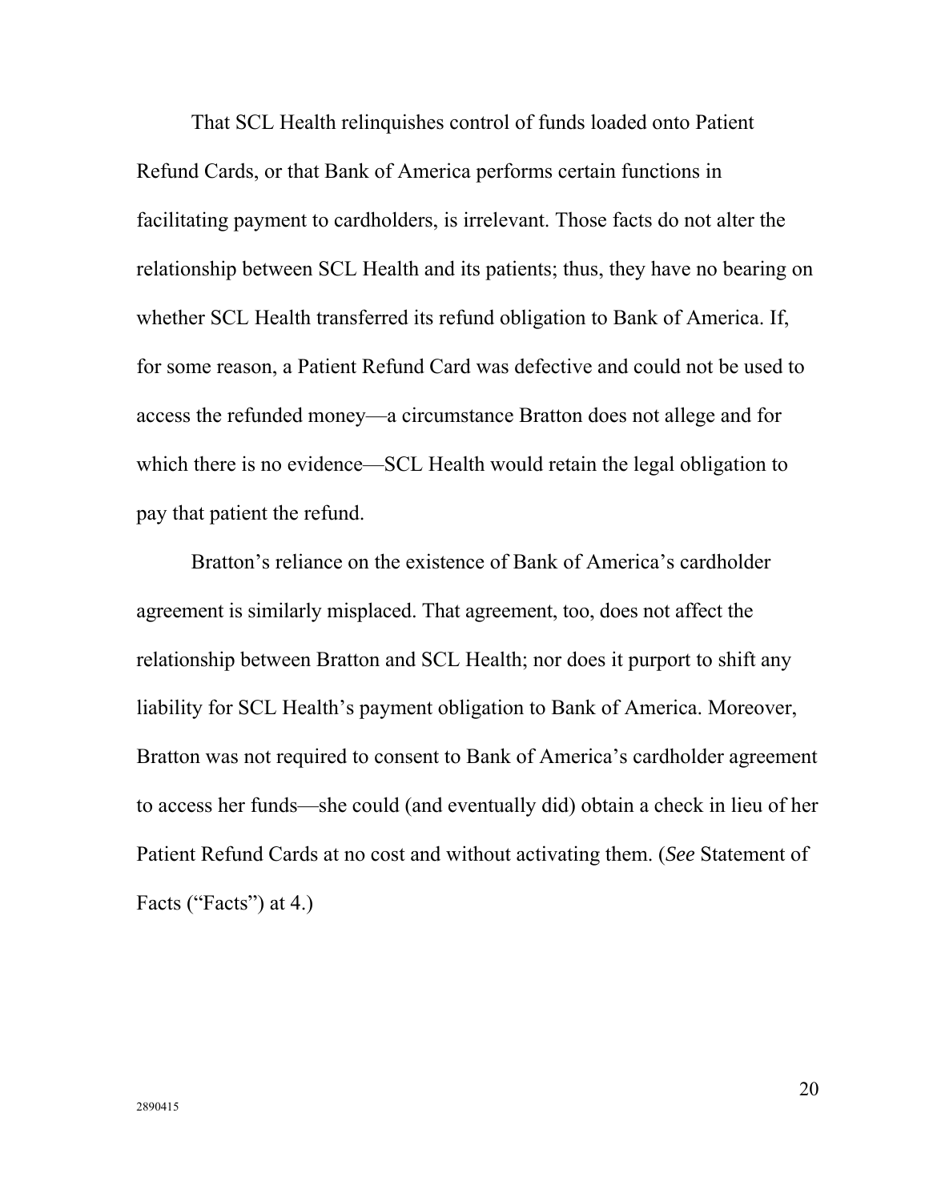That SCL Health relinquishes control of funds loaded onto Patient Refund Cards, or that Bank of America performs certain functions in facilitating payment to cardholders, is irrelevant. Those facts do not alter the relationship between SCL Health and its patients; thus, they have no bearing on whether SCL Health transferred its refund obligation to Bank of America. If, for some reason, a Patient Refund Card was defective and could not be used to access the refunded money—a circumstance Bratton does not allege and for which there is no evidence—SCL Health would retain the legal obligation to pay that patient the refund.

Bratton's reliance on the existence of Bank of America's cardholder agreement is similarly misplaced. That agreement, too, does not affect the relationship between Bratton and SCL Health; nor does it purport to shift any liability for SCL Health's payment obligation to Bank of America. Moreover, Bratton was not required to consent to Bank of America's cardholder agreement to access her funds—she could (and eventually did) obtain a check in lieu of her Patient Refund Cards at no cost and without activating them. (*See* Statement of Facts ("Facts") at 4.)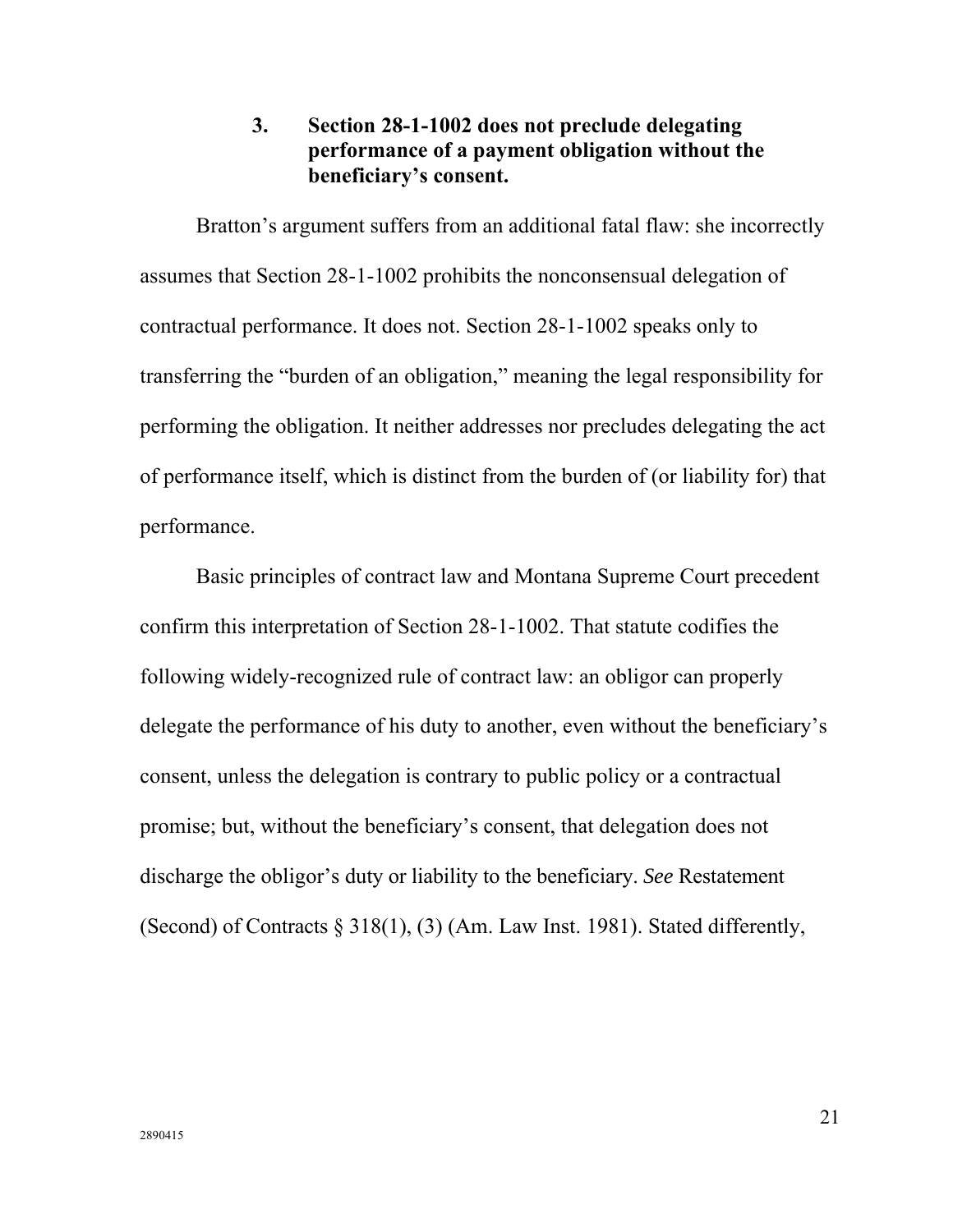### 3. Section 28-1-1002 does not preclude delegating performance of a payment obligation without the beneficiary's consent.

Bratton's argument suffers from an additional fatal flaw: she incorrectly assumes that Section 28-1-1002 prohibits the nonconsensual delegation of contractual performance. It does not. Section 28-1-1002 speaks only to transferring the "burden of an obligation," meaning the legal responsibility for performing the obligation. It neither addresses nor precludes delegating the act of performance itself, which is distinct from the burden of (or liability for) that performance.

Basic principles of contract law and Montana Supreme Court precedent confirm this interpretation of Section 28-1-1002. That statute codifies the following widely-recognized rule of contract law: an obligor can properly delegate the performance of his duty to another, even without the beneficiary's consent, unless the delegation is contrary to public policy or a contractual promise; but, without the beneficiary's consent, that delegation does not discharge the obligor's duty or liability to the beneficiary. *See* Restatement (Second) of Contracts § 318(1), (3) (Am. Law Inst. 1981). Stated differently,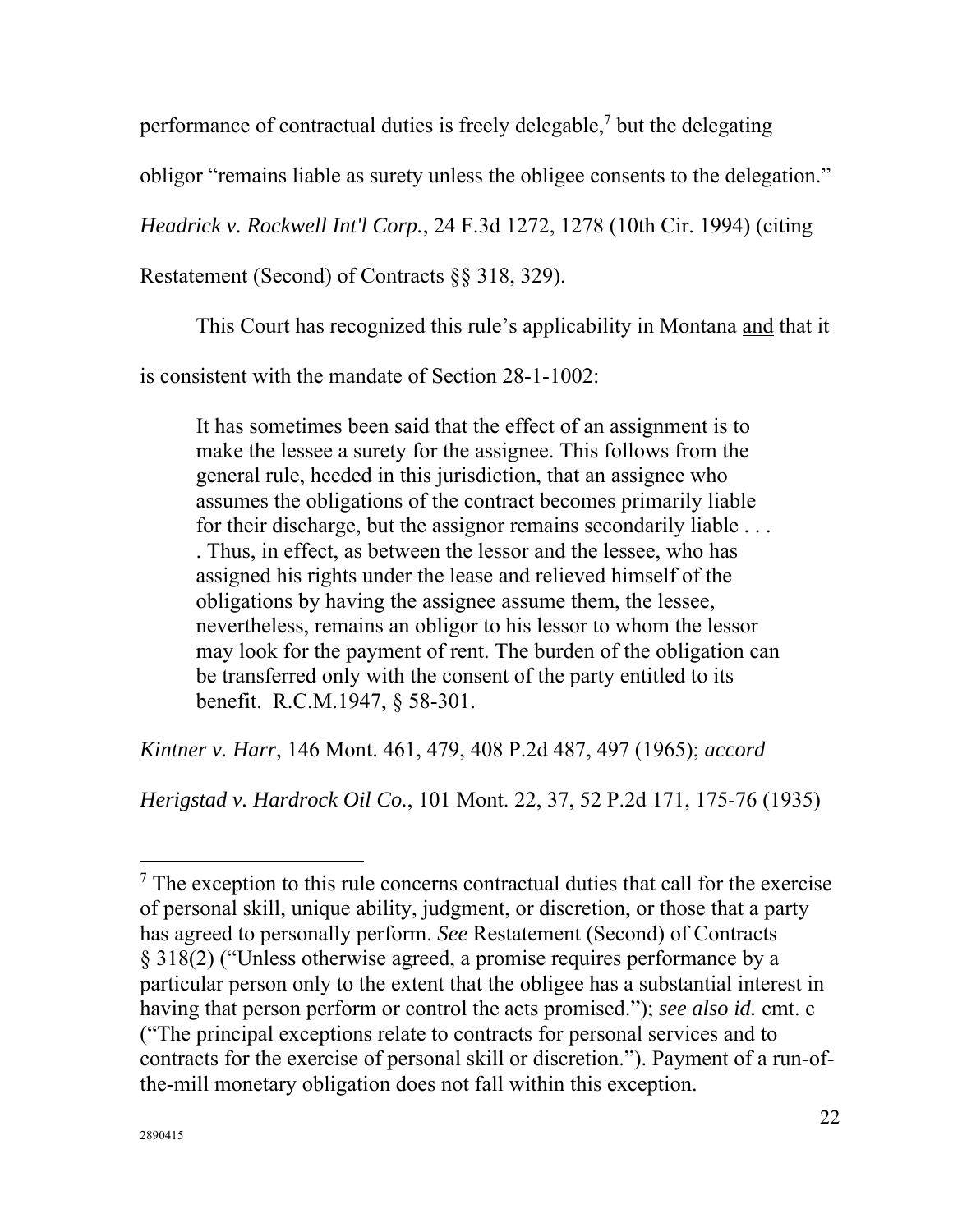performance of contractual duties is freely delegable,[7] but the delegating obligor "remains liable as surety unless the obligee consents to the delegation." *Headrick v. Rockwell Int'l Corp.*, 24 F.3d 1272, 1278 (10th Cir. 1994) (citing Restatement (Second) of Contracts §§ 318, 329).

This Court has recognized this rule's applicability in Montana <u>and</u> that it is consistent with the mandate of Section 28-1-1002:

> It has sometimes been said that the effect of an assignment is to make the lessee a surety for the assignee. This follows from the general rule, heeded in this jurisdiction, that an assignee who assumes the obligations of the contract becomes primarily liable for their discharge, but the assignor remains secondarily liable . . . . Thus, in effect, as between the lessor and the lessee, who has assigned his rights under the lease and relieved himself of the obligations by having the assignee assume them, the lessee, nevertheless, remains an obligor to his lessor to whom the lessor may look for the payment of rent. The burden of the obligation can be transferred only with the consent of the party entitled to its benefit. R.C.M.1947, § 58-301.

*Kintner v. Harr*, 146 Mont. 461, 479, 408 P.2d 487, 497 (1965); *accord* *Herigstad v. Hardrock Oil Co.*, 101 Mont. 22, 37, 52 P.2d 171, 175-76 (1935)

---

[7] The exception to this rule concerns contractual duties that call for the exercise of personal skill, unique ability, judgment, or discretion, or those that a party has agreed to personally perform. *See* Restatement (Second) of Contracts § 318(2) ("Unless otherwise agreed, a promise requires performance by a particular person only to the extent that the obligee has a substantial interest in having that person perform or control the acts promised."); *see also id.* cmt. c ("The principal exceptions relate to contracts for personal services and to contracts for the exercise of personal skill or discretion."). Payment of a run-of-the-mill monetary obligation does not fall within this exception.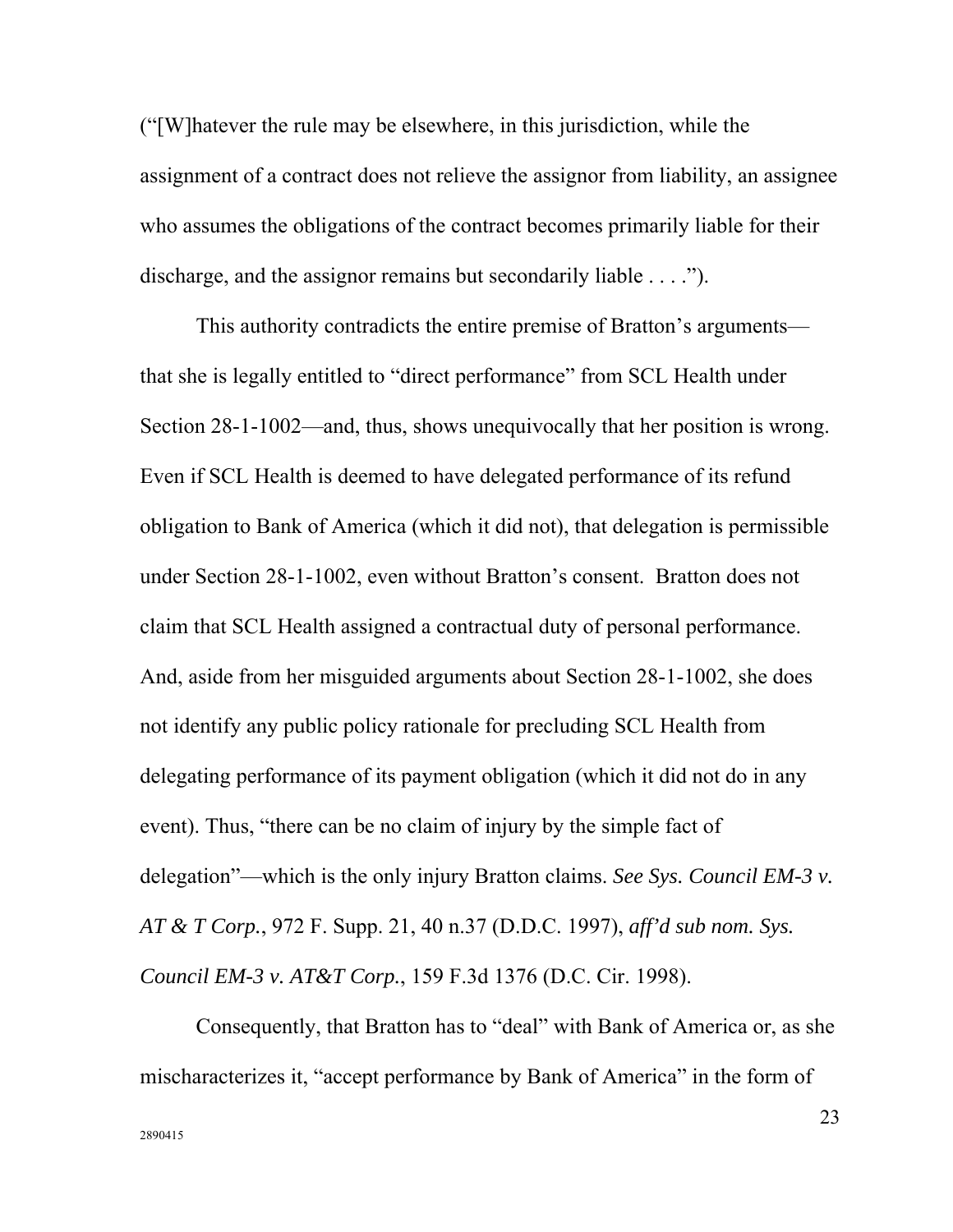("[W]hatever the rule may be elsewhere, in this jurisdiction, while the assignment of a contract does not relieve the assignor from liability, an assignee who assumes the obligations of the contract becomes primarily liable for their discharge, and the assignor remains but secondarily liable . . . .").

This authority contradicts the entire premise of Bratton's arguments—that she is legally entitled to "direct performance" from SCL Health under Section 28-1-1002—and, thus, shows unequivocally that her position is wrong. Even if SCL Health is deemed to have delegated performance of its refund obligation to Bank of America (which it did not), that delegation is permissible under Section 28-1-1002, even without Bratton's consent. Bratton does not claim that SCL Health assigned a contractual duty of personal performance. And, aside from her misguided arguments about Section 28-1-1002, she does not identify any public policy rationale for precluding SCL Health from delegating performance of its payment obligation (which it did not do in any event). Thus, "there can be no claim of injury by the simple fact of delegation"—which is the only injury Bratton claims. *See Sys. Council EM-3 v. AT & T Corp.*, 972 F. Supp. 21, 40 n.37 (D.D.C. 1997), *aff'd sub nom. Sys. Council EM-3 v. AT&T Corp.*, 159 F.3d 1376 (D.C. Cir. 1998).

Consequently, that Bratton has to "deal" with Bank of America or, as she mischaracterizes it, "accept performance by Bank of America" in the form of

2890415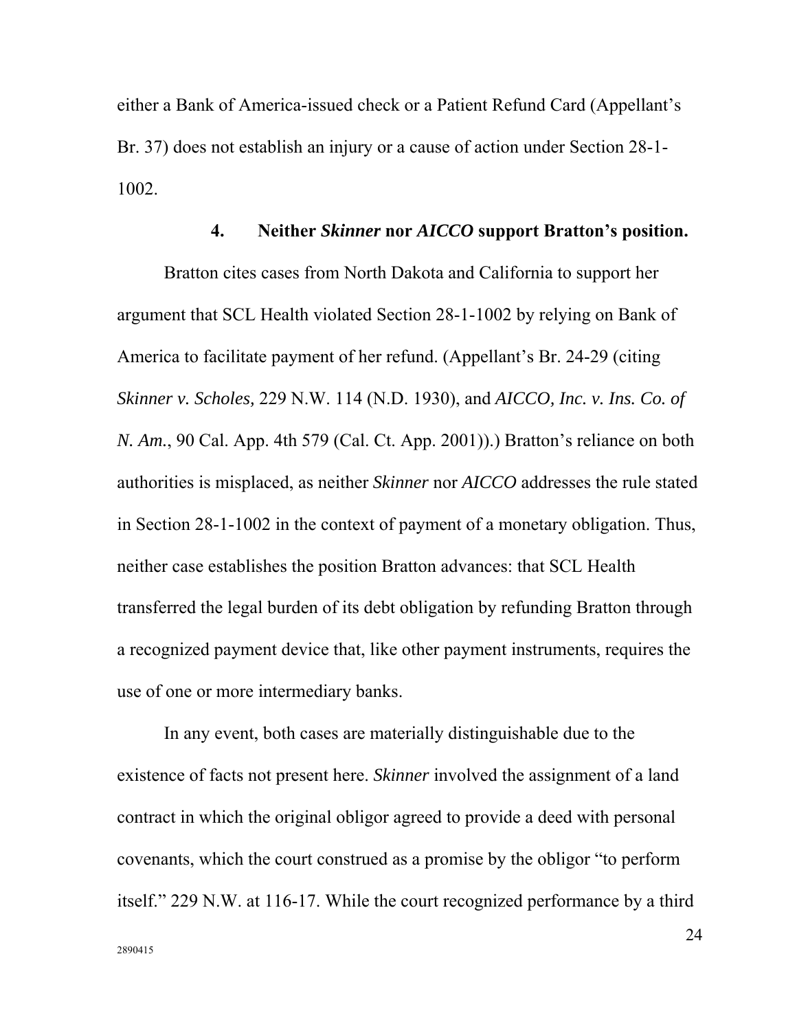either a Bank of America-issued check or a Patient Refund Card (Appellant's Br. 37) does not establish an injury or a cause of action under Section 28-1-1002.

#### 4. Neither *Skinner* nor *AICCO* support Bratton's position.

Bratton cites cases from North Dakota and California to support her argument that SCL Health violated Section 28-1-1002 by relying on Bank of America to facilitate payment of her refund. (Appellant's Br. 24-29 (citing *Skinner v. Scholes,* 229 N.W. 114 (N.D. 1930), and *AICCO, Inc. v. Ins. Co. of N. Am.*, 90 Cal. App. 4th 579 (Cal. Ct. App. 2001)).) Bratton's reliance on both authorities is misplaced, as neither *Skinner* nor *AICCO* addresses the rule stated in Section 28-1-1002 in the context of payment of a monetary obligation. Thus, neither case establishes the position Bratton advances: that SCL Health transferred the legal burden of its debt obligation by refunding Bratton through a recognized payment device that, like other payment instruments, requires the use of one or more intermediary banks.

In any event, both cases are materially distinguishable due to the existence of facts not present here. *Skinner* involved the assignment of a land contract in which the original obligor agreed to provide a deed with personal covenants, which the court construed as a promise by the obligor "to perform itself." 229 N.W. at 116-17. While the court recognized performance by a third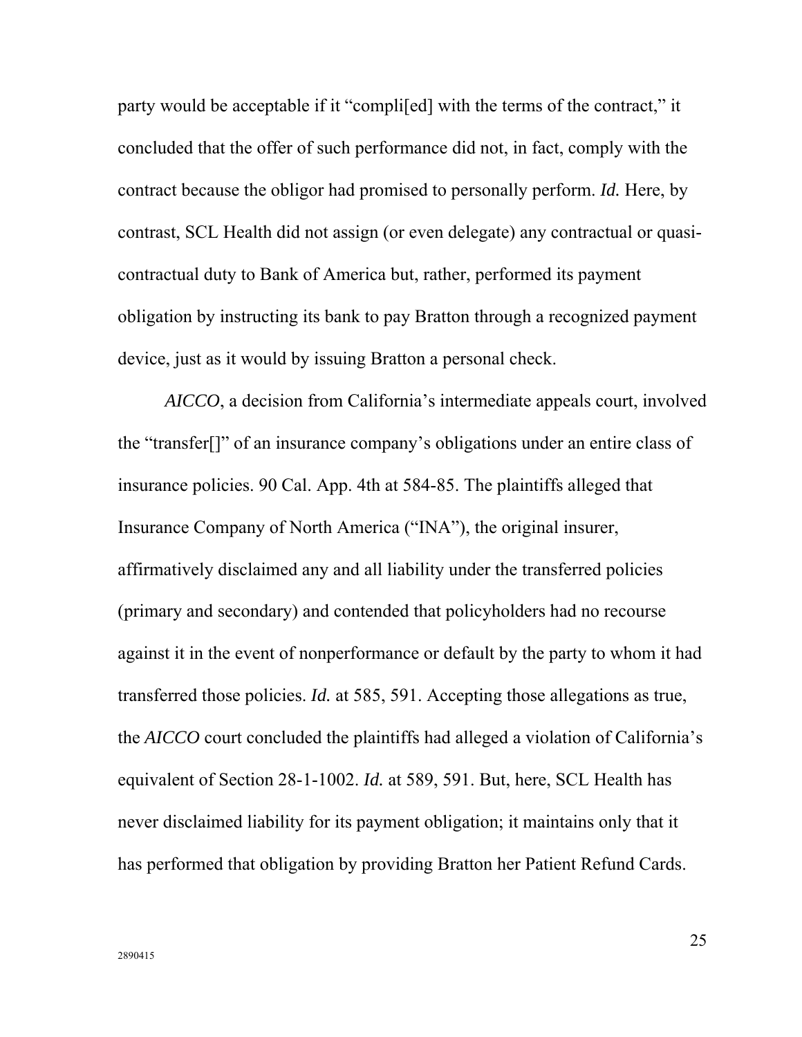party would be acceptable if it "compli[ed] with the terms of the contract," it concluded that the offer of such performance did not, in fact, comply with the contract because the obligor had promised to personally perform. *Id.* Here, by contrast, SCL Health did not assign (or even delegate) any contractual or quasi-contractual duty to Bank of America but, rather, performed its payment obligation by instructing its bank to pay Bratton through a recognized payment device, just as it would by issuing Bratton a personal check.

*AICCO*, a decision from California's intermediate appeals court, involved the "transfer[]" of an insurance company's obligations under an entire class of insurance policies. 90 Cal. App. 4th at 584-85. The plaintiffs alleged that Insurance Company of North America ("INA"), the original insurer, affirmatively disclaimed any and all liability under the transferred policies (primary and secondary) and contended that policyholders had no recourse against it in the event of nonperformance or default by the party to whom it had transferred those policies. *Id.* at 585, 591. Accepting those allegations as true, the *AICCO* court concluded the plaintiffs had alleged a violation of California's equivalent of Section 28-1-1002. *Id.* at 589, 591. But, here, SCL Health has never disclaimed liability for its payment obligation; it maintains only that it has performed that obligation by providing Bratton her Patient Refund Cards.

2890415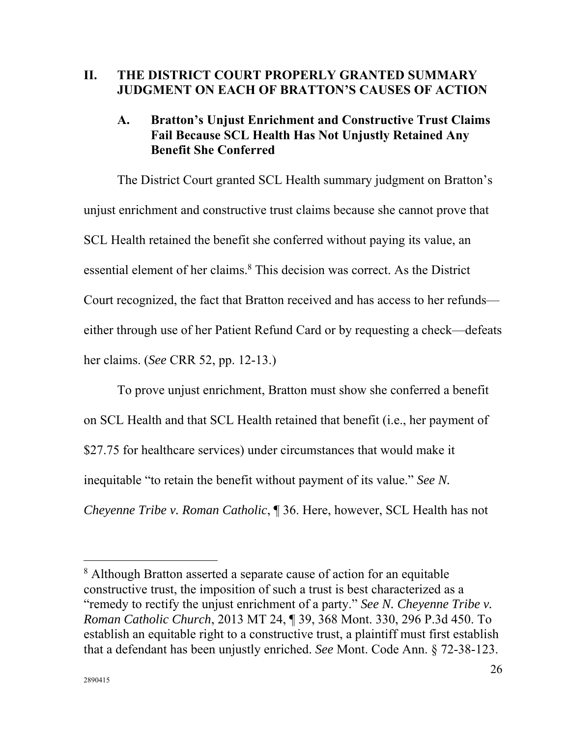## II. THE DISTRICT COURT PROPERLY GRANTED SUMMARY JUDGMENT ON EACH OF BRATTON'S CAUSES OF ACTION

### A. Bratton's Unjust Enrichment and Constructive Trust Claims Fail Because SCL Health Has Not Unjustly Retained Any Benefit She Conferred

The District Court granted SCL Health summary judgment on Bratton's unjust enrichment and constructive trust claims because she cannot prove that SCL Health retained the benefit she conferred without paying its value, an essential element of her claims.[8] This decision was correct. As the District Court recognized, the fact that Bratton received and has access to her refunds—either through use of her Patient Refund Card or by requesting a check—defeats her claims. (*See* CRR 52, pp. 12-13.)

To prove unjust enrichment, Bratton must show she conferred a benefit on SCL Health and that SCL Health retained that benefit (i.e., her payment of $27.75 for healthcare services) under circumstances that would make it inequitable "to retain the benefit without payment of its value." *See N. Cheyenne Tribe v. Roman Catholic*, ¶ 36. Here, however, SCL Health has not

---

[8] Although Bratton asserted a separate cause of action for an equitable constructive trust, the imposition of such a trust is best characterized as a "remedy to rectify the unjust enrichment of a party." *See N. Cheyenne Tribe v. Roman Catholic Church*, 2013 MT 24, ¶ 39, 368 Mont. 330, 296 P.3d 450. To establish an equitable right to a constructive trust, a plaintiff must first establish that a defendant has been unjustly enriched. *See* Mont. Code Ann. § 72-38-123.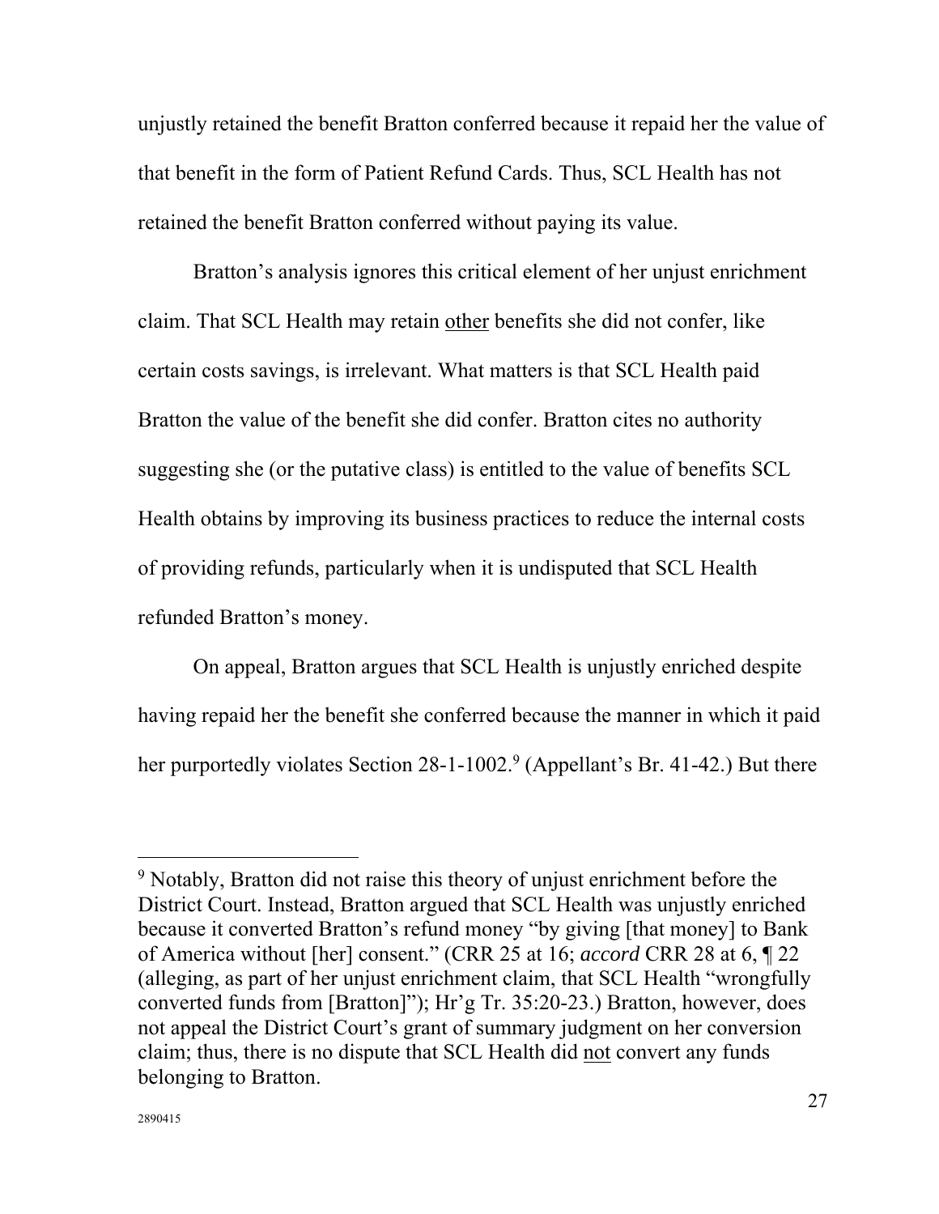unjustly retained the benefit Bratton conferred because it repaid her the value of that benefit in the form of Patient Refund Cards. Thus, SCL Health has not retained the benefit Bratton conferred without paying its value.

Bratton's analysis ignores this critical element of her unjust enrichment claim. That SCL Health may retain other benefits she did not confer, like certain costs savings, is irrelevant. What matters is that SCL Health paid Bratton the value of the benefit she did confer. Bratton cites no authority suggesting she (or the putative class) is entitled to the value of benefits SCL Health obtains by improving its business practices to reduce the internal costs of providing refunds, particularly when it is undisputed that SCL Health refunded Bratton's money.

On appeal, Bratton argues that SCL Health is unjustly enriched despite having repaid her the benefit she conferred because the manner in which it paid her purportedly violates Section 28-1-1002.[9] (Appellant's Br. 41-42.) But there

---

[9] Notably, Bratton did not raise this theory of unjust enrichment before the District Court. Instead, Bratton argued that SCL Health was unjustly enriched because it converted Bratton's refund money "by giving [that money] to Bank of America without [her] consent." (CRR 25 at 16; *accord* CRR 28 at 6, ¶ 22 (alleging, as part of her unjust enrichment claim, that SCL Health "wrongfully converted funds from [Bratton]"); Hr'g Tr. 35:20-23.) Bratton, however, does not appeal the District Court's grant of summary judgment on her conversion claim; thus, there is no dispute that SCL Health did not convert any funds belonging to Bratton.

2890415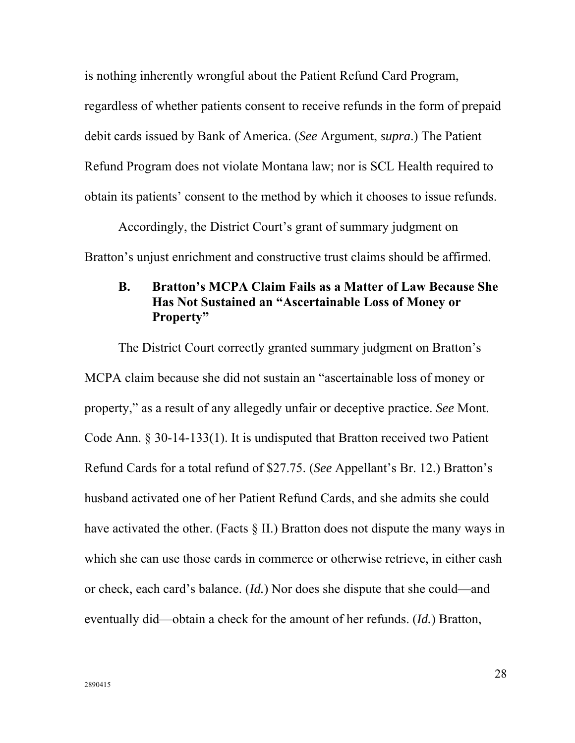is nothing inherently wrongful about the Patient Refund Card Program, regardless of whether patients consent to receive refunds in the form of prepaid debit cards issued by Bank of America. (*See* Argument, *supra*.) The Patient Refund Program does not violate Montana law; nor is SCL Health required to obtain its patients' consent to the method by which it chooses to issue refunds.

Accordingly, the District Court's grant of summary judgment on Bratton's unjust enrichment and constructive trust claims should be affirmed.

### B. Bratton's MCPA Claim Fails as a Matter of Law Because She Has Not Sustained an "Ascertainable Loss of Money or Property"

The District Court correctly granted summary judgment on Bratton's MCPA claim because she did not sustain an "ascertainable loss of money or property," as a result of any allegedly unfair or deceptive practice. *See* Mont. Code Ann. § 30-14-133(1). It is undisputed that Bratton received two Patient Refund Cards for a total refund of $27.75. (*See* Appellant's Br. 12.) Bratton's husband activated one of her Patient Refund Cards, and she admits she could have activated the other. (Facts § II.) Bratton does not dispute the many ways in which she can use those cards in commerce or otherwise retrieve, in either cash or check, each card's balance. (*Id.*) Nor does she dispute that she could—and eventually did—obtain a check for the amount of her refunds. (*Id.*) Bratton,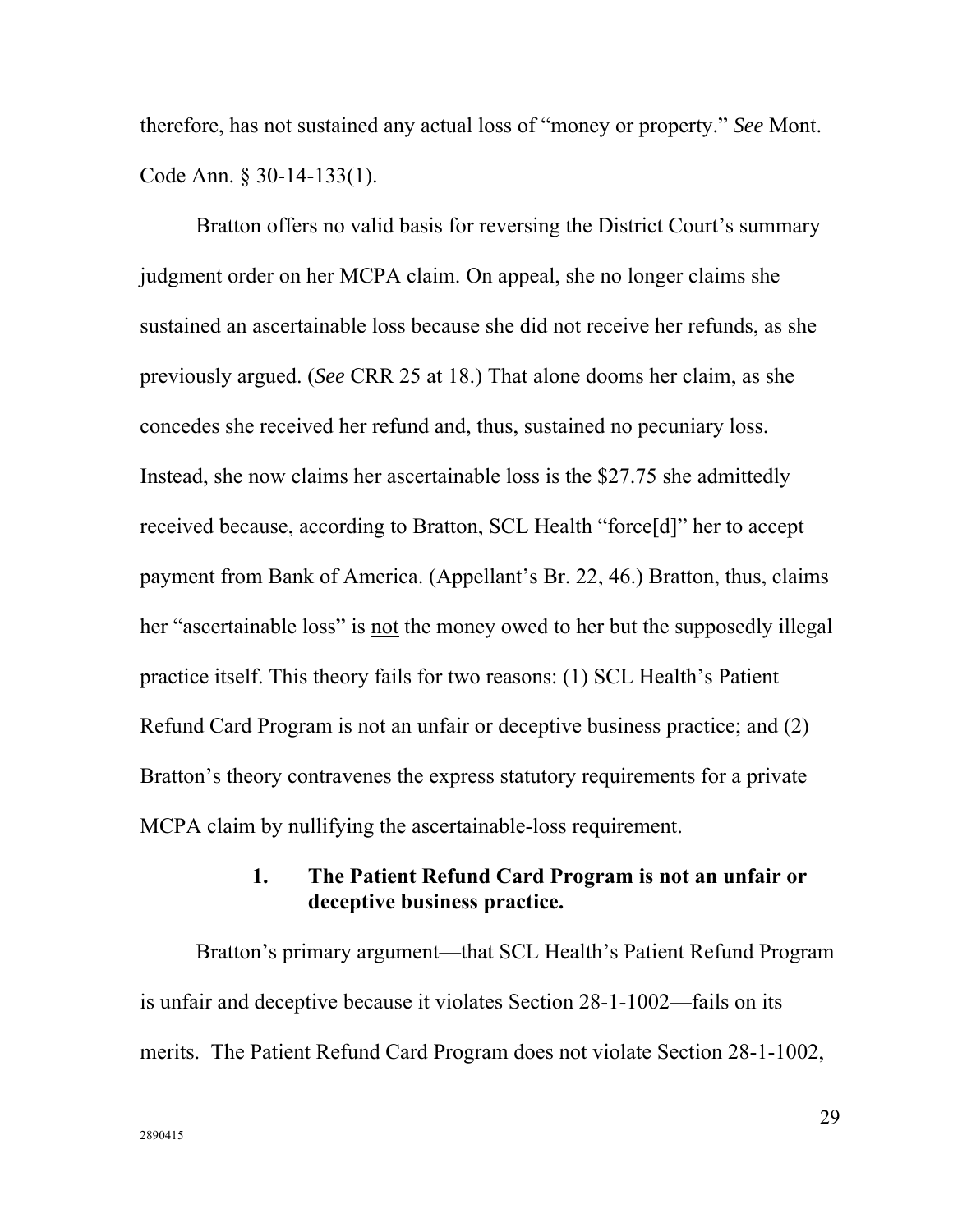therefore, has not sustained any actual loss of "money or property." *See* Mont. Code Ann. § 30-14-133(1).

Bratton offers no valid basis for reversing the District Court's summary judgment order on her MCPA claim. On appeal, she no longer claims she sustained an ascertainable loss because she did not receive her refunds, as she previously argued. (*See* CRR 25 at 18.) That alone dooms her claim, as she concedes she received her refund and, thus, sustained no pecuniary loss. Instead, she now claims her ascertainable loss is the $27.75 she admittedly received because, according to Bratton, SCL Health "force[d]" her to accept payment from Bank of America. (Appellant's Br. 22, 46.) Bratton, thus, claims her "ascertainable loss" is <u>not</u> the money owed to her but the supposedly illegal practice itself. This theory fails for two reasons: (1) SCL Health's Patient Refund Card Program is not an unfair or deceptive business practice; and (2) Bratton's theory contravenes the express statutory requirements for a private MCPA claim by nullifying the ascertainable-loss requirement.

### 1. The Patient Refund Card Program is not an unfair or deceptive business practice.

Bratton's primary argument—that SCL Health's Patient Refund Program is unfair and deceptive because it violates Section 28-1-1002—fails on its merits. The Patient Refund Card Program does not violate Section 28-1-1002,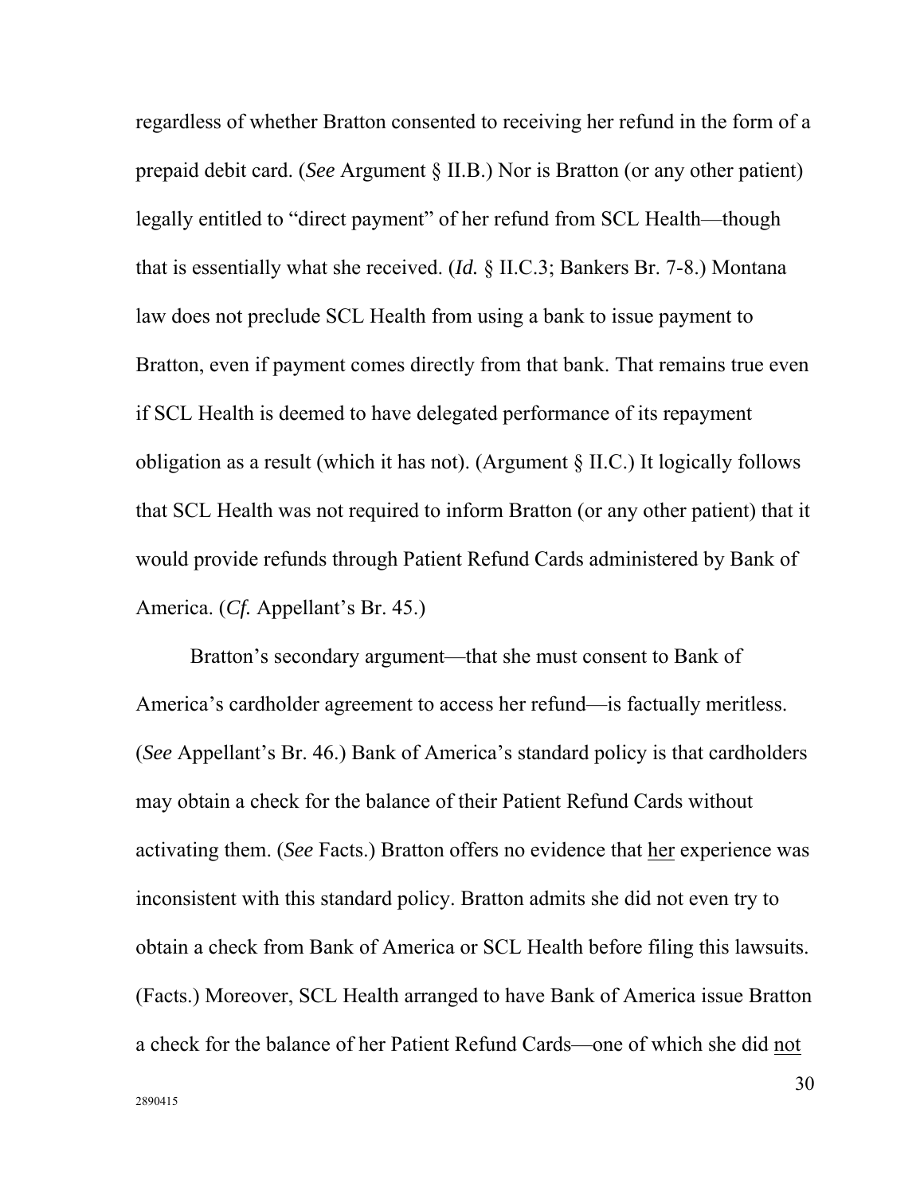regardless of whether Bratton consented to receiving her refund in the form of a prepaid debit card. (*See* Argument § II.B.) Nor is Bratton (or any other patient) legally entitled to "direct payment" of her refund from SCL Health—though that is essentially what she received. (*Id.* § II.C.3; Bankers Br. 7-8.) Montana law does not preclude SCL Health from using a bank to issue payment to Bratton, even if payment comes directly from that bank. That remains true even if SCL Health is deemed to have delegated performance of its repayment obligation as a result (which it has not). (Argument § II.C.) It logically follows that SCL Health was not required to inform Bratton (or any other patient) that it would provide refunds through Patient Refund Cards administered by Bank of America. (*Cf.* Appellant's Br. 45.)

Bratton's secondary argument—that she must consent to Bank of America's cardholder agreement to access her refund—is factually meritless. (*See* Appellant's Br. 46.) Bank of America's standard policy is that cardholders may obtain a check for the balance of their Patient Refund Cards without activating them. (*See* Facts.) Bratton offers no evidence that <u>her</u> experience was inconsistent with this standard policy. Bratton admits she did not even try to obtain a check from Bank of America or SCL Health before filing this lawsuits. (Facts.) Moreover, SCL Health arranged to have Bank of America issue Bratton a check for the balance of her Patient Refund Cards—one of which she did <u>not</u>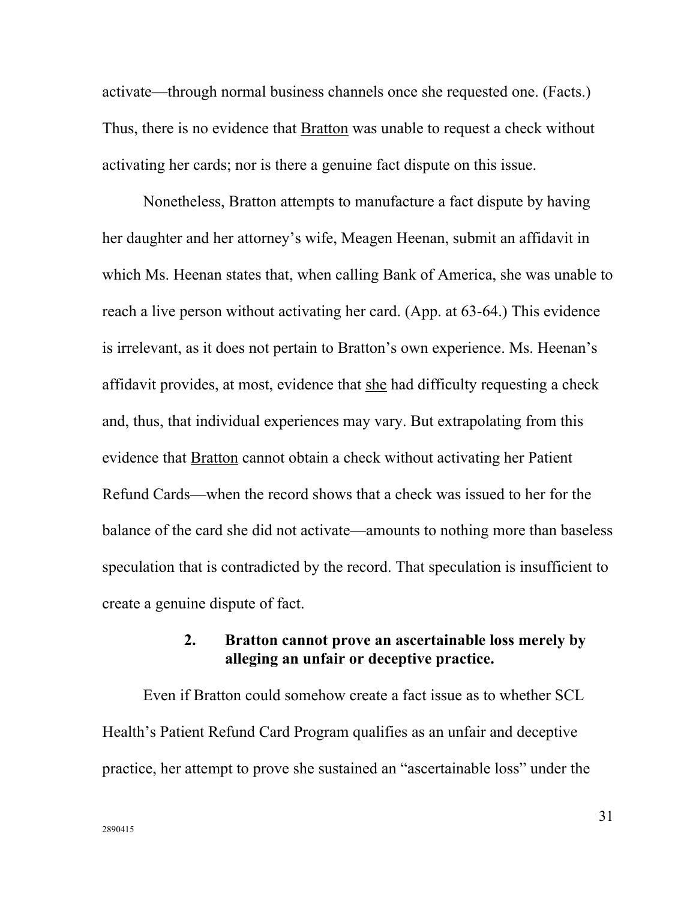activate—through normal business channels once she requested one. (Facts.) Thus, there is no evidence that Bratton was unable to request a check without activating her cards; nor is there a genuine fact dispute on this issue.

Nonetheless, Bratton attempts to manufacture a fact dispute by having her daughter and her attorney's wife, Meagen Heenan, submit an affidavit in which Ms. Heenan states that, when calling Bank of America, she was unable to reach a live person without activating her card. (App. at 63-64.) This evidence is irrelevant, as it does not pertain to Bratton's own experience. Ms. Heenan's affidavit provides, at most, evidence that she had difficulty requesting a check and, thus, that individual experiences may vary. But extrapolating from this evidence that Bratton cannot obtain a check without activating her Patient Refund Cards—when the record shows that a check was issued to her for the balance of the card she did not activate—amounts to nothing more than baseless speculation that is contradicted by the record. That speculation is insufficient to create a genuine dispute of fact.

### 2. Bratton cannot prove an ascertainable loss merely by alleging an unfair or deceptive practice.

Even if Bratton could somehow create a fact issue as to whether SCL Health's Patient Refund Card Program qualifies as an unfair and deceptive practice, her attempt to prove she sustained an "ascertainable loss" under the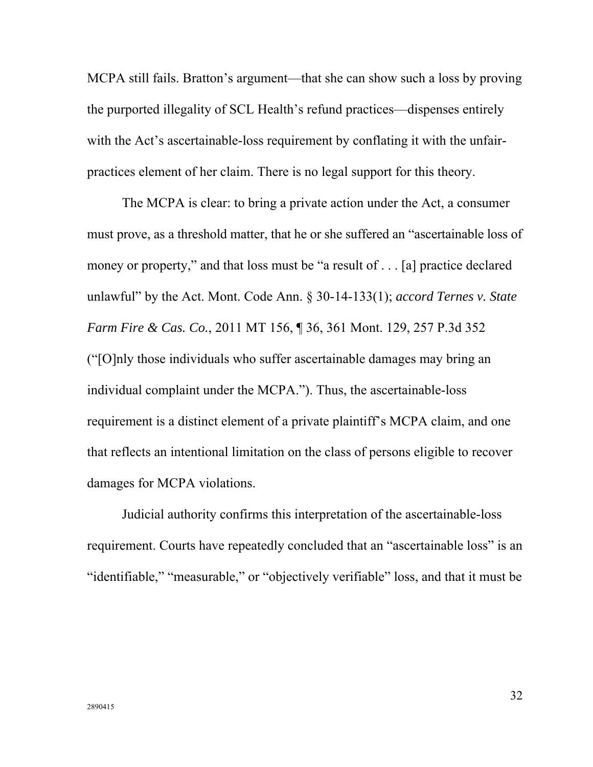MCPA still fails. Bratton's argument—that she can show such a loss by proving the purported illegality of SCL Health's refund practices—dispenses entirely with the Act's ascertainable-loss requirement by conflating it with the unfair-practices element of her claim. There is no legal support for this theory.

The MCPA is clear: to bring a private action under the Act, a consumer must prove, as a threshold matter, that he or she suffered an "ascertainable loss of money or property," and that loss must be "a result of . . . [a] practice declared unlawful" by the Act. Mont. Code Ann. § 30-14-133(1); *accord Ternes v. State Farm Fire & Cas. Co.*, 2011 MT 156, ¶ 36, 361 Mont. 129, 257 P.3d 352 ("[O]nly those individuals who suffer ascertainable damages may bring an individual complaint under the MCPA."). Thus, the ascertainable-loss requirement is a distinct element of a private plaintiff's MCPA claim, and one that reflects an intentional limitation on the class of persons eligible to recover damages for MCPA violations.

Judicial authority confirms this interpretation of the ascertainable-loss requirement. Courts have repeatedly concluded that an "ascertainable loss" is an "identifiable," "measurable," or "objectively verifiable" loss, and that it must be

2890415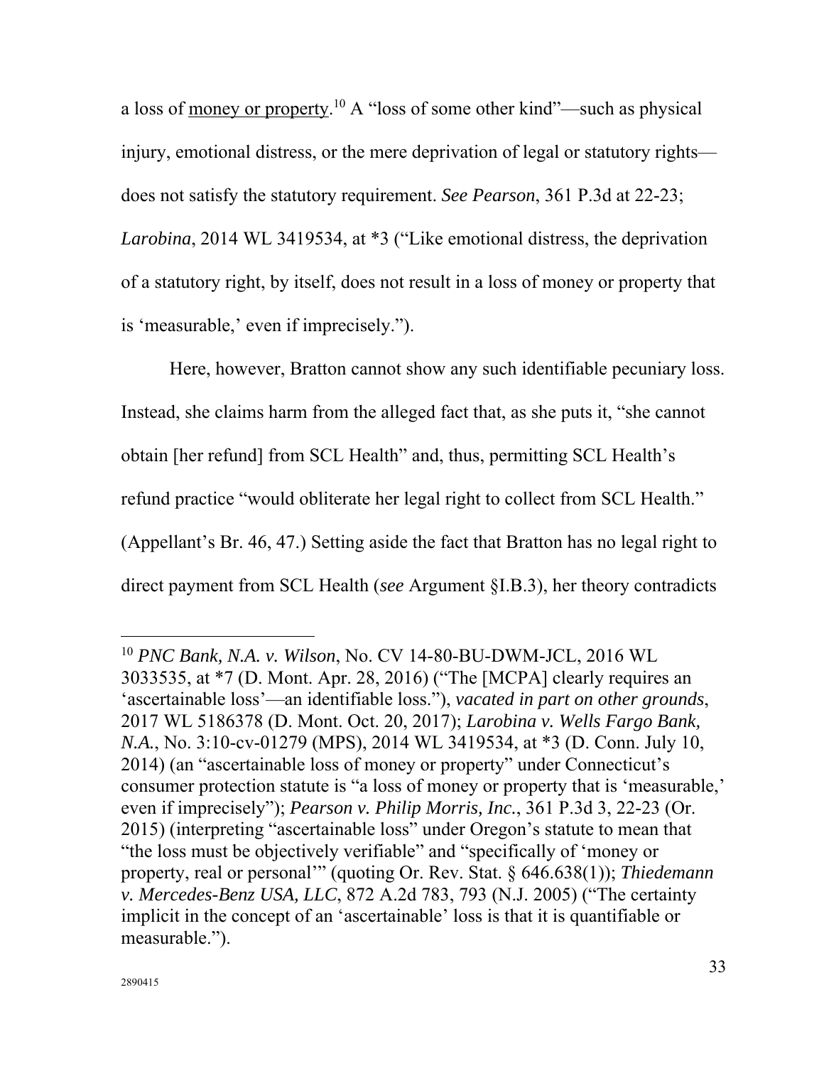a loss of <u>money or property</u>.[10] A "loss of some other kind"—such as physical injury, emotional distress, or the mere deprivation of legal or statutory rights—does not satisfy the statutory requirement. *See Pearson*, 361 P.3d at 22-23; *Larobina*, 2014 WL 3419534, at *3 ("Like emotional distress, the deprivation of a statutory right, by itself, does not result in a loss of money or property that is 'measurable,' even if imprecisely.").

Here, however, Bratton cannot show any such identifiable pecuniary loss. Instead, she claims harm from the alleged fact that, as she puts it, "she cannot obtain [her refund] from SCL Health" and, thus, permitting SCL Health's refund practice "would obliterate her legal right to collect from SCL Health." (Appellant's Br. 46, 47.) Setting aside the fact that Bratton has no legal right to direct payment from SCL Health (*see* Argument §I.B.3), her theory contradicts

---

[10] *PNC Bank, N.A. v. Wilson*, No. CV 14-80-BU-DWM-JCL, 2016 WL 3033535, at *7 (D. Mont. Apr. 28, 2016) ("The [MCPA] clearly requires an 'ascertainable loss'—an identifiable loss."), *vacated in part on other grounds*, 2017 WL 5186378 (D. Mont. Oct. 20, 2017); *Larobina v. Wells Fargo Bank, N.A.*, No. 3:10-cv-01279 (MPS), 2014 WL 3419534, at *3 (D. Conn. July 10, 2014) (an "ascertainable loss of money or property" under Connecticut's consumer protection statute is "a loss of money or property that is 'measurable,' even if imprecisely"); *Pearson v. Philip Morris, Inc.*, 361 P.3d 3, 22-23 (Or. 2015) (interpreting "ascertainable loss" under Oregon's statute to mean that "the loss must be objectively verifiable" and "specifically of 'money or property, real or personal'" (quoting Or. Rev. Stat. § 646.638(1)); *Thiedemann v. Mercedes-Benz USA, LLC*, 872 A.2d 783, 793 (N.J. 2005) ("The certainty implicit in the concept of an 'ascertainable' loss is that it is quantifiable or measurable.").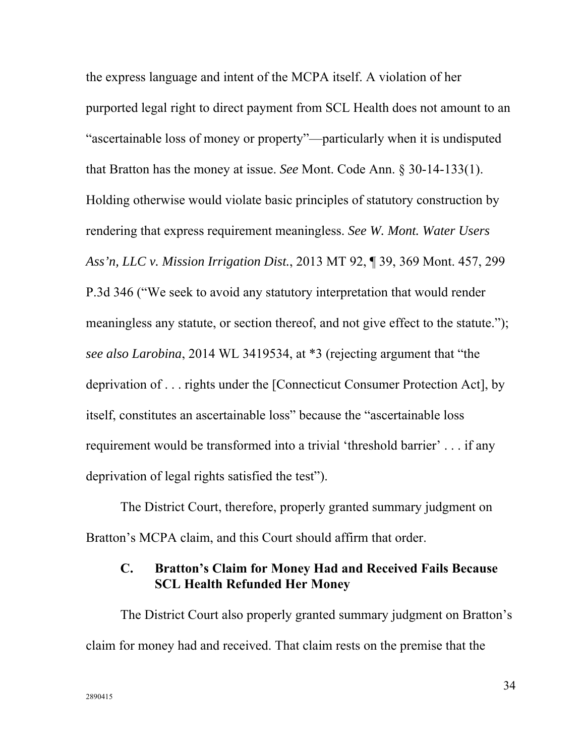the express language and intent of the MCPA itself. A violation of her purported legal right to direct payment from SCL Health does not amount to an "ascertainable loss of money or property"—particularly when it is undisputed that Bratton has the money at issue. *See* Mont. Code Ann. § 30-14-133(1). Holding otherwise would violate basic principles of statutory construction by rendering that express requirement meaningless. *See W. Mont. Water Users Ass'n, LLC v. Mission Irrigation Dist.*, 2013 MT 92, ¶ 39, 369 Mont. 457, 299 P.3d 346 ("We seek to avoid any statutory interpretation that would render meaningless any statute, or section thereof, and not give effect to the statute."); *see also Larobina*, 2014 WL 3419534, at *3 (rejecting argument that "the deprivation of . . . rights under the [Connecticut Consumer Protection Act], by itself, constitutes an ascertainable loss" because the "ascertainable loss requirement would be transformed into a trivial 'threshold barrier' . . . if any deprivation of legal rights satisfied the test").

The District Court, therefore, properly granted summary judgment on Bratton's MCPA claim, and this Court should affirm that order.

### C. Bratton's Claim for Money Had and Received Fails Because SCL Health Refunded Her Money

The District Court also properly granted summary judgment on Bratton's claim for money had and received. That claim rests on the premise that the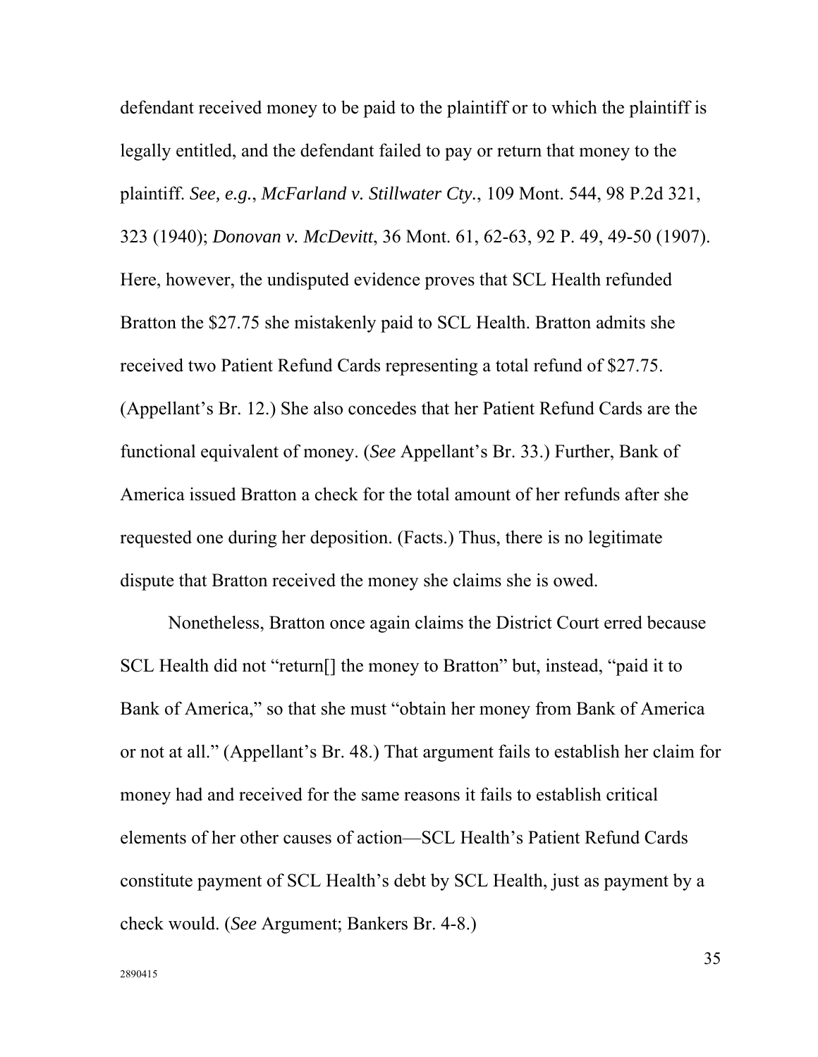defendant received money to be paid to the plaintiff or to which the plaintiff is legally entitled, and the defendant failed to pay or return that money to the plaintiff. *See, e.g.*, *McFarland v. Stillwater Cty.*, 109 Mont. 544, 98 P.2d 321, 323 (1940); *Donovan v. McDevitt*, 36 Mont. 61, 62-63, 92 P. 49, 49-50 (1907). Here, however, the undisputed evidence proves that SCL Health refunded Bratton the $27.75 she mistakenly paid to SCL Health. Bratton admits she received two Patient Refund Cards representing a total refund of $27.75. (Appellant's Br. 12.) She also concedes that her Patient Refund Cards are the functional equivalent of money. (*See* Appellant's Br. 33.) Further, Bank of America issued Bratton a check for the total amount of her refunds after she requested one during her deposition. (Facts.) Thus, there is no legitimate dispute that Bratton received the money she claims she is owed.

Nonetheless, Bratton once again claims the District Court erred because SCL Health did not "return[] the money to Bratton" but, instead, "paid it to Bank of America," so that she must "obtain her money from Bank of America or not at all." (Appellant's Br. 48.) That argument fails to establish her claim for money had and received for the same reasons it fails to establish critical elements of her other causes of action—SCL Health's Patient Refund Cards constitute payment of SCL Health's debt by SCL Health, just as payment by a check would. (*See* Argument; Bankers Br. 4-8.)

2890415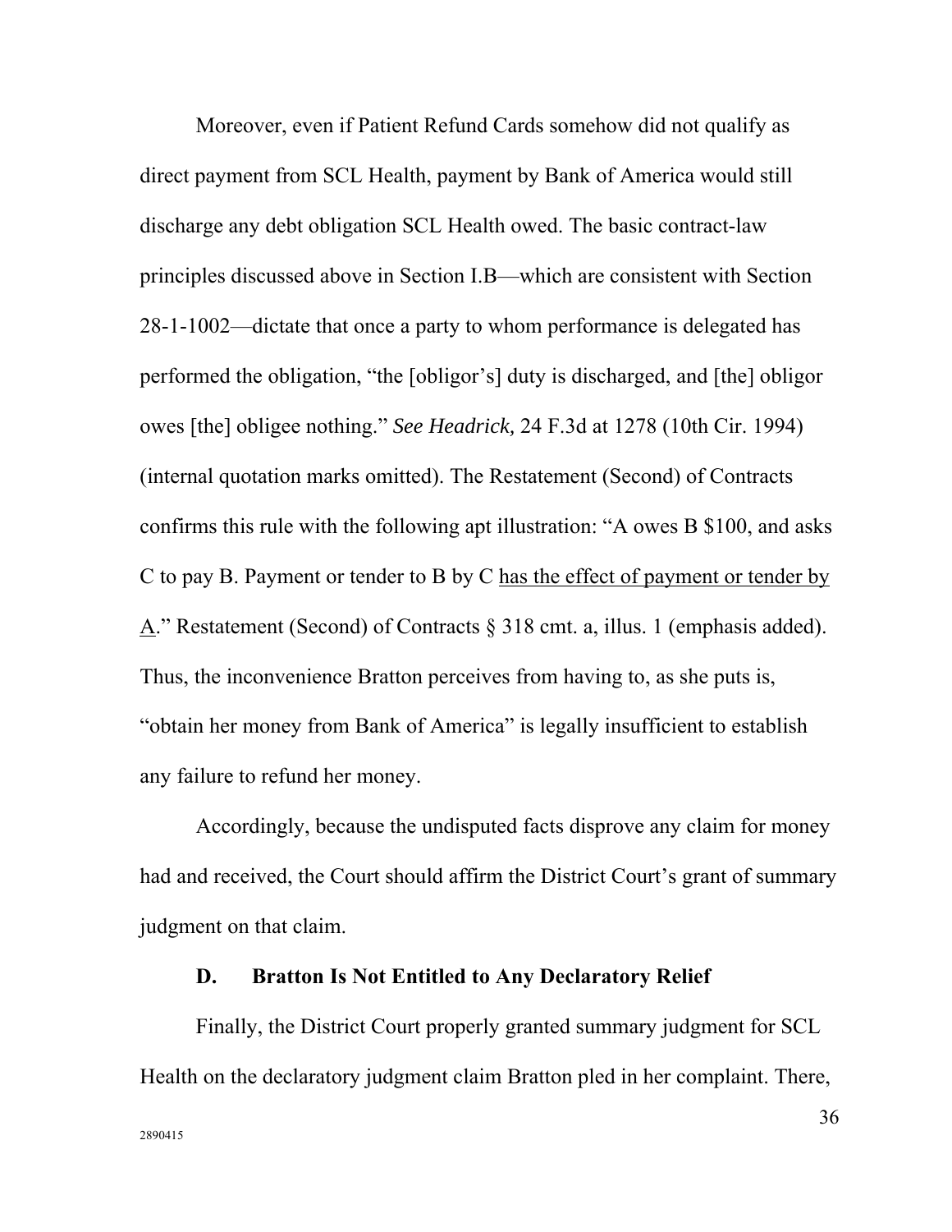Moreover, even if Patient Refund Cards somehow did not qualify as direct payment from SCL Health, payment by Bank of America would still discharge any debt obligation SCL Health owed. The basic contract-law principles discussed above in Section I.B—which are consistent with Section 28-1-1002—dictate that once a party to whom performance is delegated has performed the obligation, "the [obligor's] duty is discharged, and [the] obligor owes [the] obligee nothing." *See Headrick,* 24 F.3d at 1278 (10th Cir. 1994) (internal quotation marks omitted). The Restatement (Second) of Contracts confirms this rule with the following apt illustration: "A owes B $100, and asks C to pay B. Payment or tender to B by C <u>has the effect of payment or tender by A</u>." Restatement (Second) of Contracts § 318 cmt. a, illus. 1 (emphasis added). Thus, the inconvenience Bratton perceives from having to, as she puts is, "obtain her money from Bank of America" is legally insufficient to establish any failure to refund her money.

Accordingly, because the undisputed facts disprove any claim for money had and received, the Court should affirm the District Court's grant of summary judgment on that claim.

### D. Bratton Is Not Entitled to Any Declaratory Relief

Finally, the District Court properly granted summary judgment for SCL Health on the declaratory judgment claim Bratton pled in her complaint. There,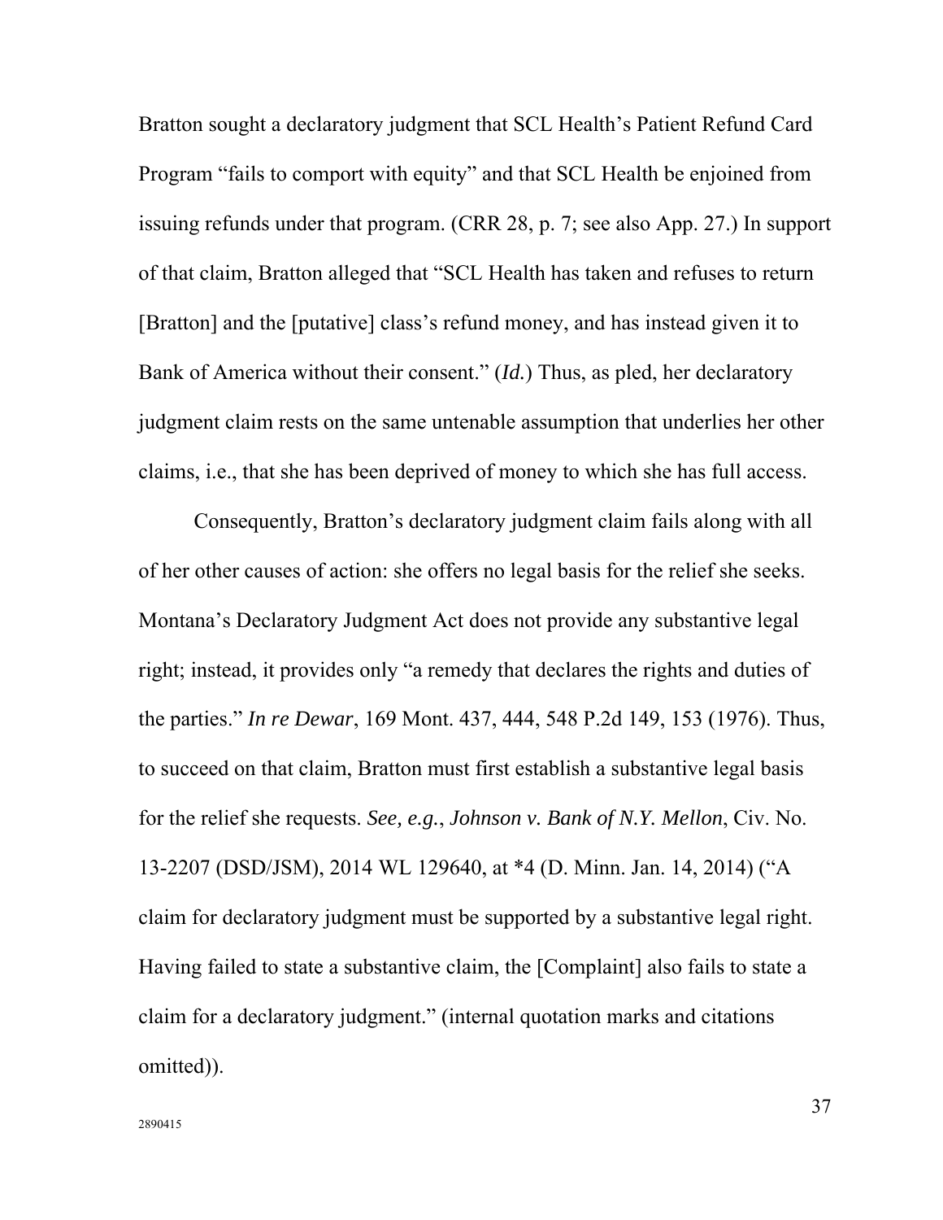Bratton sought a declaratory judgment that SCL Health's Patient Refund Card Program "fails to comport with equity" and that SCL Health be enjoined from issuing refunds under that program. (CRR 28, p. 7; see also App. 27.) In support of that claim, Bratton alleged that "SCL Health has taken and refuses to return [Bratton] and the [putative] class's refund money, and has instead given it to Bank of America without their consent." (*Id.*) Thus, as pled, her declaratory judgment claim rests on the same untenable assumption that underlies her other claims, i.e., that she has been deprived of money to which she has full access.

Consequently, Bratton's declaratory judgment claim fails along with all of her other causes of action: she offers no legal basis for the relief she seeks. Montana's Declaratory Judgment Act does not provide any substantive legal right; instead, it provides only "a remedy that declares the rights and duties of the parties." *In re Dewar*, 169 Mont. 437, 444, 548 P.2d 149, 153 (1976). Thus, to succeed on that claim, Bratton must first establish a substantive legal basis for the relief she requests. *See, e.g.*, *Johnson v. Bank of N.Y. Mellon*, Civ. No. 13-2207 (DSD/JSM), 2014 WL 129640, at *4 (D. Minn. Jan. 14, 2014) ("A claim for declaratory judgment must be supported by a substantive legal right. Having failed to state a substantive claim, the [Complaint] also fails to state a claim for a declaratory judgment." (internal quotation marks and citations omitted)).

2890415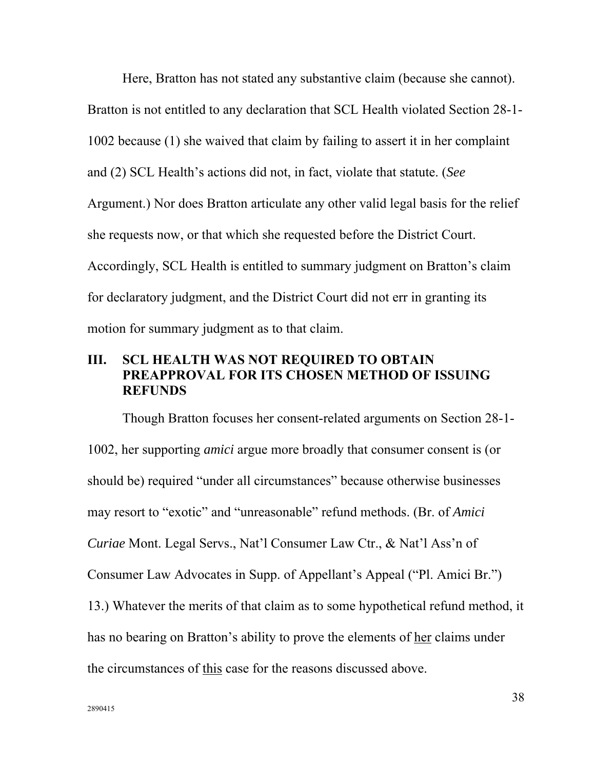Here, Bratton has not stated any substantive claim (because she cannot). Bratton is not entitled to any declaration that SCL Health violated Section 28-1-1002 because (1) she waived that claim by failing to assert it in her complaint and (2) SCL Health's actions did not, in fact, violate that statute. (*See* Argument.) Nor does Bratton articulate any other valid legal basis for the relief she requests now, or that which she requested before the District Court. Accordingly, SCL Health is entitled to summary judgment on Bratton's claim for declaratory judgment, and the District Court did not err in granting its motion for summary judgment as to that claim.

## III. SCL HEALTH WAS NOT REQUIRED TO OBTAIN PREAPPROVAL FOR ITS CHOSEN METHOD OF ISSUING REFUNDS

Though Bratton focuses her consent-related arguments on Section 28-1-1002, her supporting *amici* argue more broadly that consumer consent is (or should be) required "under all circumstances" because otherwise businesses may resort to "exotic" and "unreasonable" refund methods. (Br. of *Amici Curiae* Mont. Legal Servs., Nat'l Consumer Law Ctr., & Nat'l Ass'n of Consumer Law Advocates in Supp. of Appellant's Appeal ("Pl. Amici Br.") 13.) Whatever the merits of that claim as to some hypothetical refund method, it has no bearing on Bratton's ability to prove the elements of <u>her</u> claims under the circumstances of <u>this</u> case for the reasons discussed above.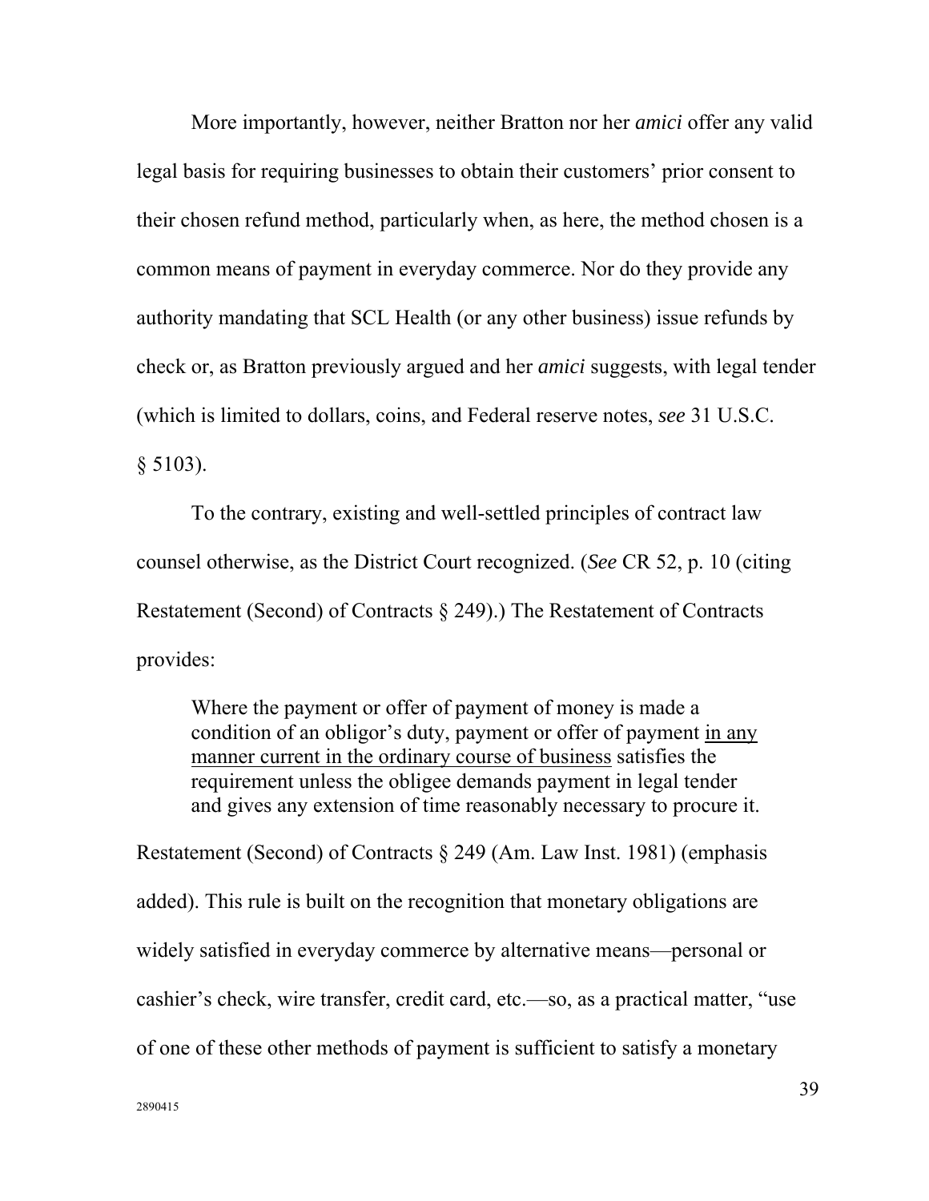More importantly, however, neither Bratton nor her *amici* offer any valid legal basis for requiring businesses to obtain their customers' prior consent to their chosen refund method, particularly when, as here, the method chosen is a common means of payment in everyday commerce. Nor do they provide any authority mandating that SCL Health (or any other business) issue refunds by check or, as Bratton previously argued and her *amici* suggests, with legal tender (which is limited to dollars, coins, and Federal reserve notes, *see* 31 U.S.C. § 5103).

To the contrary, existing and well-settled principles of contract law counsel otherwise, as the District Court recognized. (*See* CR 52, p. 10 (citing Restatement (Second) of Contracts § 249).) The Restatement of Contracts provides:

> Where the payment or offer of payment of money is made a condition of an obligor's duty, payment or offer of payment <u>in any manner current in the ordinary course of business</u> satisfies the requirement unless the obligee demands payment in legal tender and gives any extension of time reasonably necessary to procure it.

Restatement (Second) of Contracts § 249 (Am. Law Inst. 1981) (emphasis added). This rule is built on the recognition that monetary obligations are widely satisfied in everyday commerce by alternative means—personal or cashier's check, wire transfer, credit card, etc.—so, as a practical matter, "use of one of these other methods of payment is sufficient to satisfy a monetary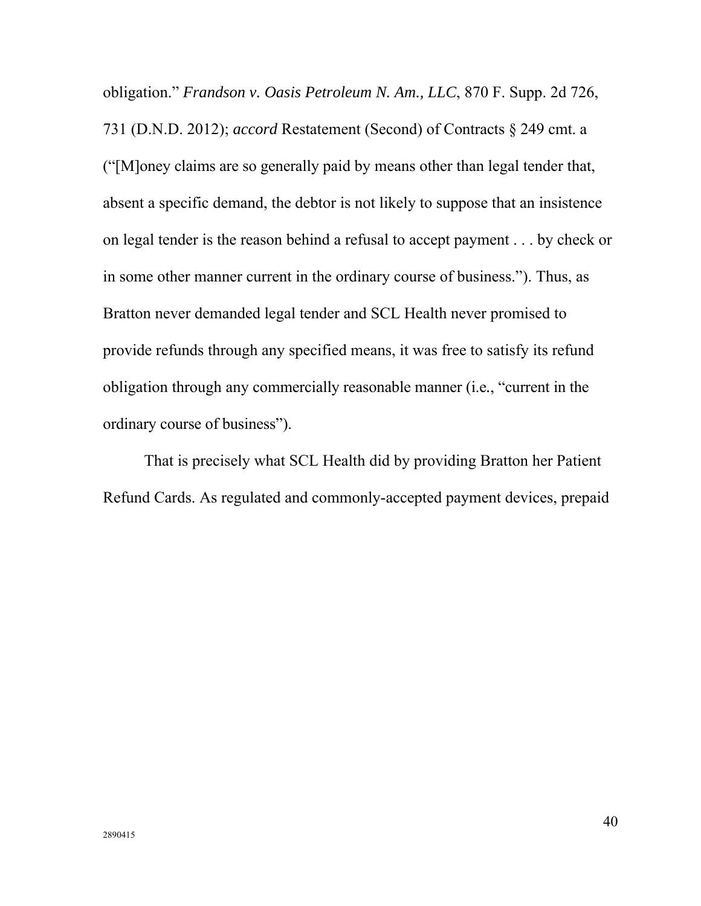obligation." *Frandson v. Oasis Petroleum N. Am., LLC*, 870 F. Supp. 2d 726, 731 (D.N.D. 2012); *accord* Restatement (Second) of Contracts § 249 cmt. a ("[M]oney claims are so generally paid by means other than legal tender that, absent a specific demand, the debtor is not likely to suppose that an insistence on legal tender is the reason behind a refusal to accept payment . . . by check or in some other manner current in the ordinary course of business."). Thus, as Bratton never demanded legal tender and SCL Health never promised to provide refunds through any specified means, it was free to satisfy its refund obligation through any commercially reasonable manner (i.e., "current in the ordinary course of business").

That is precisely what SCL Health did by providing Bratton her Patient Refund Cards. As regulated and commonly-accepted payment devices, prepaid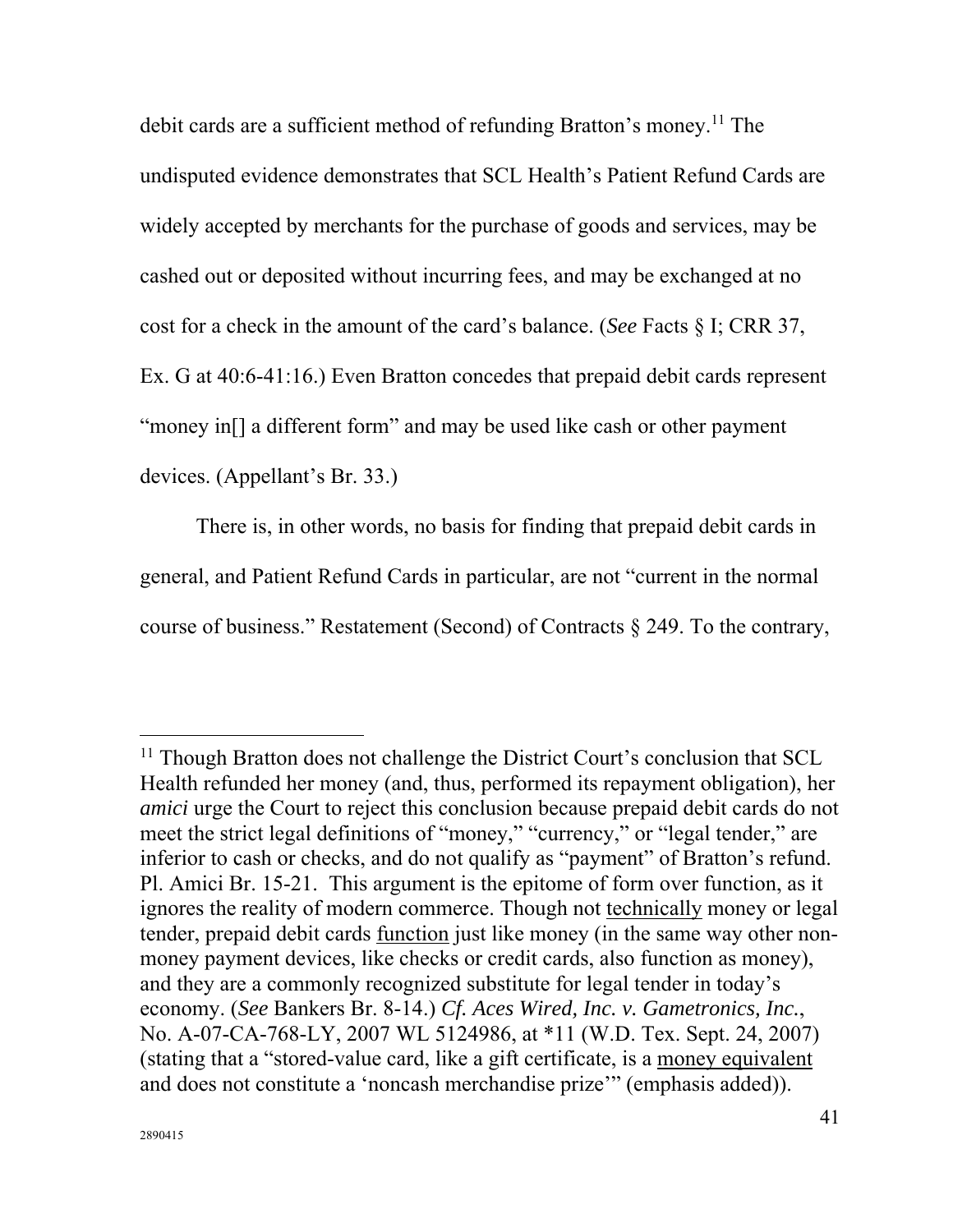debit cards are a sufficient method of refunding Bratton's money.[11] The undisputed evidence demonstrates that SCL Health's Patient Refund Cards are widely accepted by merchants for the purchase of goods and services, may be cashed out or deposited without incurring fees, and may be exchanged at no cost for a check in the amount of the card's balance. (*See* Facts § I; CRR 37, Ex. G at 40:6-41:16.) Even Bratton concedes that prepaid debit cards represent "money in[] a different form" and may be used like cash or other payment devices. (Appellant's Br. 33.)

There is, in other words, no basis for finding that prepaid debit cards in general, and Patient Refund Cards in particular, are not "current in the normal course of business." Restatement (Second) of Contracts § 249. To the contrary,

---

[11] Though Bratton does not challenge the District Court's conclusion that SCL Health refunded her money (and, thus, performed its repayment obligation), her *amici* urge the Court to reject this conclusion because prepaid debit cards do not meet the strict legal definitions of "money," "currency," or "legal tender," are inferior to cash or checks, and do not qualify as "payment" of Bratton's refund. Pl. Amici Br. 15-21. This argument is the epitome of form over function, as it ignores the reality of modern commerce. Though not technically money or legal tender, prepaid debit cards function just like money (in the same way other non-money payment devices, like checks or credit cards, also function as money), and they are a commonly recognized substitute for legal tender in today's economy. (*See* Bankers Br. 8-14.) *Cf. Aces Wired, Inc. v. Gametronics, Inc.*, No. A-07-CA-768-LY, 2007 WL 5124986, at *11 (W.D. Tex. Sept. 24, 2007) (stating that a "stored-value card, like a gift certificate, is a money equivalent and does not constitute a 'noncash merchandise prize'" (emphasis added)).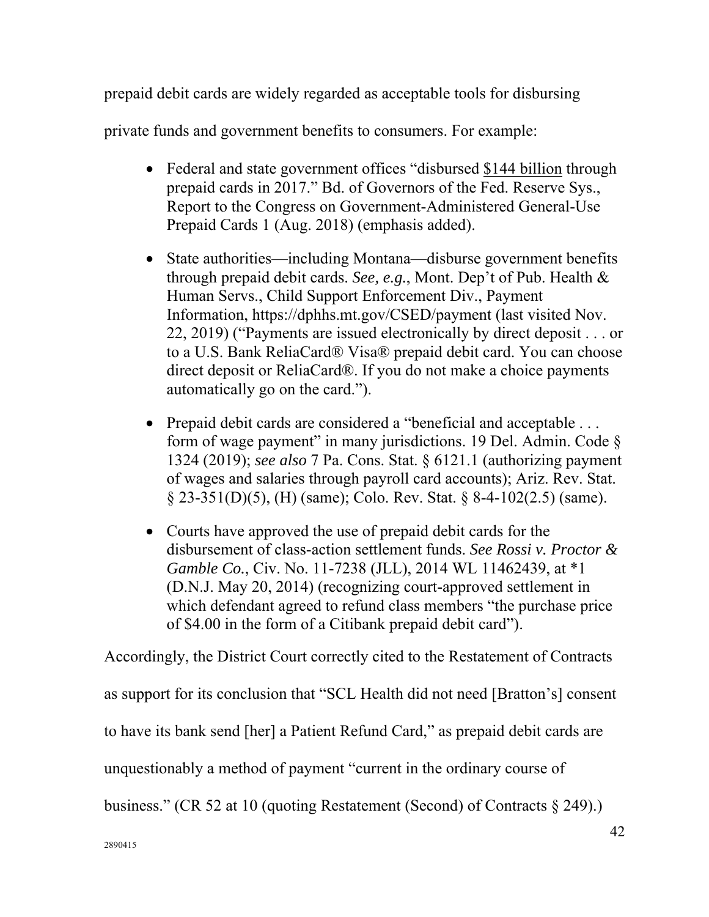prepaid debit cards are widely regarded as acceptable tools for disbursing private funds and government benefits to consumers. For example:

- Federal and state government offices "disbursed <u>$144 billion</u> through prepaid cards in 2017." Bd. of Governors of the Fed. Reserve Sys., Report to the Congress on Government-Administered General-Use Prepaid Cards 1 (Aug. 2018) (emphasis added).

- State authorities—including Montana—disburse government benefits through prepaid debit cards. *See, e.g.*, Mont. Dep't of Pub. Health & Human Servs., Child Support Enforcement Div., Payment Information, https://dphhs.mt.gov/CSED/payment (last visited Nov. 22, 2019) ("Payments are issued electronically by direct deposit . . . or to a U.S. Bank ReliaCard® Visa® prepaid debit card. You can choose direct deposit or ReliaCard®. If you do not make a choice payments automatically go on the card.").

- Prepaid debit cards are considered a "beneficial and acceptable . . . form of wage payment" in many jurisdictions. 19 Del. Admin. Code § 1324 (2019); *see also* 7 Pa. Cons. Stat. § 6121.1 (authorizing payment of wages and salaries through payroll card accounts); Ariz. Rev. Stat. § 23-351(D)(5), (H) (same); Colo. Rev. Stat. § 8-4-102(2.5) (same).

- Courts have approved the use of prepaid debit cards for the disbursement of class-action settlement funds. *See Rossi v. Proctor & Gamble Co.*, Civ. No. 11-7238 (JLL), 2014 WL 11462439, at *1 (D.N.J. May 20, 2014) (recognizing court-approved settlement in which defendant agreed to refund class members "the purchase price of $4.00 in the form of a Citibank prepaid debit card").

Accordingly, the District Court correctly cited to the Restatement of Contracts as support for its conclusion that "SCL Health did not need [Bratton's] consent to have its bank send [her] a Patient Refund Card," as prepaid debit cards are unquestionably a method of payment "current in the ordinary course of business." (CR 52 at 10 (quoting Restatement (Second) of Contracts § 249).)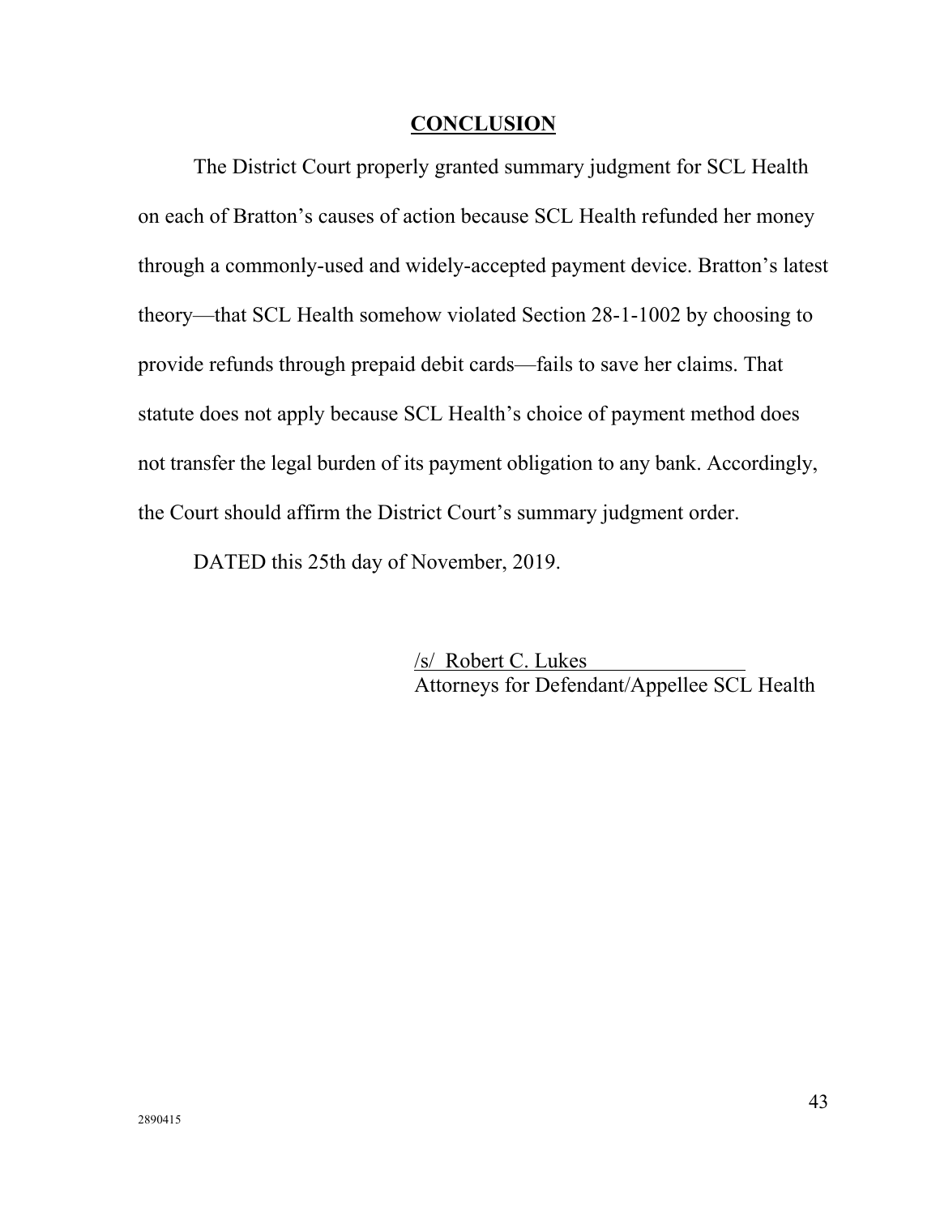## CONCLUSION

The District Court properly granted summary judgment for SCL Health on each of Bratton's causes of action because SCL Health refunded her money through a commonly-used and widely-accepted payment device. Bratton's latest theory—that SCL Health somehow violated Section 28-1-1002 by choosing to provide refunds through prepaid debit cards—fails to save her claims. That statute does not apply because SCL Health's choice of payment method does not transfer the legal burden of its payment obligation to any bank. Accordingly, the Court should affirm the District Court's summary judgment order.

DATED this 25th day of November, 2019.

/s/ Robert C. Lukes
Attorneys for Defendant/Appellee SCL Health

2890415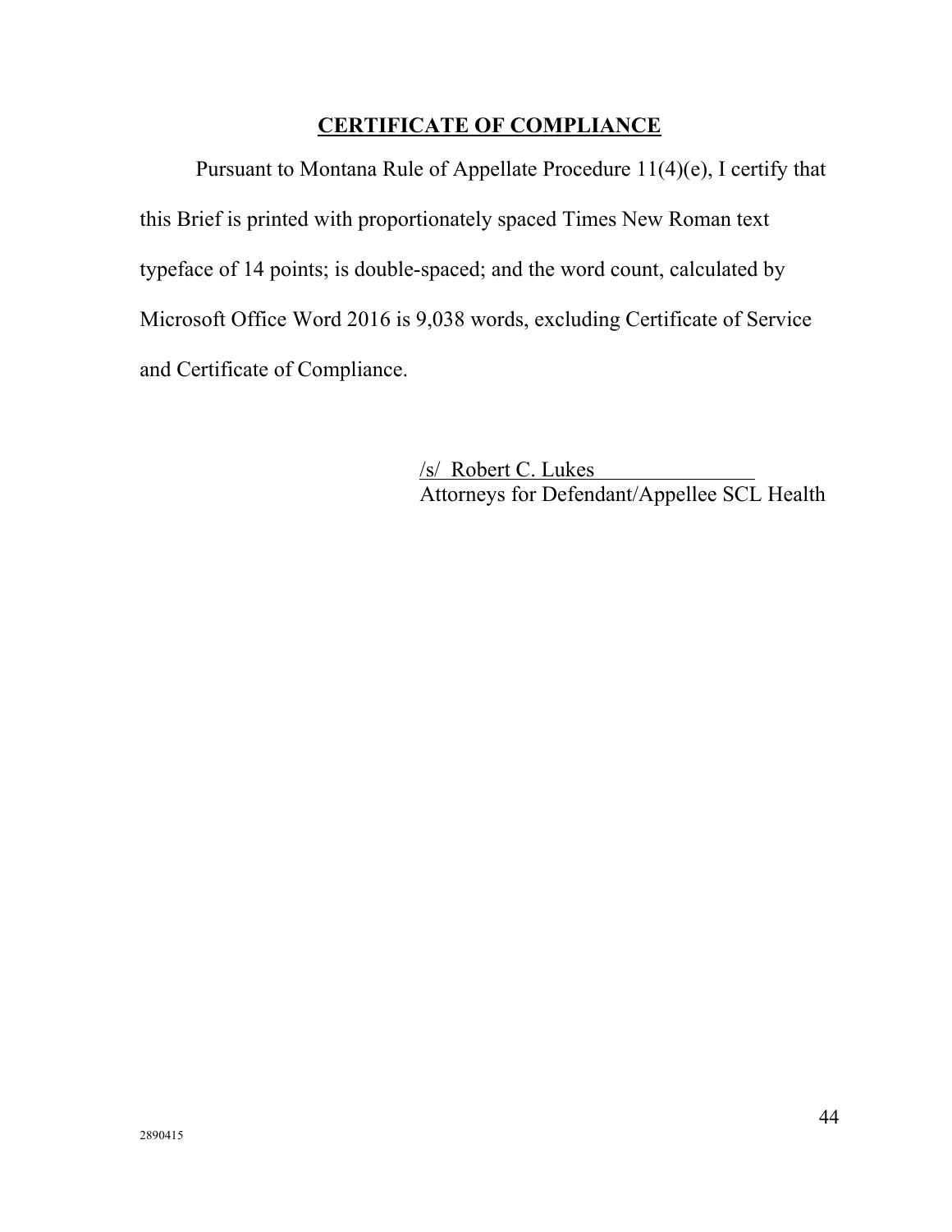## **CERTIFICATE OF COMPLIANCE**

Pursuant to Montana Rule of Appellate Procedure 11(4)(e), I certify that this Brief is printed with proportionately spaced Times New Roman text typeface of 14 points; is double-spaced; and the word count, calculated by Microsoft Office Word 2016 is 9,038 words, excluding Certificate of Service and Certificate of Compliance.

/s/ Robert C. Lukes
Attorneys for Defendant/Appellee SCL Health

2890415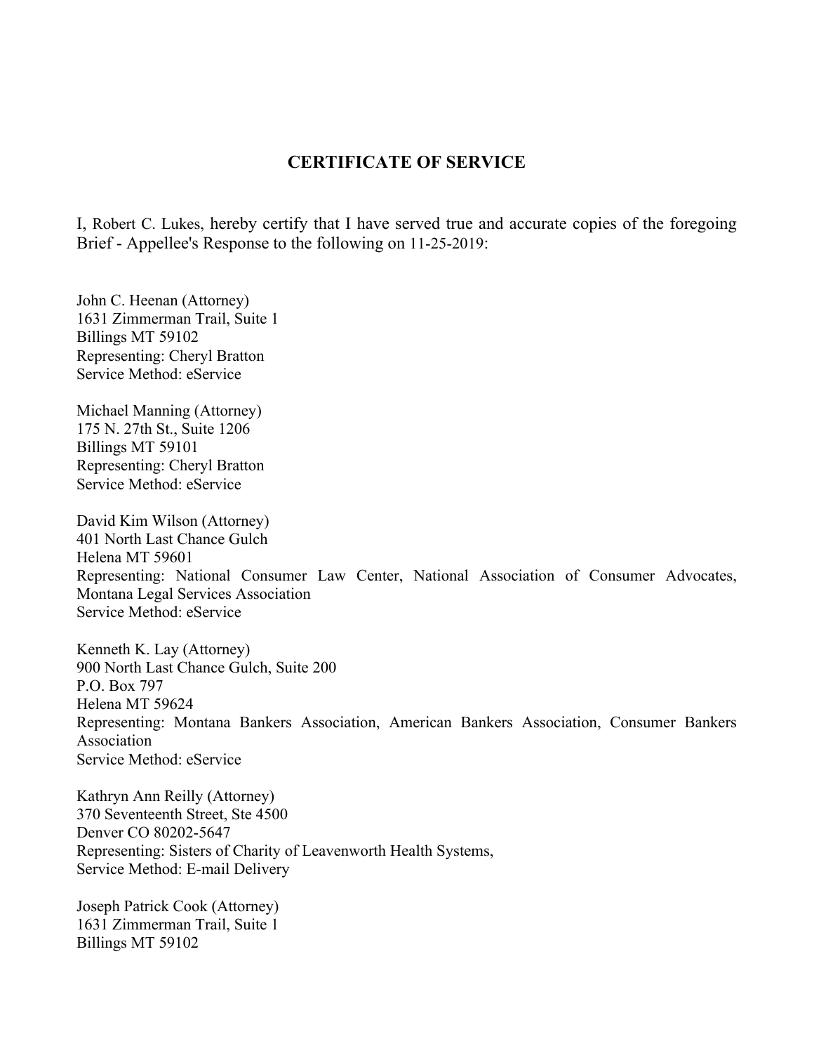## CERTIFICATE OF SERVICE

I, Robert C. Lukes, hereby certify that I have served true and accurate copies of the foregoing Brief - Appellee's Response to the following on 11-25-2019:

John C. Heenan (Attorney)
1631 Zimmerman Trail, Suite 1
Billings MT 59102
Representing: Cheryl Bratton
Service Method: eService

Michael Manning (Attorney)
175 N. 27th St., Suite 1206
Billings MT 59101
Representing: Cheryl Bratton
Service Method: eService

David Kim Wilson (Attorney)
401 North Last Chance Gulch
Helena MT 59601
Representing: National Consumer Law Center, National Association of Consumer Advocates, Montana Legal Services Association
Service Method: eService

Kenneth K. Lay (Attorney)
900 North Last Chance Gulch, Suite 200
P.O. Box 797
Helena MT 59624
Representing: Montana Bankers Association, American Bankers Association, Consumer Bankers Association
Service Method: eService

Kathryn Ann Reilly (Attorney)
370 Seventeenth Street, Ste 4500
Denver CO 80202-5647
Representing: Sisters of Charity of Leavenworth Health Systems,
Service Method: E-mail Delivery

Joseph Patrick Cook (Attorney)
1631 Zimmerman Trail, Suite 1
Billings MT 59102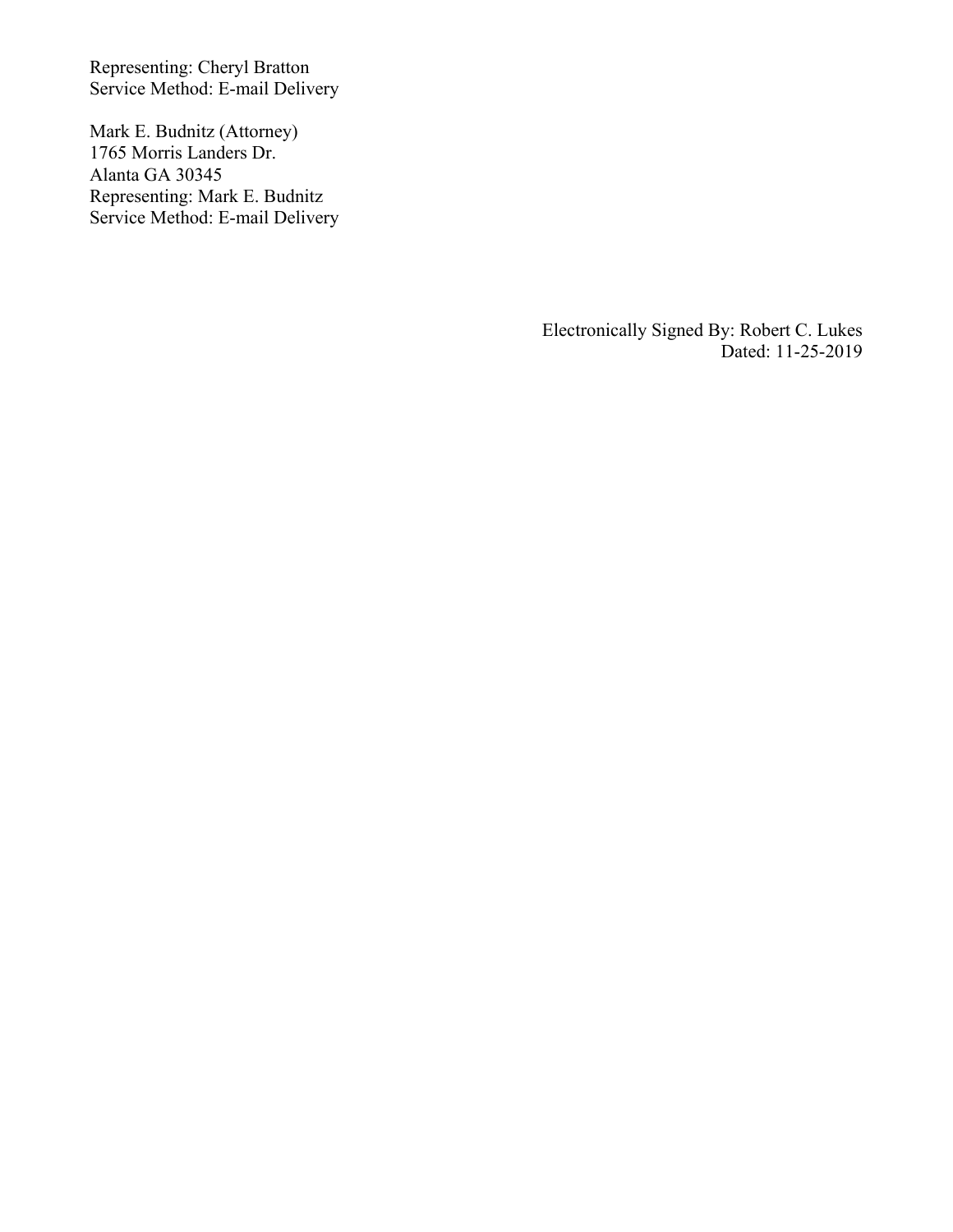Representing: Cheryl Bratton
Service Method: E-mail Delivery

Mark E. Budnitz (Attorney)
1765 Morris Landers Dr.
Alanta GA 30345
Representing: Mark E. Budnitz
Service Method: E-mail Delivery

Electronically Signed By: Robert C. Lukes
Dated: 11-25-2019